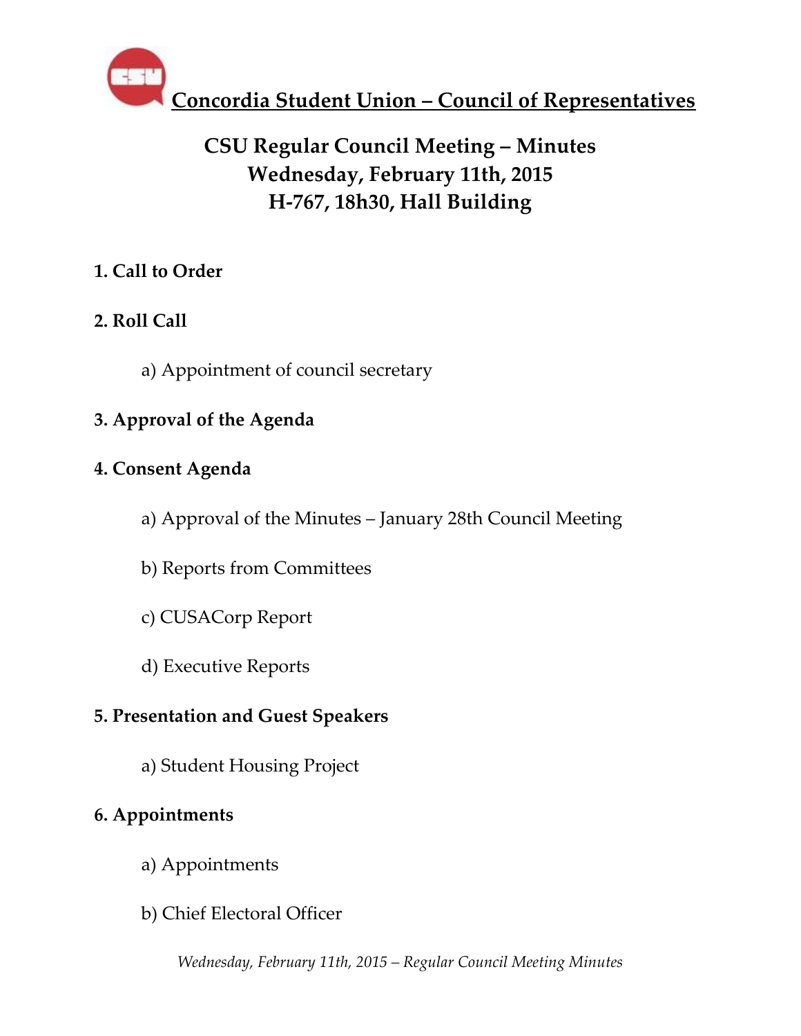# Concordia Student Union – Council of Representatives

## CSU Regular Council Meeting – Minutes
## Wednesday, February 11th, 2015
## H-767, 18h30, Hall Building

**1. Call to Order**

**2. Roll Call**

a) Appointment of council secretary

**3. Approval of the Agenda**

**4. Consent Agenda**

a) Approval of the Minutes – January 28th Council Meeting

b) Reports from Committees

c) CUSACorp Report

d) Executive Reports

**5. Presentation and Guest Speakers**

a) Student Housing Project

**6. Appointments**

a) Appointments

b) Chief Electoral Officer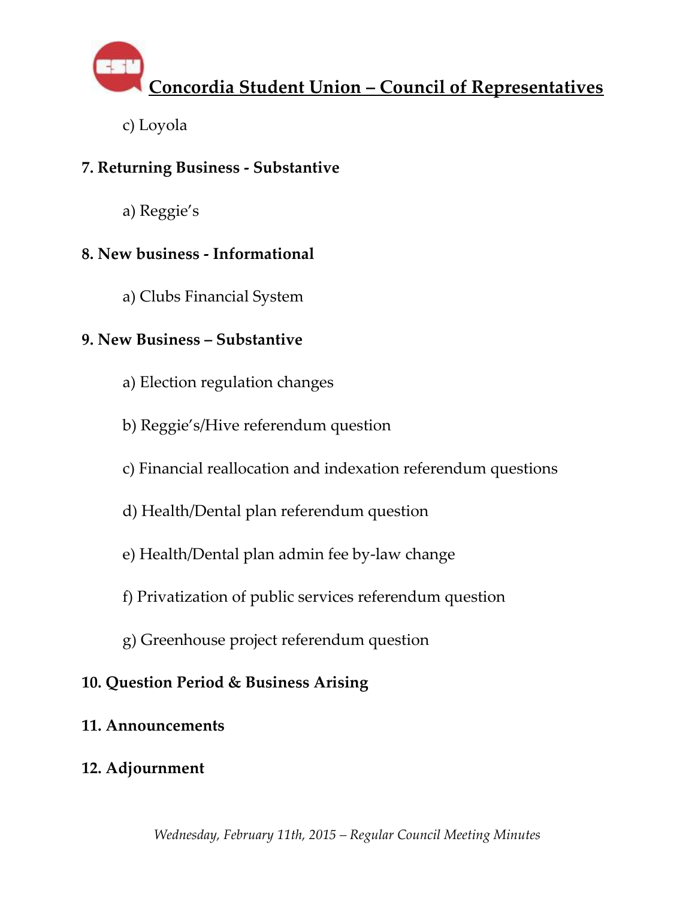c) Loyola

**7. Returning Business - Substantive**

a) Reggie's

**8. New business - Informational**

a) Clubs Financial System

**9. New Business – Substantive**

a) Election regulation changes

b) Reggie's/Hive referendum question

c) Financial reallocation and indexation referendum questions

d) Health/Dental plan referendum question

e) Health/Dental plan admin fee by-law change

f) Privatization of public services referendum question

g) Greenhouse project referendum question

**10. Question Period & Business Arising**

**11. Announcements**

**12. Adjournment**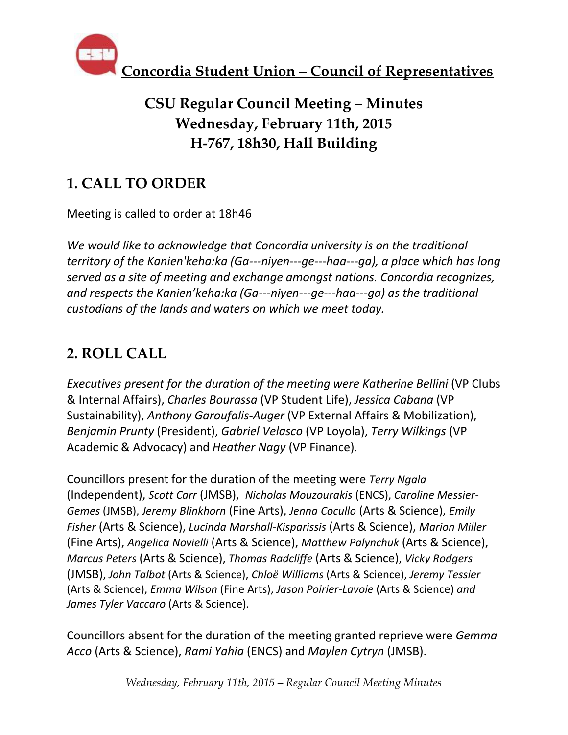**Concordia Student Union – Council of Representatives**

## CSU Regular Council Meeting – Minutes
## Wednesday, February 11th, 2015
## H-767, 18h30, Hall Building

# 1. CALL TO ORDER

Meeting is called to order at 18h46

*We would like to acknowledge that Concordia university is on the traditional territory of the Kanien'keha:ka (Ga---niyen---ge---haa---ga), a place which has long served as a site of meeting and exchange amongst nations. Concordia recognizes, and respects the Kanien'keha:ka (Ga---niyen---ge---haa---ga) as the traditional custodians of the lands and waters on which we meet today.*

# 2. ROLL CALL

*Executives present for the duration of the meeting were Katherine Bellini* (VP Clubs & Internal Affairs), *Charles Bourassa* (VP Student Life), *Jessica Cabana* (VP Sustainability), *Anthony Garoufalis-Auger* (VP External Affairs & Mobilization), *Benjamin Prunty* (President), *Gabriel Velasco* (VP Loyola), *Terry Wilkings* (VP Academic & Advocacy) and *Heather Nagy* (VP Finance).

Councillors present for the duration of the meeting were *Terry Ngala* (Independent), *Scott Carr* (JMSB), *Nicholas Mouzourakis* (ENCS), *Caroline Messier-Gemes* (JMSB), *Jeremy Blinkhorn* (Fine Arts), *Jenna Cocullo* (Arts & Science), *Emily Fisher* (Arts & Science), *Lucinda Marshall-Kisparissis* (Arts & Science), *Marion Miller* (Fine Arts), *Angelica Novielli* (Arts & Science), *Matthew Palynchuk* (Arts & Science), *Marcus Peters* (Arts & Science), *Thomas Radcliffe* (Arts & Science), *Vicky Rodgers* (JMSB), *John Talbot* (Arts & Science), *Chloë Williams* (Arts & Science), *Jeremy Tessier* (Arts & Science), *Emma Wilson* (Fine Arts), *Jason Poirier-Lavoie* (Arts & Science) *and James Tyler Vaccaro* (Arts & Science).

Councillors absent for the duration of the meeting granted reprieve were *Gemma Acco* (Arts & Science), *Rami Yahia* (ENCS) and *Maylen Cytryn* (JMSB).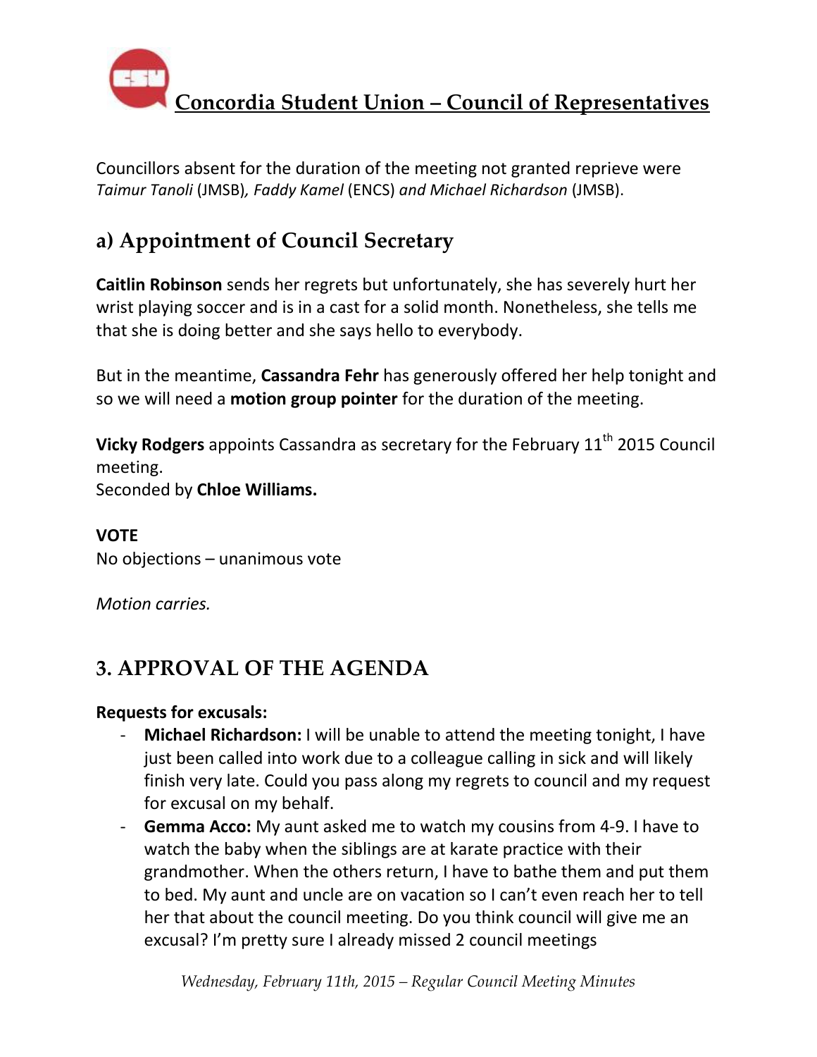Councillors absent for the duration of the meeting not granted reprieve were *Taimur Tanoli* (JMSB)*, Faddy Kamel* (ENCS) *and Michael Richardson* (JMSB).

## a) Appointment of Council Secretary

**Caitlin Robinson** sends her regrets but unfortunately, she has severely hurt her wrist playing soccer and is in a cast for a solid month. Nonetheless, she tells me that she is doing better and she says hello to everybody.

But in the meantime, **Cassandra Fehr** has generously offered her help tonight and so we will need a **motion group pointer** for the duration of the meeting.

**Vicky Rodgers** appoints Cassandra as secretary for the February 11th 2015 Council meeting.
Seconded by **Chloe Williams.**

**VOTE**
No objections – unanimous vote

*Motion carries.*

## 3. APPROVAL OF THE AGENDA

**Requests for excusals:**

- **Michael Richardson:** I will be unable to attend the meeting tonight, I have just been called into work due to a colleague calling in sick and will likely finish very late. Could you pass along my regrets to council and my request for excusal on my behalf.
- **Gemma Acco:** My aunt asked me to watch my cousins from 4-9. I have to watch the baby when the siblings are at karate practice with their grandmother. When the others return, I have to bathe them and put them to bed. My aunt and uncle are on vacation so I can't even reach her to tell her that about the council meeting. Do you think council will give me an excusal? I'm pretty sure I already missed 2 council meetings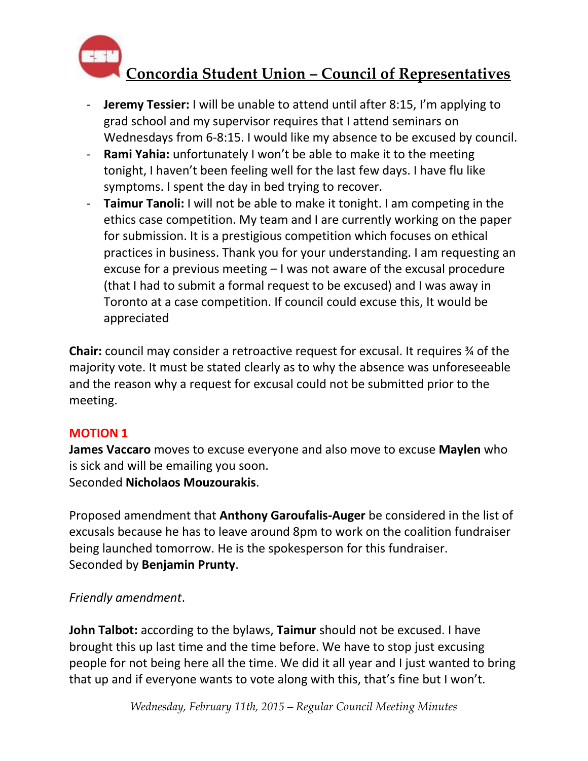- **Jeremy Tessier:** I will be unable to attend until after 8:15, I'm applying to grad school and my supervisor requires that I attend seminars on Wednesdays from 6-8:15. I would like my absence to be excused by council.
- **Rami Yahia:** unfortunately I won't be able to make it to the meeting tonight, I haven't been feeling well for the last few days. I have flu like symptoms. I spent the day in bed trying to recover.
- **Taimur Tanoli:** I will not be able to make it tonight. I am competing in the ethics case competition. My team and I are currently working on the paper for submission. It is a prestigious competition which focuses on ethical practices in business. Thank you for your understanding. I am requesting an excuse for a previous meeting – I was not aware of the excusal procedure (that I had to submit a formal request to be excused) and I was away in Toronto at a case competition. If council could excuse this, It would be appreciated

**Chair:** council may consider a retroactive request for excusal. It requires ¾ of the majority vote. It must be stated clearly as to why the absence was unforeseeable and the reason why a request for excusal could not be submitted prior to the meeting.

**MOTION 1**

**James Vaccaro** moves to excuse everyone and also move to excuse **Maylen** who is sick and will be emailing you soon.
Seconded **Nicholaos Mouzourakis**.

Proposed amendment that **Anthony Garoufalis-Auger** be considered in the list of excusals because he has to leave around 8pm to work on the coalition fundraiser being launched tomorrow. He is the spokesperson for this fundraiser.
Seconded by **Benjamin Prunty**.

*Friendly amendment*.

**John Talbot:** according to the bylaws, **Taimur** should not be excused. I have brought this up last time and the time before. We have to stop just excusing people for not being here all the time. We did it all year and I just wanted to bring that up and if everyone wants to vote along with this, that's fine but I won't.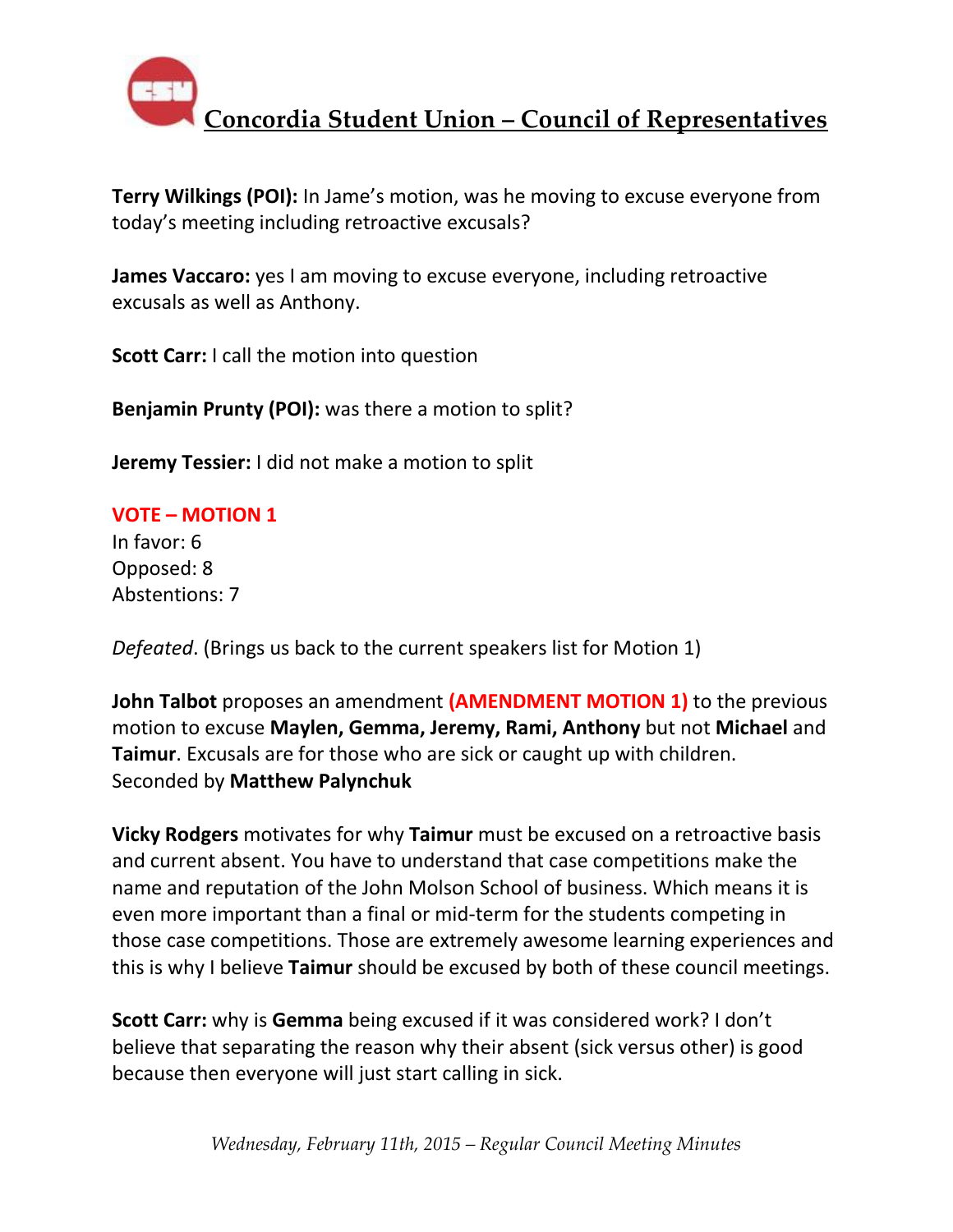**Terry Wilkings (POI):** In Jame's motion, was he moving to excuse everyone from today's meeting including retroactive excusals?

**James Vaccaro:** yes I am moving to excuse everyone, including retroactive excusals as well as Anthony.

**Scott Carr:** I call the motion into question

**Benjamin Prunty (POI):** was there a motion to split?

**Jeremy Tessier:** I did not make a motion to split

**VOTE – MOTION 1**
In favor: 6
Opposed: 8
Abstentions: 7

*Defeated*. (Brings us back to the current speakers list for Motion 1)

**John Talbot** proposes an amendment **(AMENDMENT MOTION 1)** to the previous motion to excuse **Maylen, Gemma, Jeremy, Rami, Anthony** but not **Michael** and **Taimur**. Excusals are for those who are sick or caught up with children. Seconded by **Matthew Palynchuk**

**Vicky Rodgers** motivates for why **Taimur** must be excused on a retroactive basis and current absent. You have to understand that case competitions make the name and reputation of the John Molson School of business. Which means it is even more important than a final or mid-term for the students competing in those case competitions. Those are extremely awesome learning experiences and this is why I believe **Taimur** should be excused by both of these council meetings.

**Scott Carr:** why is **Gemma** being excused if it was considered work? I don't believe that separating the reason why their absent (sick versus other) is good because then everyone will just start calling in sick.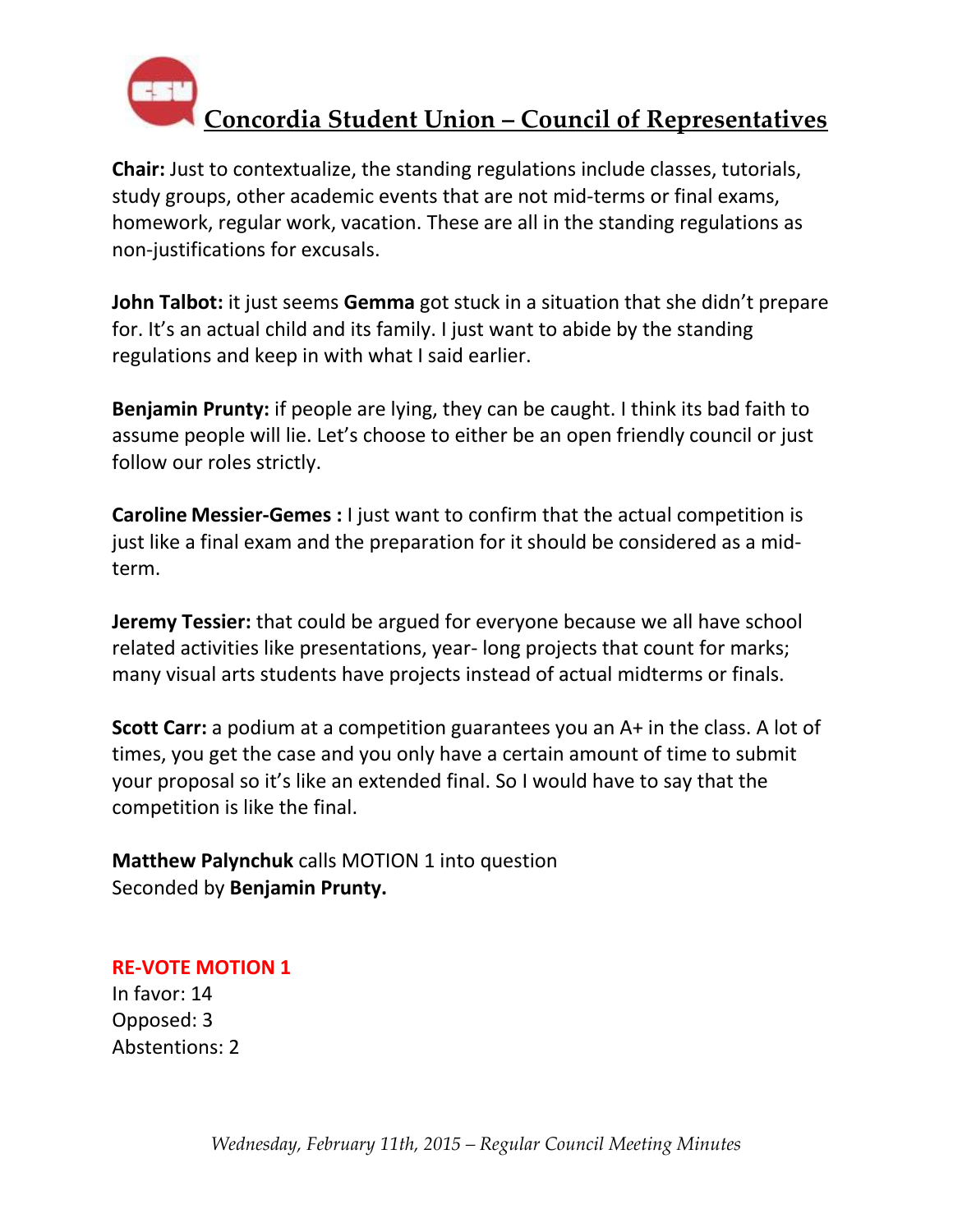**Chair:** Just to contextualize, the standing regulations include classes, tutorials, study groups, other academic events that are not mid-terms or final exams, homework, regular work, vacation. These are all in the standing regulations as non-justifications for excusals.

**John Talbot:** it just seems **Gemma** got stuck in a situation that she didn't prepare for. It's an actual child and its family. I just want to abide by the standing regulations and keep in with what I said earlier.

**Benjamin Prunty:** if people are lying, they can be caught. I think its bad faith to assume people will lie. Let's choose to either be an open friendly council or just follow our roles strictly.

**Caroline Messier-Gemes :** I just want to confirm that the actual competition is just like a final exam and the preparation for it should be considered as a mid-term.

**Jeremy Tessier:** that could be argued for everyone because we all have school related activities like presentations, year- long projects that count for marks; many visual arts students have projects instead of actual midterms or finals.

**Scott Carr:** a podium at a competition guarantees you an A+ in the class. A lot of times, you get the case and you only have a certain amount of time to submit your proposal so it's like an extended final. So I would have to say that the competition is like the final.

**Matthew Palynchuk** calls MOTION 1 into question
Seconded by **Benjamin Prunty.**

**RE-VOTE MOTION 1**
In favor: 14
Opposed: 3
Abstentions: 2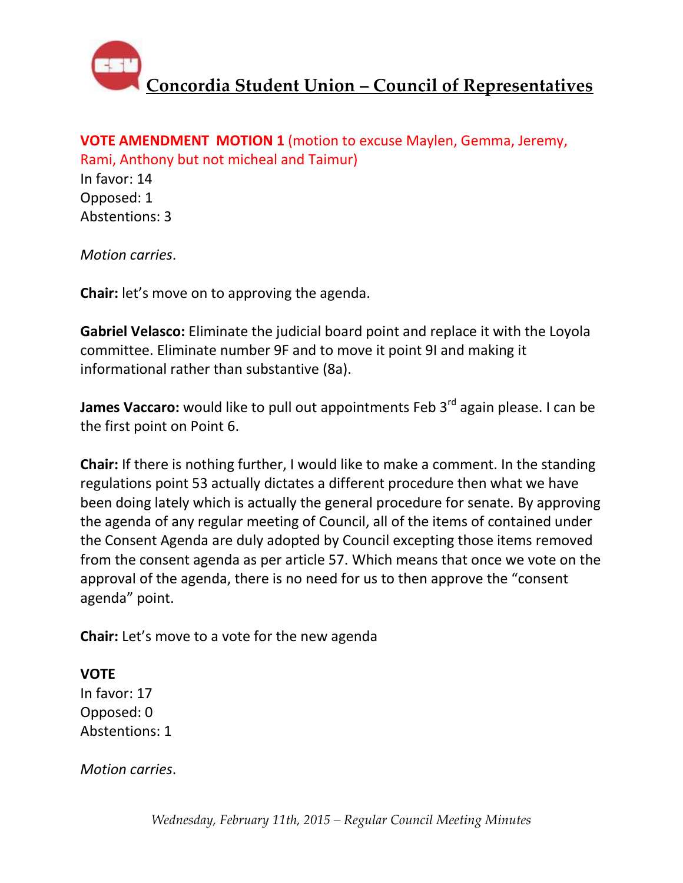**VOTE AMENDMENT MOTION 1** (motion to excuse Maylen, Gemma, Jeremy, Rami, Anthony but not micheal and Taimur)

In favor: 14
Opposed: 1
Abstentions: 3

*Motion carries*.

**Chair:** let's move on to approving the agenda.

**Gabriel Velasco:** Eliminate the judicial board point and replace it with the Loyola committee. Eliminate number 9F and to move it point 9I and making it informational rather than substantive (8a).

**James Vaccaro:** would like to pull out appointments Feb 3rd again please. I can be the first point on Point 6.

**Chair:** If there is nothing further, I would like to make a comment. In the standing regulations point 53 actually dictates a different procedure then what we have been doing lately which is actually the general procedure for senate. By approving the agenda of any regular meeting of Council, all of the items of contained under the Consent Agenda are duly adopted by Council excepting those items removed from the consent agenda as per article 57. Which means that once we vote on the approval of the agenda, there is no need for us to then approve the "consent agenda" point.

**Chair:** Let's move to a vote for the new agenda

**VOTE**

In favor: 17
Opposed: 0
Abstentions: 1

*Motion carries*.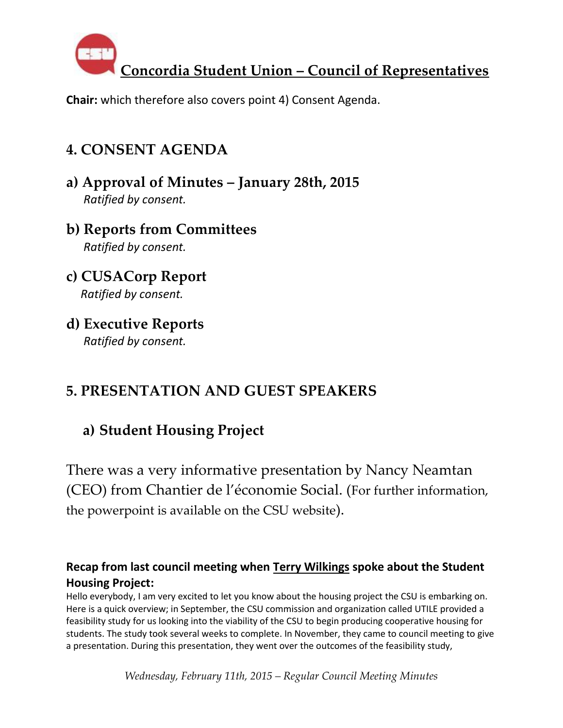**Chair:** which therefore also covers point 4) Consent Agenda.

## 4. CONSENT AGENDA

### a) Approval of Minutes – January 28th, 2015

*Ratified by consent.*

### b) Reports from Committees

*Ratified by consent.*

### c) CUSACorp Report

*Ratified by consent.*

### d) Executive Reports

*Ratified by consent.*

## 5. PRESENTATION AND GUEST SPEAKERS

### a) Student Housing Project

There was a very informative presentation by Nancy Neamtan (CEO) from Chantier de l'économie Social. (For further information, the powerpoint is available on the CSU website).

**Recap from last council meeting when Terry Wilkings spoke about the Student Housing Project:**

Hello everybody, I am very excited to let you know about the housing project the CSU is embarking on. Here is a quick overview; in September, the CSU commission and organization called UTILE provided a feasibility study for us looking into the viability of the CSU to begin producing cooperative housing for students. The study took several weeks to complete. In November, they came to council meeting to give a presentation. During this presentation, they went over the outcomes of the feasibility study,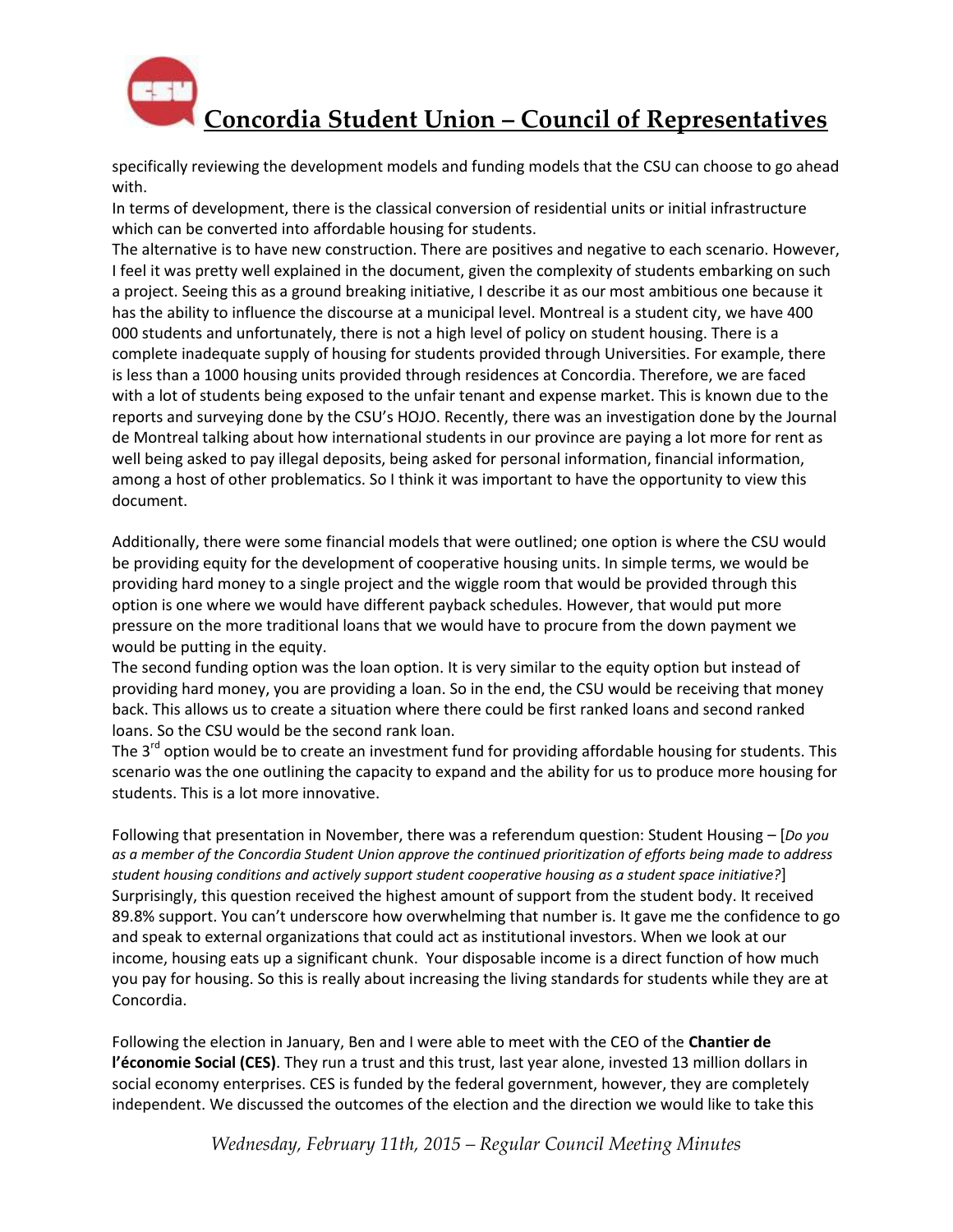specifically reviewing the development models and funding models that the CSU can choose to go ahead with.

In terms of development, there is the classical conversion of residential units or initial infrastructure which can be converted into affordable housing for students.

The alternative is to have new construction. There are positives and negative to each scenario. However, I feel it was pretty well explained in the document, given the complexity of students embarking on such a project. Seeing this as a ground breaking initiative, I describe it as our most ambitious one because it has the ability to influence the discourse at a municipal level. Montreal is a student city, we have 400 000 students and unfortunately, there is not a high level of policy on student housing. There is a complete inadequate supply of housing for students provided through Universities. For example, there is less than a 1000 housing units provided through residences at Concordia. Therefore, we are faced with a lot of students being exposed to the unfair tenant and expense market. This is known due to the reports and surveying done by the CSU's HOJO. Recently, there was an investigation done by the Journal de Montreal talking about how international students in our province are paying a lot more for rent as well being asked to pay illegal deposits, being asked for personal information, financial information, among a host of other problematics. So I think it was important to have the opportunity to view this document.

Additionally, there were some financial models that were outlined; one option is where the CSU would be providing equity for the development of cooperative housing units. In simple terms, we would be providing hard money to a single project and the wiggle room that would be provided through this option is one where we would have different payback schedules. However, that would put more pressure on the more traditional loans that we would have to procure from the down payment we would be putting in the equity.

The second funding option was the loan option. It is very similar to the equity option but instead of providing hard money, you are providing a loan. So in the end, the CSU would be receiving that money back. This allows us to create a situation where there could be first ranked loans and second ranked loans. So the CSU would be the second rank loan.

The 3rd option would be to create an investment fund for providing affordable housing for students. This scenario was the one outlining the capacity to expand and the ability for us to produce more housing for students. This is a lot more innovative.

Following that presentation in November, there was a referendum question: Student Housing – [*Do you as a member of the Concordia Student Union approve the continued prioritization of efforts being made to address student housing conditions and actively support student cooperative housing as a student space initiative?*] Surprisingly, this question received the highest amount of support from the student body. It received 89.8% support. You can't underscore how overwhelming that number is. It gave me the confidence to go and speak to external organizations that could act as institutional investors. When we look at our income, housing eats up a significant chunk. Your disposable income is a direct function of how much you pay for housing. So this is really about increasing the living standards for students while they are at Concordia.

Following the election in January, Ben and I were able to meet with the CEO of the **Chantier de l'économie Social (CES)**. They run a trust and this trust, last year alone, invested 13 million dollars in social economy enterprises. CES is funded by the federal government, however, they are completely independent. We discussed the outcomes of the election and the direction we would like to take this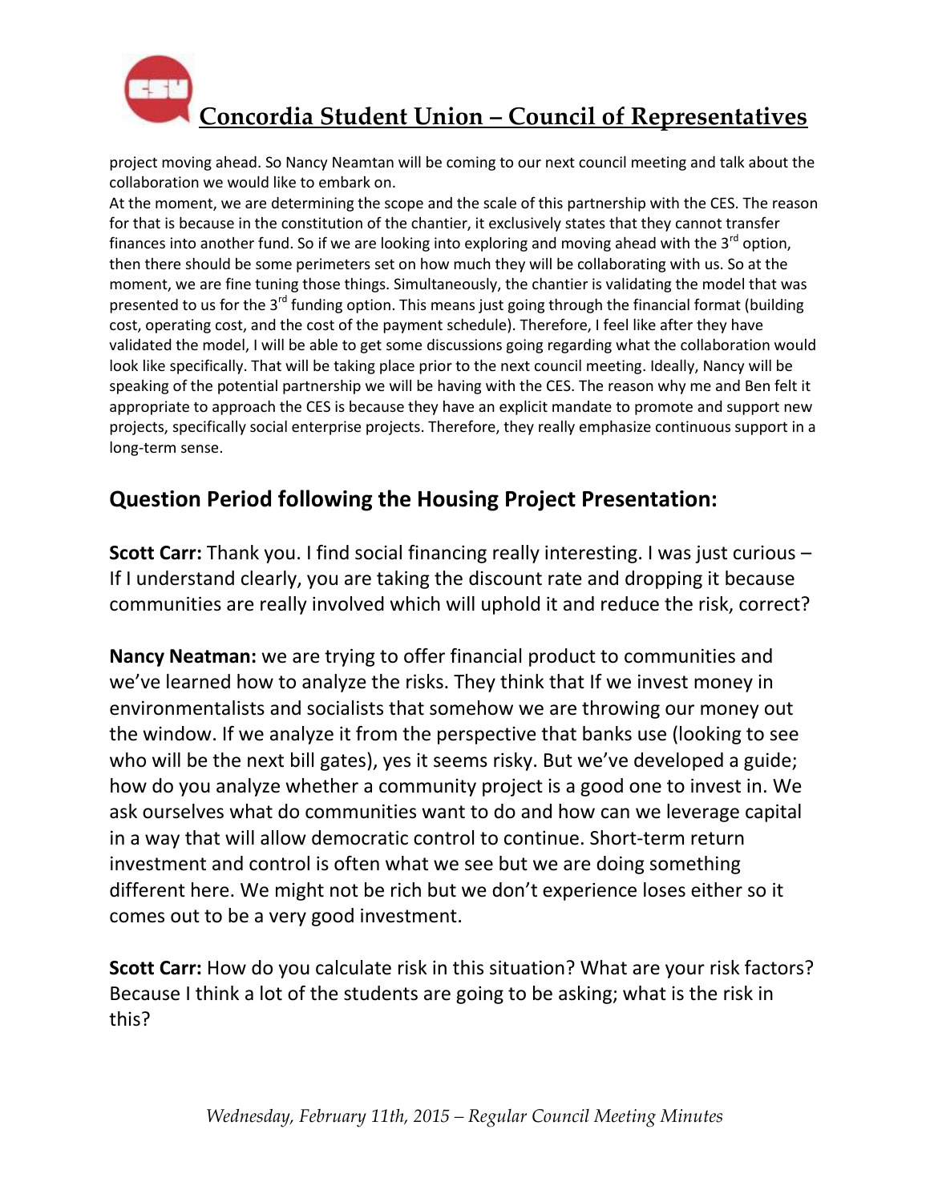project moving ahead. So Nancy Neamtan will be coming to our next council meeting and talk about the collaboration we would like to embark on.

At the moment, we are determining the scope and the scale of this partnership with the CES. The reason for that is because in the constitution of the chantier, it exclusively states that they cannot transfer finances into another fund. So if we are looking into exploring and moving ahead with the 3rd option, then there should be some perimeters set on how much they will be collaborating with us. So at the moment, we are fine tuning those things. Simultaneously, the chantier is validating the model that was presented to us for the 3rd funding option. This means just going through the financial format (building cost, operating cost, and the cost of the payment schedule). Therefore, I feel like after they have validated the model, I will be able to get some discussions going regarding what the collaboration would look like specifically. That will be taking place prior to the next council meeting. Ideally, Nancy will be speaking of the potential partnership we will be having with the CES. The reason why me and Ben felt it appropriate to approach the CES is because they have an explicit mandate to promote and support new projects, specifically social enterprise projects. Therefore, they really emphasize continuous support in a long-term sense.

## Question Period following the Housing Project Presentation:

**Scott Carr:** Thank you. I find social financing really interesting. I was just curious – If I understand clearly, you are taking the discount rate and dropping it because communities are really involved which will uphold it and reduce the risk, correct?

**Nancy Neatman:** we are trying to offer financial product to communities and we've learned how to analyze the risks. They think that If we invest money in environmentalists and socialists that somehow we are throwing our money out the window. If we analyze it from the perspective that banks use (looking to see who will be the next bill gates), yes it seems risky. But we've developed a guide; how do you analyze whether a community project is a good one to invest in. We ask ourselves what do communities want to do and how can we leverage capital in a way that will allow democratic control to continue. Short-term return investment and control is often what we see but we are doing something different here. We might not be rich but we don't experience loses either so it comes out to be a very good investment.

**Scott Carr:** How do you calculate risk in this situation? What are your risk factors? Because I think a lot of the students are going to be asking; what is the risk in this?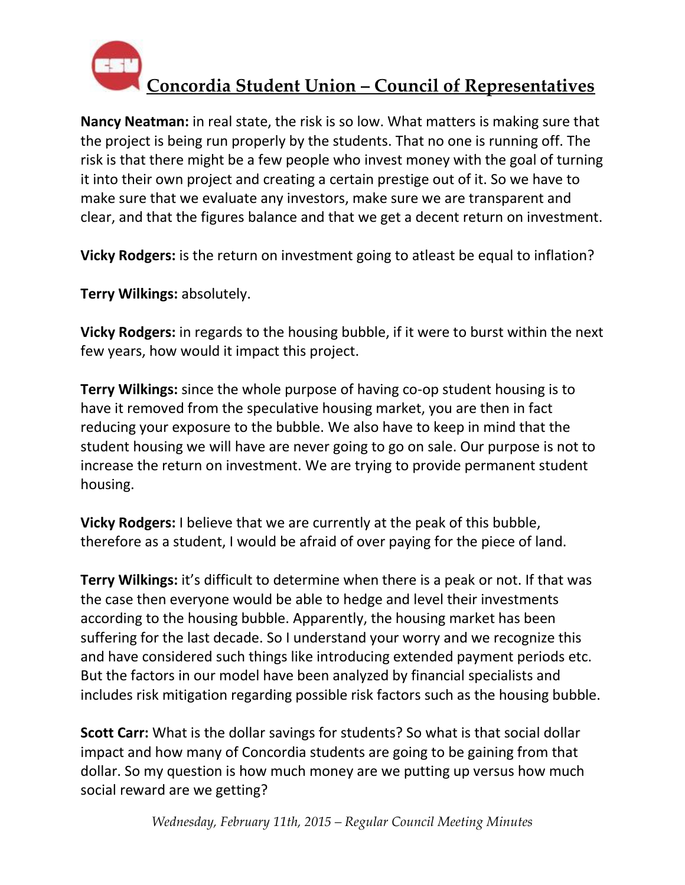**Nancy Neatman:** in real state, the risk is so low. What matters is making sure that the project is being run properly by the students. That no one is running off. The risk is that there might be a few people who invest money with the goal of turning it into their own project and creating a certain prestige out of it. So we have to make sure that we evaluate any investors, make sure we are transparent and clear, and that the figures balance and that we get a decent return on investment.

**Vicky Rodgers:** is the return on investment going to atleast be equal to inflation?

**Terry Wilkings:** absolutely.

**Vicky Rodgers:** in regards to the housing bubble, if it were to burst within the next few years, how would it impact this project.

**Terry Wilkings:** since the whole purpose of having co-op student housing is to have it removed from the speculative housing market, you are then in fact reducing your exposure to the bubble. We also have to keep in mind that the student housing we will have are never going to go on sale. Our purpose is not to increase the return on investment. We are trying to provide permanent student housing.

**Vicky Rodgers:** I believe that we are currently at the peak of this bubble, therefore as a student, I would be afraid of over paying for the piece of land.

**Terry Wilkings:** it's difficult to determine when there is a peak or not. If that was the case then everyone would be able to hedge and level their investments according to the housing bubble. Apparently, the housing market has been suffering for the last decade. So I understand your worry and we recognize this and have considered such things like introducing extended payment periods etc. But the factors in our model have been analyzed by financial specialists and includes risk mitigation regarding possible risk factors such as the housing bubble.

**Scott Carr:** What is the dollar savings for students? So what is that social dollar impact and how many of Concordia students are going to be gaining from that dollar. So my question is how much money are we putting up versus how much social reward are we getting?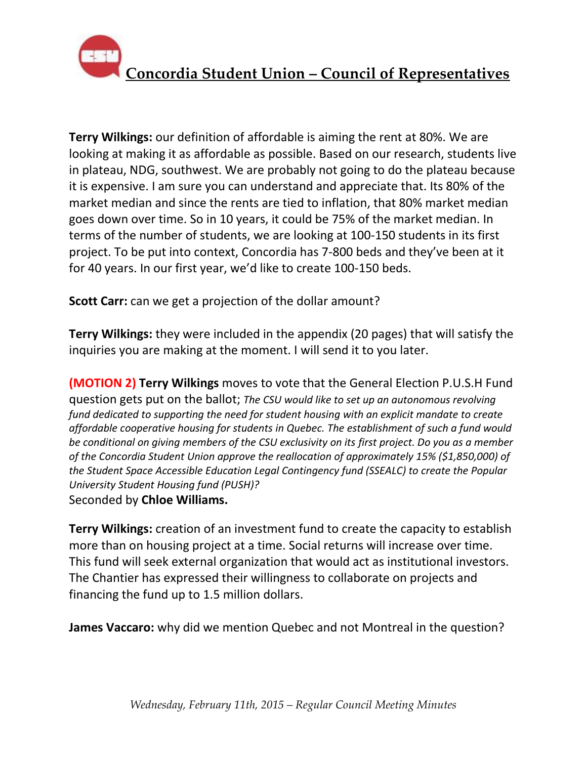**Terry Wilkings:** our definition of affordable is aiming the rent at 80%. We are looking at making it as affordable as possible. Based on our research, students live in plateau, NDG, southwest. We are probably not going to do the plateau because it is expensive. I am sure you can understand and appreciate that. Its 80% of the market median and since the rents are tied to inflation, that 80% market median goes down over time. So in 10 years, it could be 75% of the market median. In terms of the number of students, we are looking at 100-150 students in its first project. To be put into context, Concordia has 7-800 beds and they've been at it for 40 years. In our first year, we'd like to create 100-150 beds.

**Scott Carr:** can we get a projection of the dollar amount?

**Terry Wilkings:** they were included in the appendix (20 pages) that will satisfy the inquiries you are making at the moment. I will send it to you later.

**(MOTION 2) Terry Wilkings** moves to vote that the General Election P.U.S.H Fund question gets put on the ballot; *The CSU would like to set up an autonomous revolving fund dedicated to supporting the need for student housing with an explicit mandate to create affordable cooperative housing for students in Quebec. The establishment of such a fund would be conditional on giving members of the CSU exclusivity on its first project. Do you as a member of the Concordia Student Union approve the reallocation of approximately 15% ($1,850,000) of the Student Space Accessible Education Legal Contingency fund (SSEALC) to create the Popular University Student Housing fund (PUSH)?*
Seconded by **Chloe Williams.**

**Terry Wilkings:** creation of an investment fund to create the capacity to establish more than on housing project at a time. Social returns will increase over time. This fund will seek external organization that would act as institutional investors. The Chantier has expressed their willingness to collaborate on projects and financing the fund up to 1.5 million dollars.

**James Vaccaro:** why did we mention Quebec and not Montreal in the question?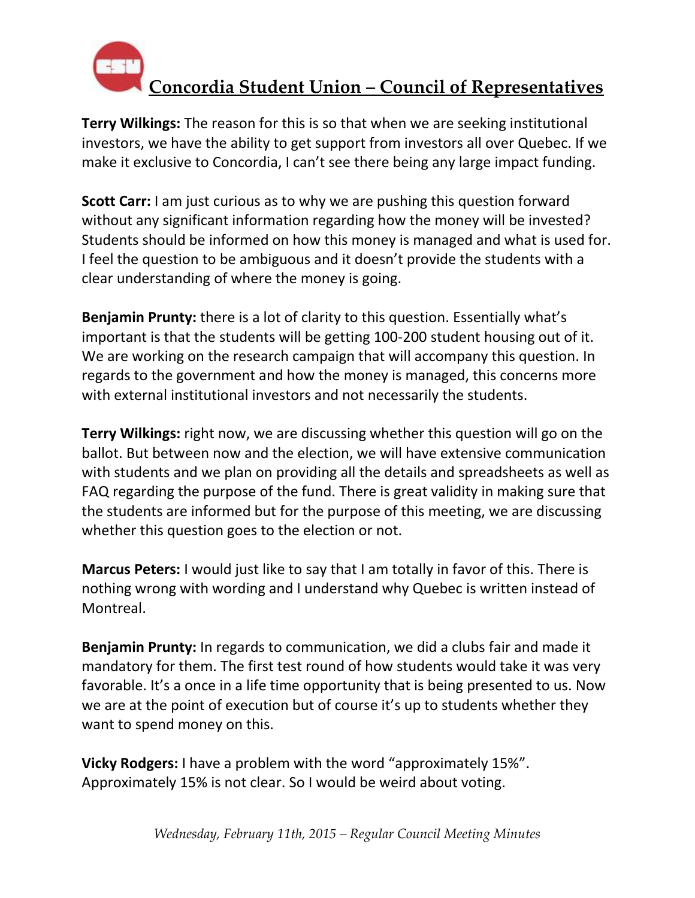**Terry Wilkings:** The reason for this is so that when we are seeking institutional investors, we have the ability to get support from investors all over Quebec. If we make it exclusive to Concordia, I can't see there being any large impact funding.

**Scott Carr:** I am just curious as to why we are pushing this question forward without any significant information regarding how the money will be invested? Students should be informed on how this money is managed and what is used for. I feel the question to be ambiguous and it doesn't provide the students with a clear understanding of where the money is going.

**Benjamin Prunty:** there is a lot of clarity to this question. Essentially what's important is that the students will be getting 100-200 student housing out of it. We are working on the research campaign that will accompany this question. In regards to the government and how the money is managed, this concerns more with external institutional investors and not necessarily the students.

**Terry Wilkings:** right now, we are discussing whether this question will go on the ballot. But between now and the election, we will have extensive communication with students and we plan on providing all the details and spreadsheets as well as FAQ regarding the purpose of the fund. There is great validity in making sure that the students are informed but for the purpose of this meeting, we are discussing whether this question goes to the election or not.

**Marcus Peters:** I would just like to say that I am totally in favor of this. There is nothing wrong with wording and I understand why Quebec is written instead of Montreal.

**Benjamin Prunty:** In regards to communication, we did a clubs fair and made it mandatory for them. The first test round of how students would take it was very favorable. It's a once in a life time opportunity that is being presented to us. Now we are at the point of execution but of course it's up to students whether they want to spend money on this.

**Vicky Rodgers:** I have a problem with the word "approximately 15%". Approximately 15% is not clear. So I would be weird about voting.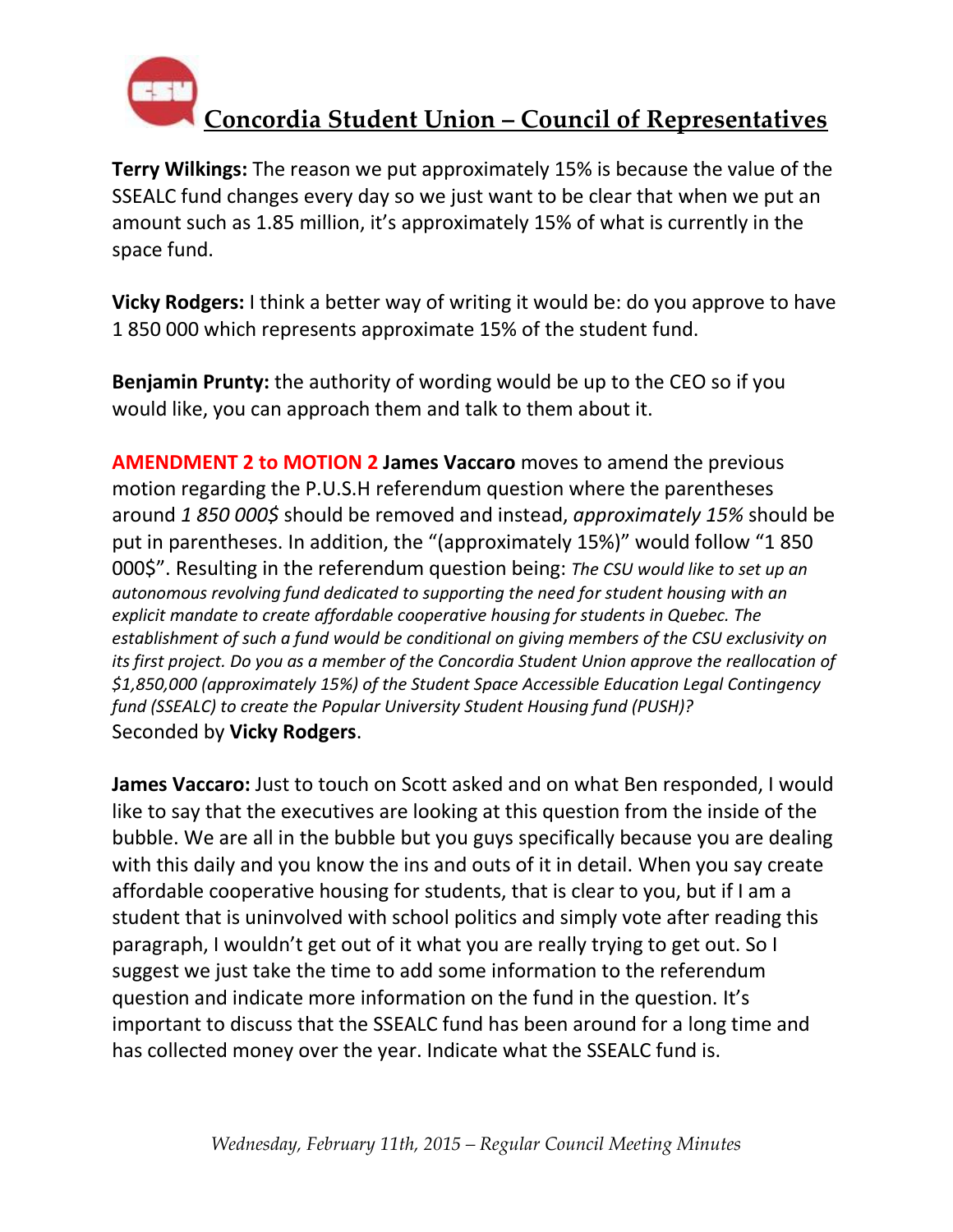**Terry Wilkings:** The reason we put approximately 15% is because the value of the SSEALC fund changes every day so we just want to be clear that when we put an amount such as 1.85 million, it's approximately 15% of what is currently in the space fund.

**Vicky Rodgers:** I think a better way of writing it would be: do you approve to have 1 850 000 which represents approximate 15% of the student fund.

**Benjamin Prunty:** the authority of wording would be up to the CEO so if you would like, you can approach them and talk to them about it.

**AMENDMENT 2 to MOTION 2** **James Vaccaro** moves to amend the previous motion regarding the P.U.S.H referendum question where the parentheses around *1 850 000$* should be removed and instead, *approximately 15%* should be put in parentheses. In addition, the "(approximately 15%)" would follow "1 850 000$". Resulting in the referendum question being: *The CSU would like to set up an autonomous revolving fund dedicated to supporting the need for student housing with an explicit mandate to create affordable cooperative housing for students in Quebec. The establishment of such a fund would be conditional on giving members of the CSU exclusivity on its first project. Do you as a member of the Concordia Student Union approve the reallocation of $1,850,000 (approximately 15%) of the Student Space Accessible Education Legal Contingency fund (SSEALC) to create the Popular University Student Housing fund (PUSH)?*
Seconded by **Vicky Rodgers**.

**James Vaccaro:** Just to touch on Scott asked and on what Ben responded, I would like to say that the executives are looking at this question from the inside of the bubble. We are all in the bubble but you guys specifically because you are dealing with this daily and you know the ins and outs of it in detail. When you say create affordable cooperative housing for students, that is clear to you, but if I am a student that is uninvolved with school politics and simply vote after reading this paragraph, I wouldn't get out of it what you are really trying to get out. So I suggest we just take the time to add some information to the referendum question and indicate more information on the fund in the question. It's important to discuss that the SSEALC fund has been around for a long time and has collected money over the year. Indicate what the SSEALC fund is.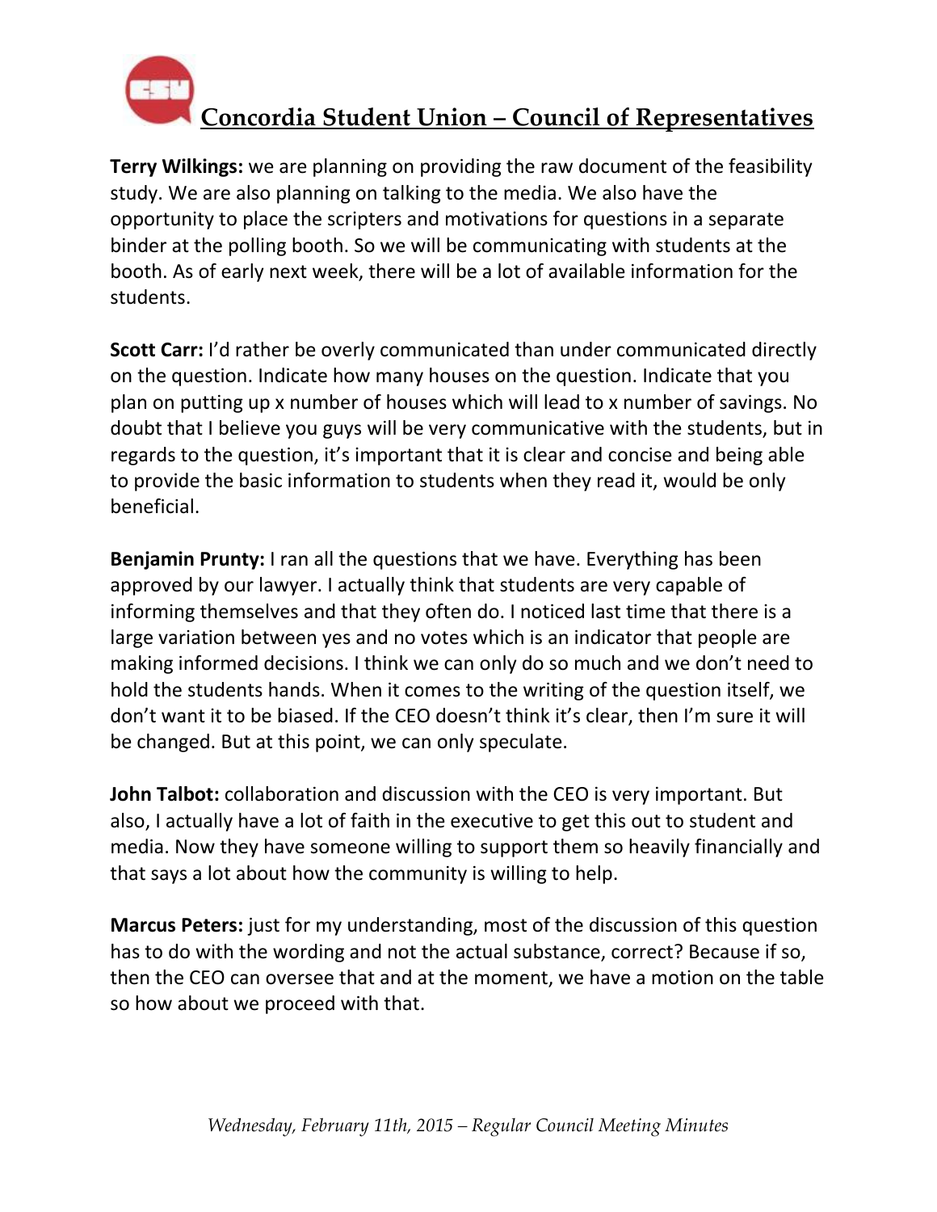**Terry Wilkings:** we are planning on providing the raw document of the feasibility study. We are also planning on talking to the media. We also have the opportunity to place the scripters and motivations for questions in a separate binder at the polling booth. So we will be communicating with students at the booth. As of early next week, there will be a lot of available information for the students.

**Scott Carr:** I'd rather be overly communicated than under communicated directly on the question. Indicate how many houses on the question. Indicate that you plan on putting up x number of houses which will lead to x number of savings. No doubt that I believe you guys will be very communicative with the students, but in regards to the question, it's important that it is clear and concise and being able to provide the basic information to students when they read it, would be only beneficial.

**Benjamin Prunty:** I ran all the questions that we have. Everything has been approved by our lawyer. I actually think that students are very capable of informing themselves and that they often do. I noticed last time that there is a large variation between yes and no votes which is an indicator that people are making informed decisions. I think we can only do so much and we don't need to hold the students hands. When it comes to the writing of the question itself, we don't want it to be biased. If the CEO doesn't think it's clear, then I'm sure it will be changed. But at this point, we can only speculate.

**John Talbot:** collaboration and discussion with the CEO is very important. But also, I actually have a lot of faith in the executive to get this out to student and media. Now they have someone willing to support them so heavily financially and that says a lot about how the community is willing to help.

**Marcus Peters:** just for my understanding, most of the discussion of this question has to do with the wording and not the actual substance, correct? Because if so, then the CEO can oversee that and at the moment, we have a motion on the table so how about we proceed with that.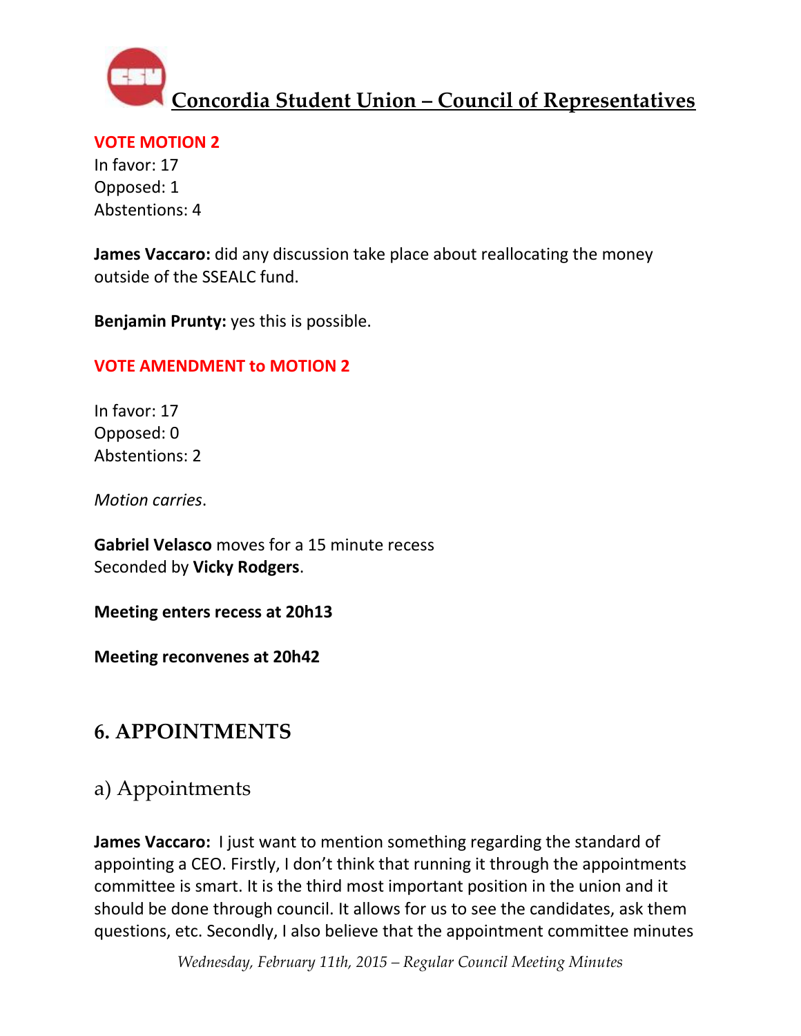**VOTE MOTION 2**

In favor: 17
Opposed: 1
Abstentions: 4

**James Vaccaro:** did any discussion take place about reallocating the money outside of the SSEALC fund.

**Benjamin Prunty:** yes this is possible.

**VOTE AMENDMENT to MOTION 2**

In favor: 17
Opposed: 0
Abstentions: 2

*Motion carries*.

**Gabriel Velasco** moves for a 15 minute recess
Seconded by **Vicky Rodgers**.

**Meeting enters recess at 20h13**

**Meeting reconvenes at 20h42**

## 6. APPOINTMENTS

### a) Appointments

**James Vaccaro:** I just want to mention something regarding the standard of appointing a CEO. Firstly, I don't think that running it through the appointments committee is smart. It is the third most important position in the union and it should be done through council. It allows for us to see the candidates, ask them questions, etc. Secondly, I also believe that the appointment committee minutes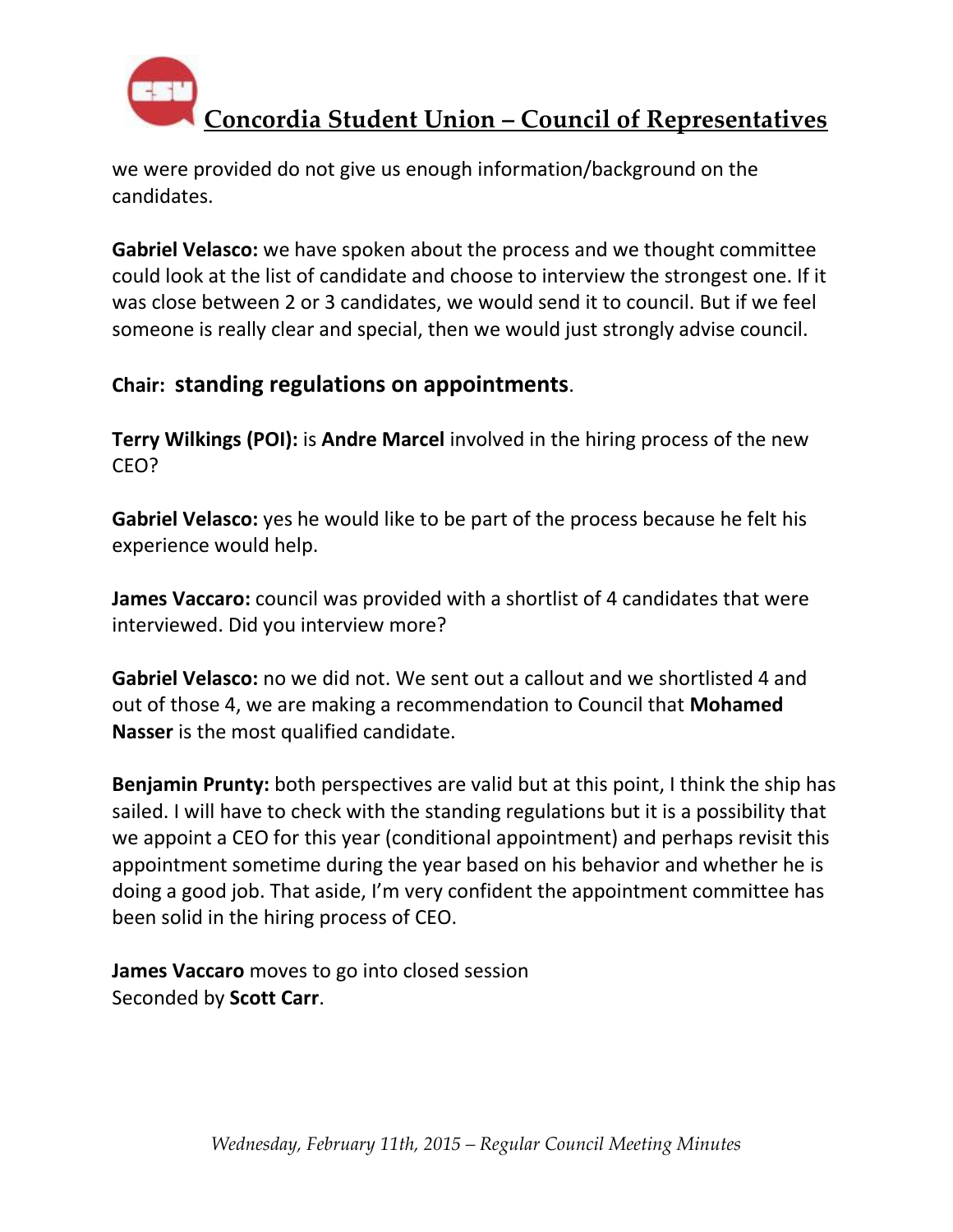we were provided do not give us enough information/background on the candidates.

**Gabriel Velasco:** we have spoken about the process and we thought committee could look at the list of candidate and choose to interview the strongest one. If it was close between 2 or 3 candidates, we would send it to council. But if we feel someone is really clear and special, then we would just strongly advise council.

**Chair: standing regulations on appointments**.

**Terry Wilkings (POI):** is **Andre Marcel** involved in the hiring process of the new CEO?

**Gabriel Velasco:** yes he would like to be part of the process because he felt his experience would help.

**James Vaccaro:** council was provided with a shortlist of 4 candidates that were interviewed. Did you interview more?

**Gabriel Velasco:** no we did not. We sent out a callout and we shortlisted 4 and out of those 4, we are making a recommendation to Council that **Mohamed Nasser** is the most qualified candidate.

**Benjamin Prunty:** both perspectives are valid but at this point, I think the ship has sailed. I will have to check with the standing regulations but it is a possibility that we appoint a CEO for this year (conditional appointment) and perhaps revisit this appointment sometime during the year based on his behavior and whether he is doing a good job. That aside, I'm very confident the appointment committee has been solid in the hiring process of CEO.

**James Vaccaro** moves to go into closed session
Seconded by **Scott Carr**.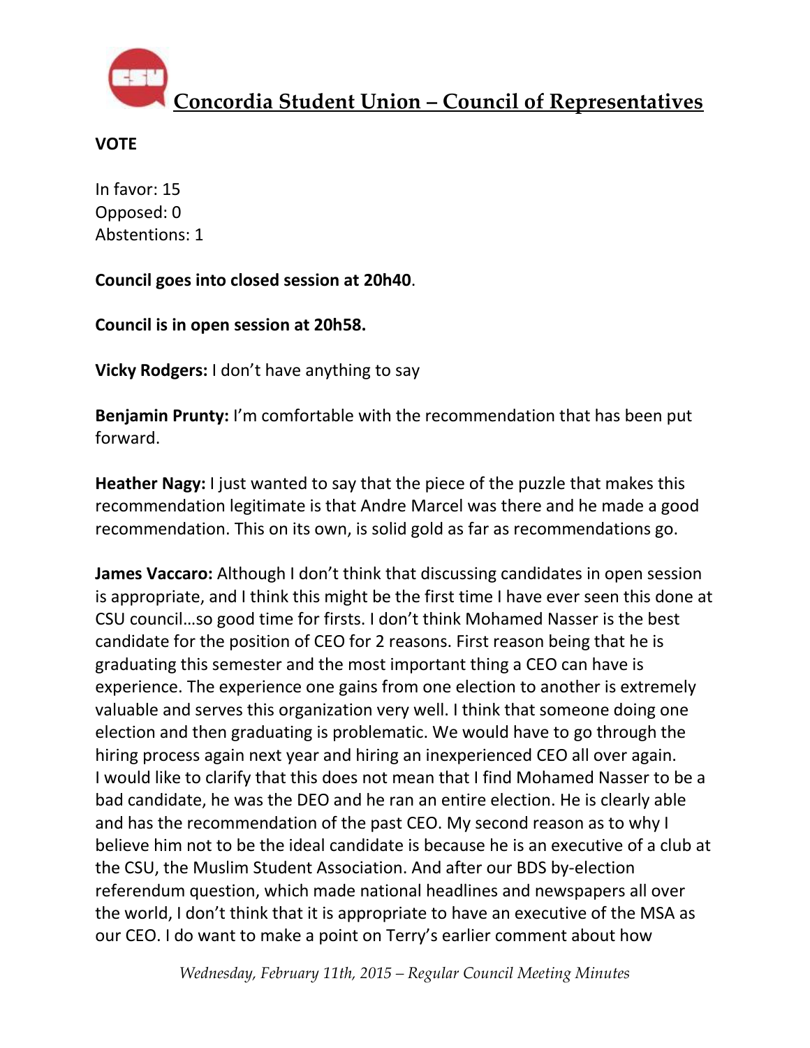**VOTE**

In favor: 15
Opposed: 0
Abstentions: 1

**Council goes into closed session at 20h40**.

**Council is in open session at 20h58.**

**Vicky Rodgers:** I don't have anything to say

**Benjamin Prunty:** I'm comfortable with the recommendation that has been put forward.

**Heather Nagy:** I just wanted to say that the piece of the puzzle that makes this recommendation legitimate is that Andre Marcel was there and he made a good recommendation. This on its own, is solid gold as far as recommendations go.

**James Vaccaro:** Although I don't think that discussing candidates in open session is appropriate, and I think this might be the first time I have ever seen this done at CSU council…so good time for firsts. I don't think Mohamed Nasser is the best candidate for the position of CEO for 2 reasons. First reason being that he is graduating this semester and the most important thing a CEO can have is experience. The experience one gains from one election to another is extremely valuable and serves this organization very well. I think that someone doing one election and then graduating is problematic. We would have to go through the hiring process again next year and hiring an inexperienced CEO all over again. I would like to clarify that this does not mean that I find Mohamed Nasser to be a bad candidate, he was the DEO and he ran an entire election. He is clearly able and has the recommendation of the past CEO. My second reason as to why I believe him not to be the ideal candidate is because he is an executive of a club at the CSU, the Muslim Student Association. And after our BDS by-election referendum question, which made national headlines and newspapers all over the world, I don't think that it is appropriate to have an executive of the MSA as our CEO. I do want to make a point on Terry's earlier comment about how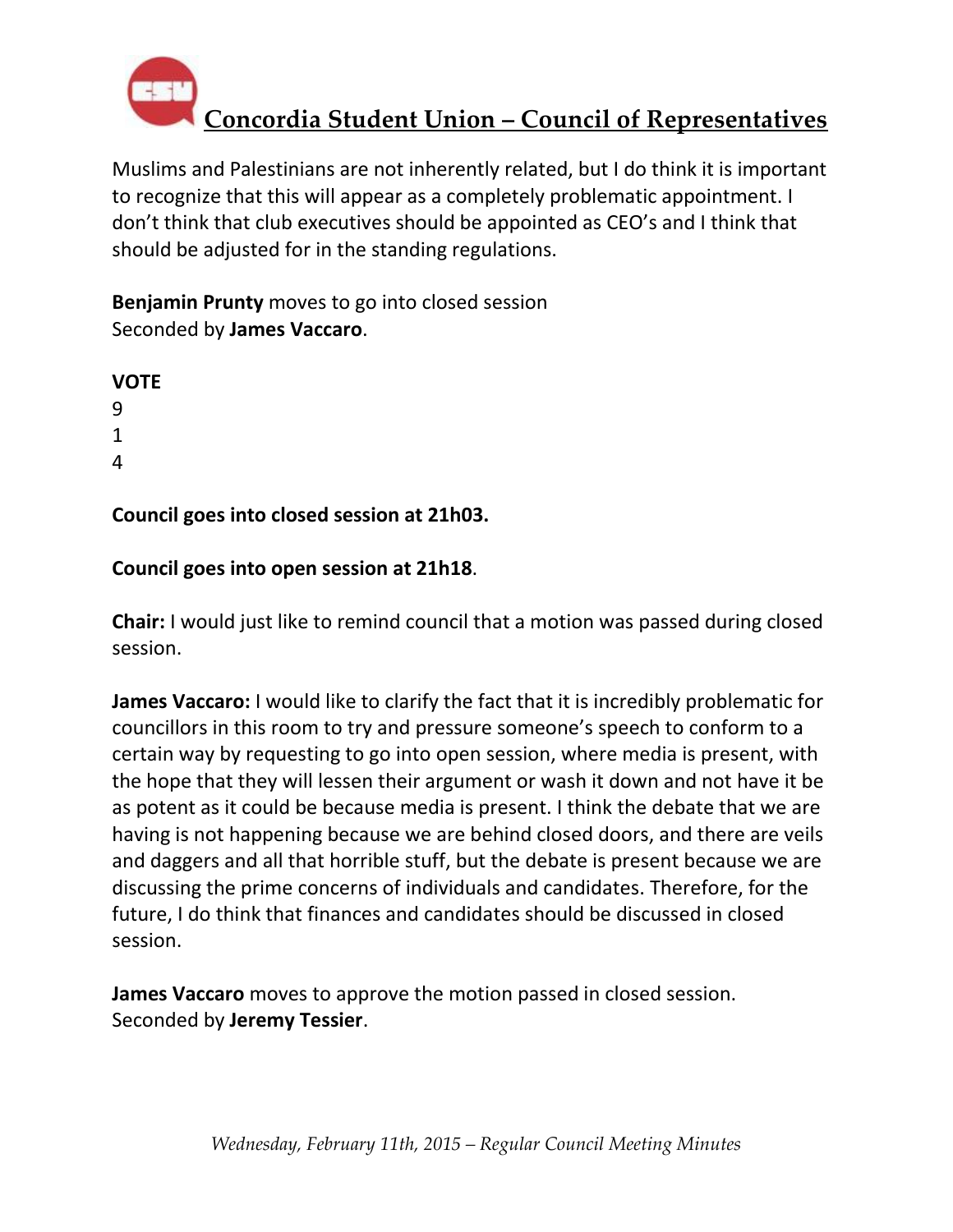Muslims and Palestinians are not inherently related, but I do think it is important to recognize that this will appear as a completely problematic appointment. I don't think that club executives should be appointed as CEO's and I think that should be adjusted for in the standing regulations.

**Benjamin Prunty** moves to go into closed session
Seconded by **James Vaccaro**.

**VOTE**
9
1
4

**Council goes into closed session at 21h03.**

**Council goes into open session at 21h18**.

**Chair:** I would just like to remind council that a motion was passed during closed session.

**James Vaccaro:** I would like to clarify the fact that it is incredibly problematic for councillors in this room to try and pressure someone's speech to conform to a certain way by requesting to go into open session, where media is present, with the hope that they will lessen their argument or wash it down and not have it be as potent as it could be because media is present. I think the debate that we are having is not happening because we are behind closed doors, and there are veils and daggers and all that horrible stuff, but the debate is present because we are discussing the prime concerns of individuals and candidates. Therefore, for the future, I do think that finances and candidates should be discussed in closed session.

**James Vaccaro** moves to approve the motion passed in closed session.
Seconded by **Jeremy Tessier**.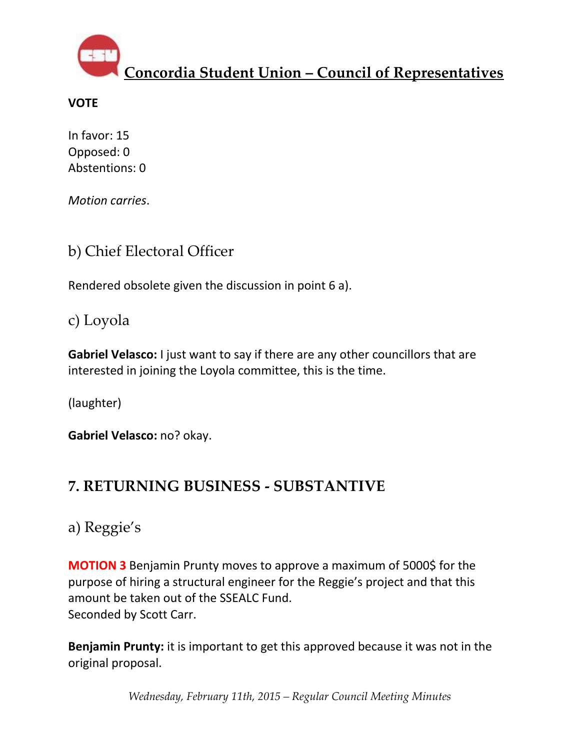**VOTE**

In favor: 15
Opposed: 0
Abstentions: 0

*Motion carries*.

### b) Chief Electoral Officer

Rendered obsolete given the discussion in point 6 a).

### c) Loyola

**Gabriel Velasco:** I just want to say if there are any other councillors that are interested in joining the Loyola committee, this is the time.

(laughter)

**Gabriel Velasco:** no? okay.

## 7. RETURNING BUSINESS - SUBSTANTIVE

### a) Reggie's

**MOTION 3** Benjamin Prunty moves to approve a maximum of 5000$ for the purpose of hiring a structural engineer for the Reggie's project and that this amount be taken out of the SSEALC Fund.
Seconded by Scott Carr.

**Benjamin Prunty:** it is important to get this approved because it was not in the original proposal.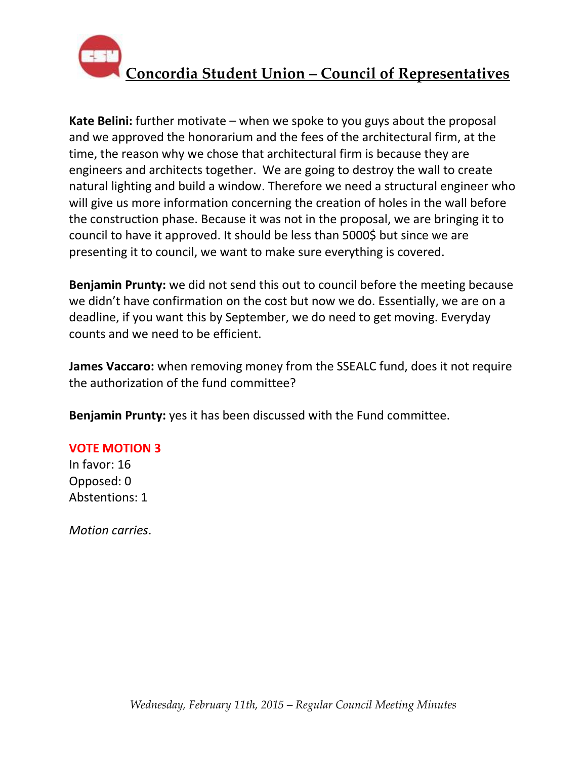**Kate Belini:** further motivate – when we spoke to you guys about the proposal and we approved the honorarium and the fees of the architectural firm, at the time, the reason why we chose that architectural firm is because they are engineers and architects together. We are going to destroy the wall to create natural lighting and build a window. Therefore we need a structural engineer who will give us more information concerning the creation of holes in the wall before the construction phase. Because it was not in the proposal, we are bringing it to council to have it approved. It should be less than 5000$ but since we are presenting it to council, we want to make sure everything is covered.

**Benjamin Prunty:** we did not send this out to council before the meeting because we didn't have confirmation on the cost but now we do. Essentially, we are on a deadline, if you want this by September, we do need to get moving. Everyday counts and we need to be efficient.

**James Vaccaro:** when removing money from the SSEALC fund, does it not require the authorization of the fund committee?

**Benjamin Prunty:** yes it has been discussed with the Fund committee.

**VOTE MOTION 3**
In favor: 16
Opposed: 0
Abstentions: 1

*Motion carries*.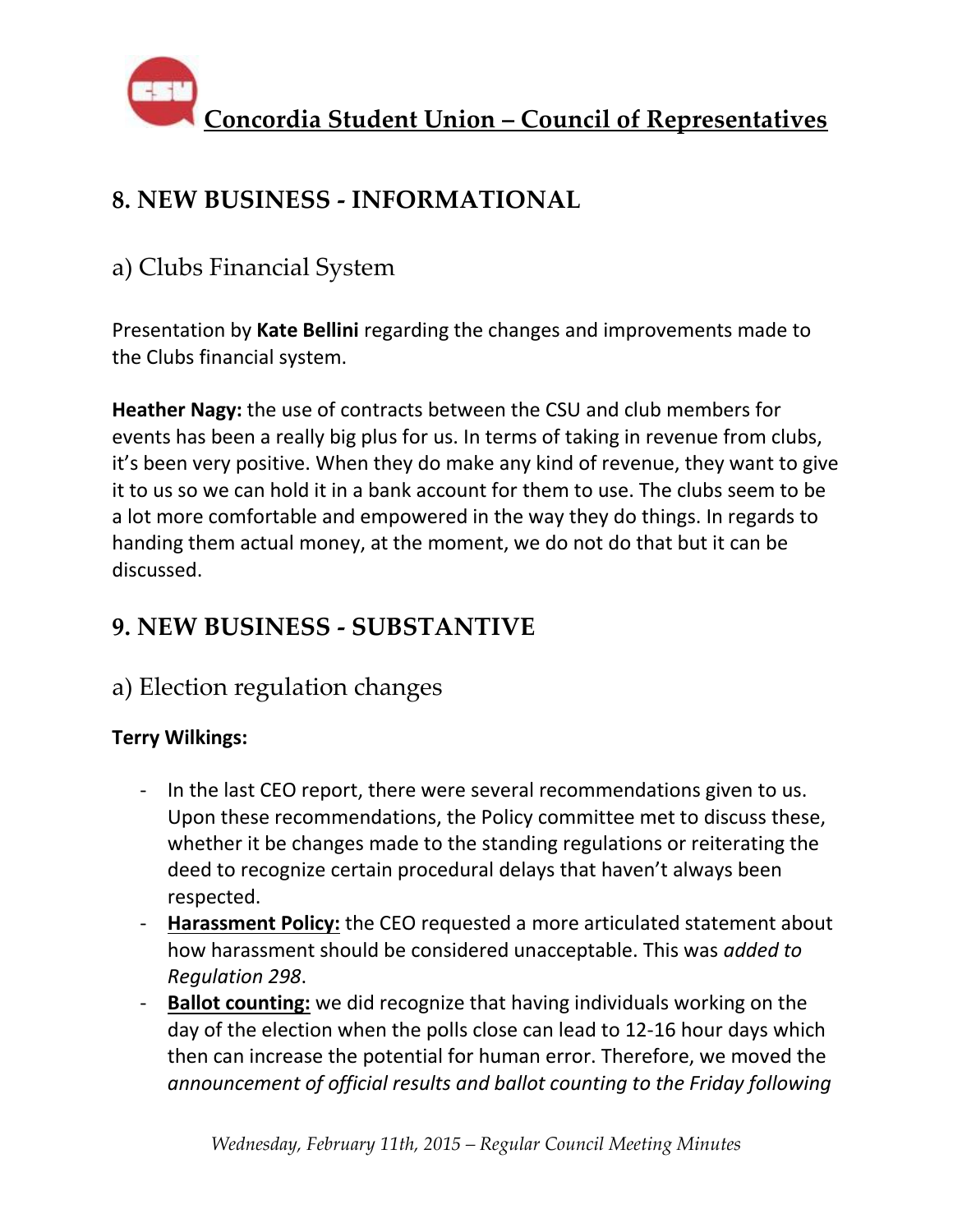## 8. NEW BUSINESS - INFORMATIONAL

### a) Clubs Financial System

Presentation by **Kate Bellini** regarding the changes and improvements made to the Clubs financial system.

**Heather Nagy:** the use of contracts between the CSU and club members for events has been a really big plus for us. In terms of taking in revenue from clubs, it's been very positive. When they do make any kind of revenue, they want to give it to us so we can hold it in a bank account for them to use. The clubs seem to be a lot more comfortable and empowered in the way they do things. In regards to handing them actual money, at the moment, we do not do that but it can be discussed.

## 9. NEW BUSINESS - SUBSTANTIVE

### a) Election regulation changes

**Terry Wilkings:**

- In the last CEO report, there were several recommendations given to us. Upon these recommendations, the Policy committee met to discuss these, whether it be changes made to the standing regulations or reiterating the deed to recognize certain procedural delays that haven't always been respected.
- **Harassment Policy:** the CEO requested a more articulated statement about how harassment should be considered unacceptable. This was *added to Regulation 298*.
- **Ballot counting:** we did recognize that having individuals working on the day of the election when the polls close can lead to 12-16 hour days which then can increase the potential for human error. Therefore, we moved the *announcement of official results and ballot counting to the Friday following*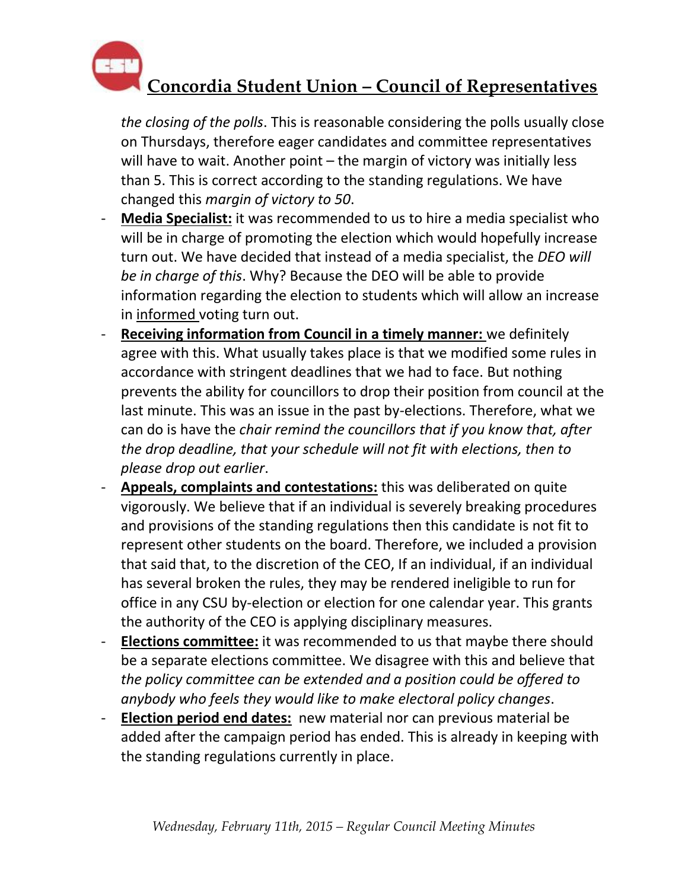*the closing of the polls*. This is reasonable considering the polls usually close on Thursdays, therefore eager candidates and committee representatives will have to wait. Another point – the margin of victory was initially less than 5. This is correct according to the standing regulations. We have changed this *margin of victory to 50*.

- **Media Specialist:** it was recommended to us to hire a media specialist who will be in charge of promoting the election which would hopefully increase turn out. We have decided that instead of a media specialist, the *DEO will be in charge of this*. Why? Because the DEO will be able to provide information regarding the election to students which will allow an increase in informed voting turn out.
- **Receiving information from Council in a timely manner:** we definitely agree with this. What usually takes place is that we modified some rules in accordance with stringent deadlines that we had to face. But nothing prevents the ability for councillors to drop their position from council at the last minute. This was an issue in the past by-elections. Therefore, what we can do is have the *chair remind the councillors that if you know that, after the drop deadline, that your schedule will not fit with elections, then to please drop out earlier*.
- **Appeals, complaints and contestations:** this was deliberated on quite vigorously. We believe that if an individual is severely breaking procedures and provisions of the standing regulations then this candidate is not fit to represent other students on the board. Therefore, we included a provision that said that, to the discretion of the CEO, If an individual, if an individual has several broken the rules, they may be rendered ineligible to run for office in any CSU by-election or election for one calendar year. This grants the authority of the CEO is applying disciplinary measures.
- **Elections committee:** it was recommended to us that maybe there should be a separate elections committee. We disagree with this and believe that *the policy committee can be extended and a position could be offered to anybody who feels they would like to make electoral policy changes*.
- **Election period end dates:** new material nor can previous material be added after the campaign period has ended. This is already in keeping with the standing regulations currently in place.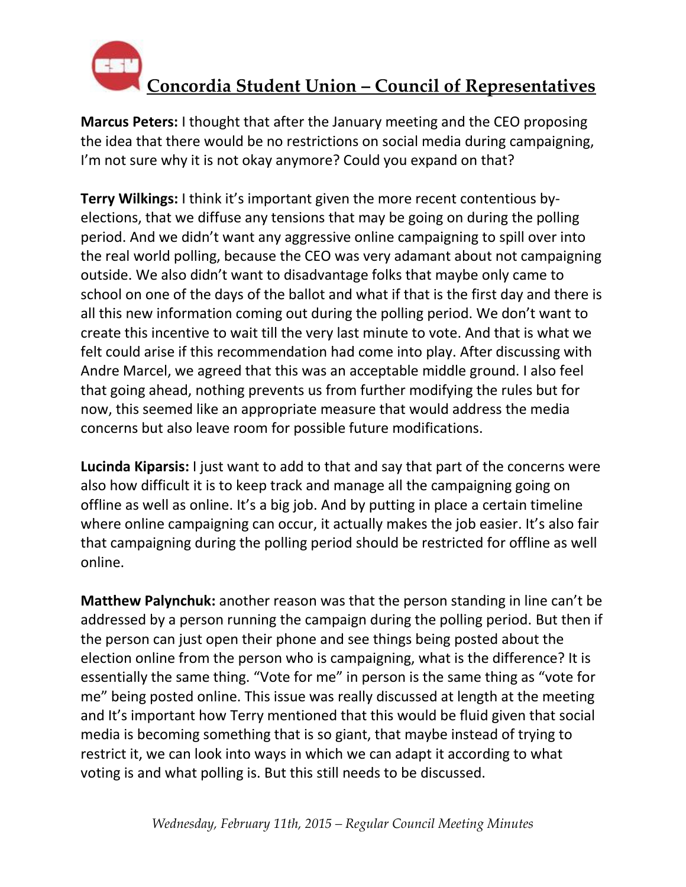**Marcus Peters:** I thought that after the January meeting and the CEO proposing the idea that there would be no restrictions on social media during campaigning, I'm not sure why it is not okay anymore? Could you expand on that?

**Terry Wilkings:** I think it's important given the more recent contentious by-elections, that we diffuse any tensions that may be going on during the polling period. And we didn't want any aggressive online campaigning to spill over into the real world polling, because the CEO was very adamant about not campaigning outside. We also didn't want to disadvantage folks that maybe only came to school on one of the days of the ballot and what if that is the first day and there is all this new information coming out during the polling period. We don't want to create this incentive to wait till the very last minute to vote. And that is what we felt could arise if this recommendation had come into play. After discussing with Andre Marcel, we agreed that this was an acceptable middle ground. I also feel that going ahead, nothing prevents us from further modifying the rules but for now, this seemed like an appropriate measure that would address the media concerns but also leave room for possible future modifications.

**Lucinda Kiparsis:** I just want to add to that and say that part of the concerns were also how difficult it is to keep track and manage all the campaigning going on offline as well as online. It's a big job. And by putting in place a certain timeline where online campaigning can occur, it actually makes the job easier. It's also fair that campaigning during the polling period should be restricted for offline as well online.

**Matthew Palynchuk:** another reason was that the person standing in line can't be addressed by a person running the campaign during the polling period. But then if the person can just open their phone and see things being posted about the election online from the person who is campaigning, what is the difference? It is essentially the same thing. "Vote for me" in person is the same thing as "vote for me" being posted online. This issue was really discussed at length at the meeting and It's important how Terry mentioned that this would be fluid given that social media is becoming something that is so giant, that maybe instead of trying to restrict it, we can look into ways in which we can adapt it according to what voting is and what polling is. But this still needs to be discussed.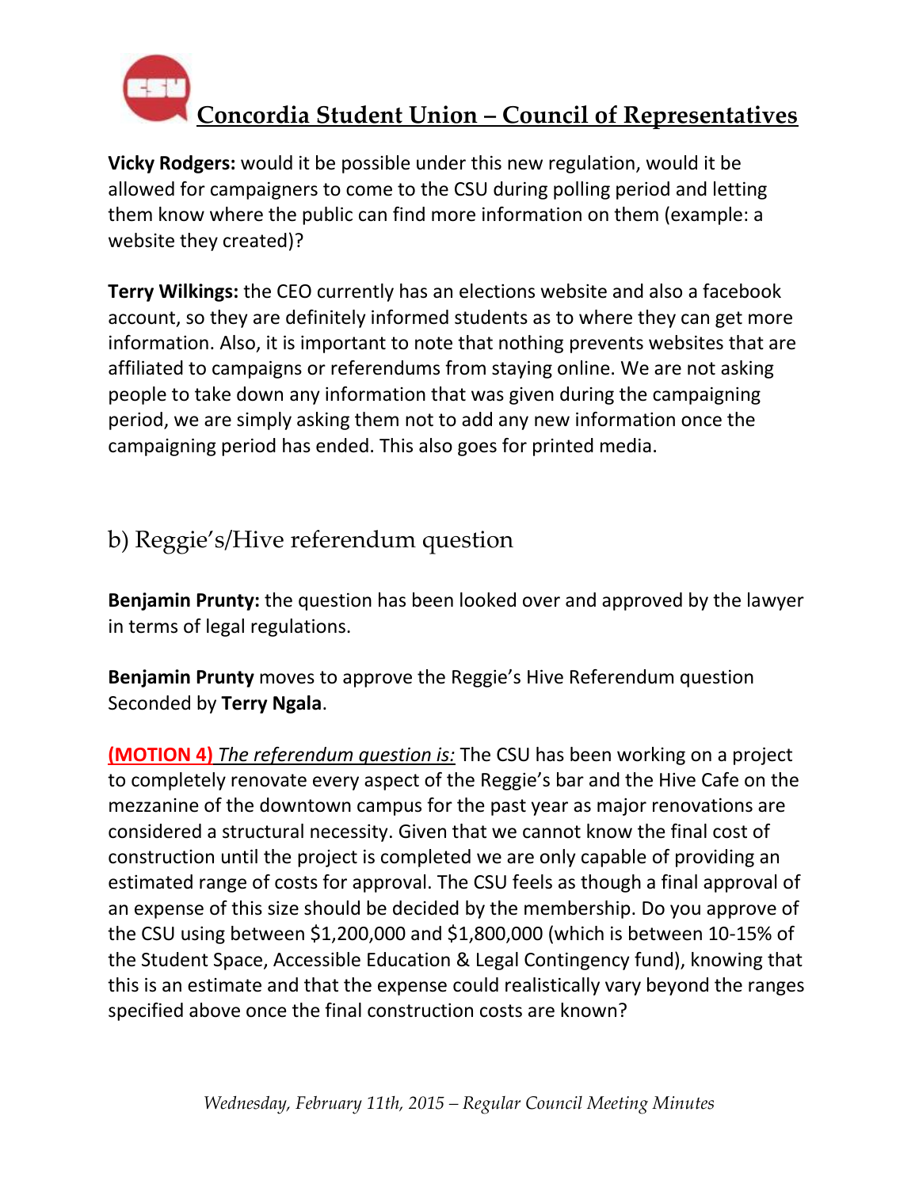**Vicky Rodgers:** would it be possible under this new regulation, would it be allowed for campaigners to come to the CSU during polling period and letting them know where the public can find more information on them (example: a website they created)?

**Terry Wilkings:** the CEO currently has an elections website and also a facebook account, so they are definitely informed students as to where they can get more information. Also, it is important to note that nothing prevents websites that are affiliated to campaigns or referendums from staying online. We are not asking people to take down any information that was given during the campaigning period, we are simply asking them not to add any new information once the campaigning period has ended. This also goes for printed media.

## b) Reggie's/Hive referendum question

**Benjamin Prunty:** the question has been looked over and approved by the lawyer in terms of legal regulations.

**Benjamin Prunty** moves to approve the Reggie's Hive Referendum question Seconded by **Terry Ngala**.

**(MOTION 4)** *The referendum question is:* The CSU has been working on a project to completely renovate every aspect of the Reggie's bar and the Hive Cafe on the mezzanine of the downtown campus for the past year as major renovations are considered a structural necessity. Given that we cannot know the final cost of construction until the project is completed we are only capable of providing an estimated range of costs for approval. The CSU feels as though a final approval of an expense of this size should be decided by the membership. Do you approve of the CSU using between $1,200,000 and $1,800,000 (which is between 10-15% of the Student Space, Accessible Education & Legal Contingency fund), knowing that this is an estimate and that the expense could realistically vary beyond the ranges specified above once the final construction costs are known?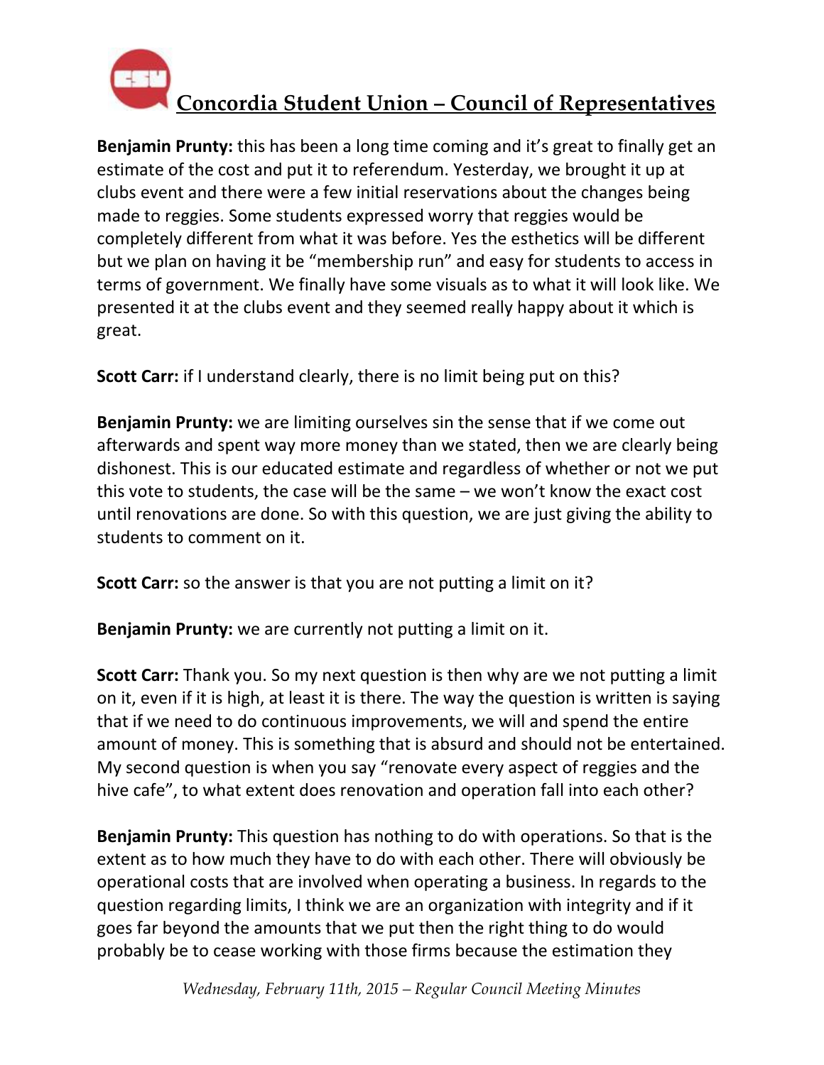**Benjamin Prunty:** this has been a long time coming and it's great to finally get an estimate of the cost and put it to referendum. Yesterday, we brought it up at clubs event and there were a few initial reservations about the changes being made to reggies. Some students expressed worry that reggies would be completely different from what it was before. Yes the esthetics will be different but we plan on having it be "membership run" and easy for students to access in terms of government. We finally have some visuals as to what it will look like. We presented it at the clubs event and they seemed really happy about it which is great.

**Scott Carr:** if I understand clearly, there is no limit being put on this?

**Benjamin Prunty:** we are limiting ourselves sin the sense that if we come out afterwards and spent way more money than we stated, then we are clearly being dishonest. This is our educated estimate and regardless of whether or not we put this vote to students, the case will be the same – we won't know the exact cost until renovations are done. So with this question, we are just giving the ability to students to comment on it.

**Scott Carr:** so the answer is that you are not putting a limit on it?

**Benjamin Prunty:** we are currently not putting a limit on it.

**Scott Carr:** Thank you. So my next question is then why are we not putting a limit on it, even if it is high, at least it is there. The way the question is written is saying that if we need to do continuous improvements, we will and spend the entire amount of money. This is something that is absurd and should not be entertained. My second question is when you say "renovate every aspect of reggies and the hive cafe", to what extent does renovation and operation fall into each other?

**Benjamin Prunty:** This question has nothing to do with operations. So that is the extent as to how much they have to do with each other. There will obviously be operational costs that are involved when operating a business. In regards to the question regarding limits, I think we are an organization with integrity and if it goes far beyond the amounts that we put then the right thing to do would probably be to cease working with those firms because the estimation they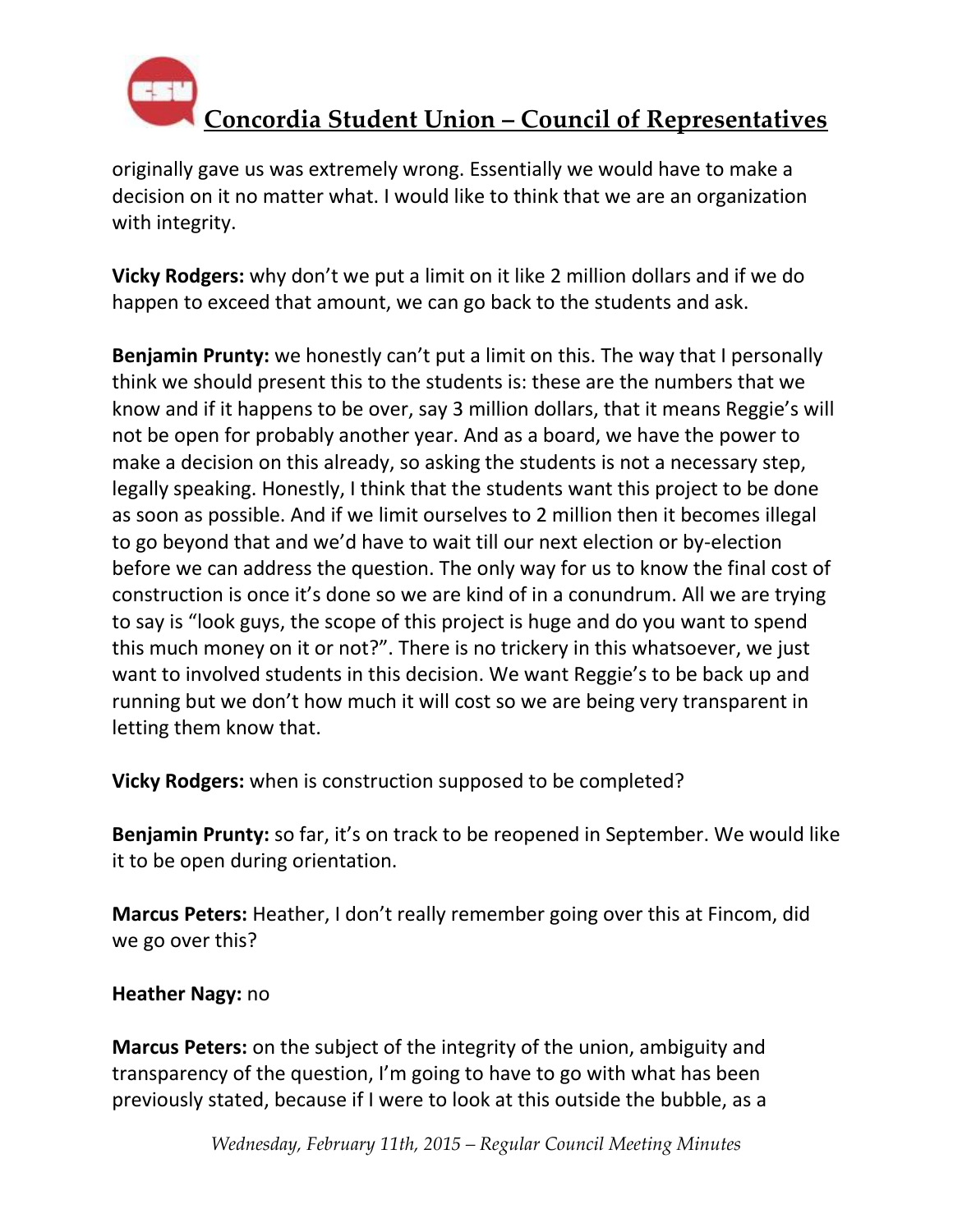originally gave us was extremely wrong. Essentially we would have to make a decision on it no matter what. I would like to think that we are an organization with integrity.

**Vicky Rodgers:** why don't we put a limit on it like 2 million dollars and if we do happen to exceed that amount, we can go back to the students and ask.

**Benjamin Prunty:** we honestly can't put a limit on this. The way that I personally think we should present this to the students is: these are the numbers that we know and if it happens to be over, say 3 million dollars, that it means Reggie's will not be open for probably another year. And as a board, we have the power to make a decision on this already, so asking the students is not a necessary step, legally speaking. Honestly, I think that the students want this project to be done as soon as possible. And if we limit ourselves to 2 million then it becomes illegal to go beyond that and we'd have to wait till our next election or by-election before we can address the question. The only way for us to know the final cost of construction is once it's done so we are kind of in a conundrum. All we are trying to say is "look guys, the scope of this project is huge and do you want to spend this much money on it or not?". There is no trickery in this whatsoever, we just want to involved students in this decision. We want Reggie's to be back up and running but we don't how much it will cost so we are being very transparent in letting them know that.

**Vicky Rodgers:** when is construction supposed to be completed?

**Benjamin Prunty:** so far, it's on track to be reopened in September. We would like it to be open during orientation.

**Marcus Peters:** Heather, I don't really remember going over this at Fincom, did we go over this?

**Heather Nagy:** no

**Marcus Peters:** on the subject of the integrity of the union, ambiguity and transparency of the question, I'm going to have to go with what has been previously stated, because if I were to look at this outside the bubble, as a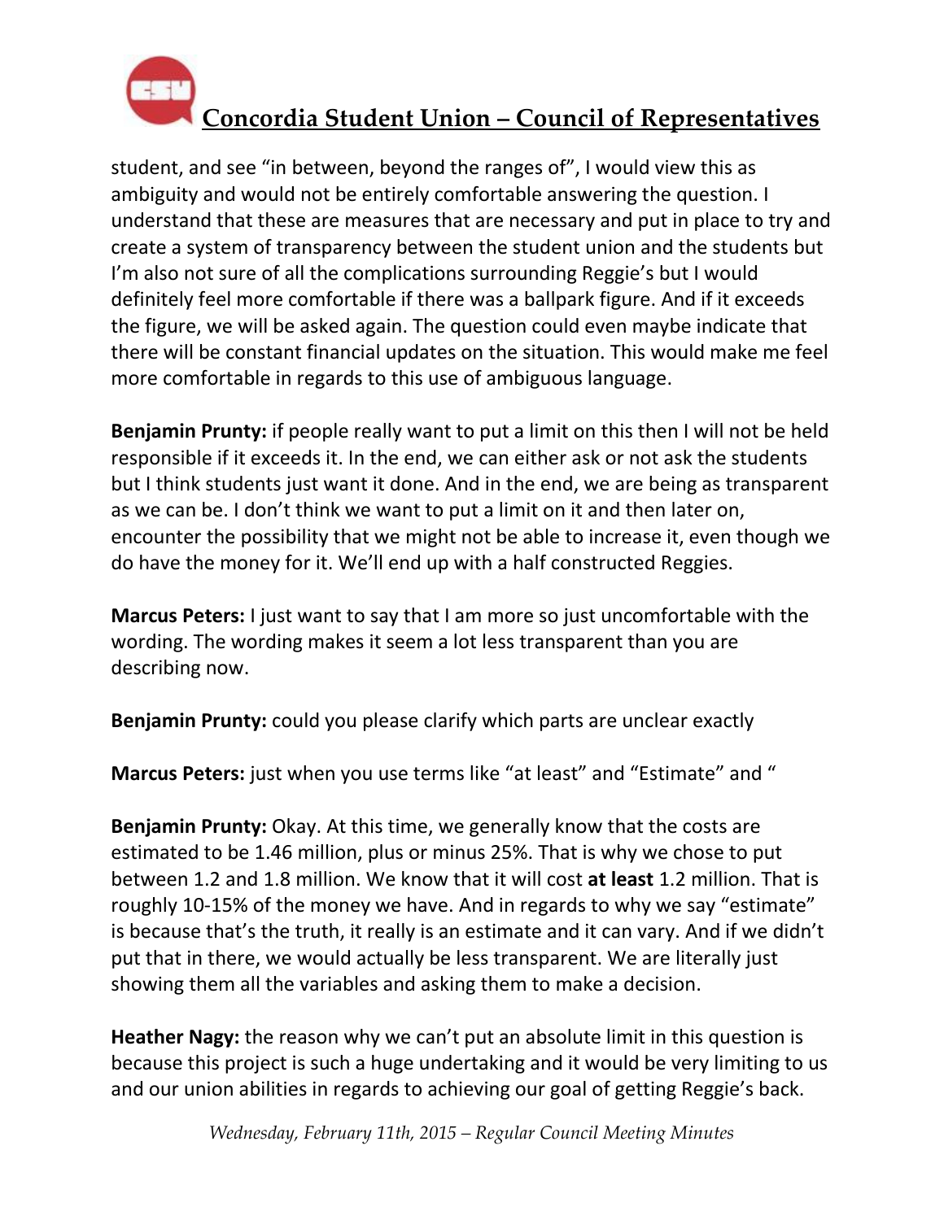student, and see "in between, beyond the ranges of", I would view this as ambiguity and would not be entirely comfortable answering the question. I understand that these are measures that are necessary and put in place to try and create a system of transparency between the student union and the students but I'm also not sure of all the complications surrounding Reggie's but I would definitely feel more comfortable if there was a ballpark figure. And if it exceeds the figure, we will be asked again. The question could even maybe indicate that there will be constant financial updates on the situation. This would make me feel more comfortable in regards to this use of ambiguous language.

**Benjamin Prunty:** if people really want to put a limit on this then I will not be held responsible if it exceeds it. In the end, we can either ask or not ask the students but I think students just want it done. And in the end, we are being as transparent as we can be. I don't think we want to put a limit on it and then later on, encounter the possibility that we might not be able to increase it, even though we do have the money for it. We'll end up with a half constructed Reggies.

**Marcus Peters:** I just want to say that I am more so just uncomfortable with the wording. The wording makes it seem a lot less transparent than you are describing now.

**Benjamin Prunty:** could you please clarify which parts are unclear exactly

**Marcus Peters:** just when you use terms like "at least" and "Estimate" and "

**Benjamin Prunty:** Okay. At this time, we generally know that the costs are estimated to be 1.46 million, plus or minus 25%. That is why we chose to put between 1.2 and 1.8 million. We know that it will cost **at least** 1.2 million. That is roughly 10-15% of the money we have. And in regards to why we say "estimate" is because that's the truth, it really is an estimate and it can vary. And if we didn't put that in there, we would actually be less transparent. We are literally just showing them all the variables and asking them to make a decision.

**Heather Nagy:** the reason why we can't put an absolute limit in this question is because this project is such a huge undertaking and it would be very limiting to us and our union abilities in regards to achieving our goal of getting Reggie's back.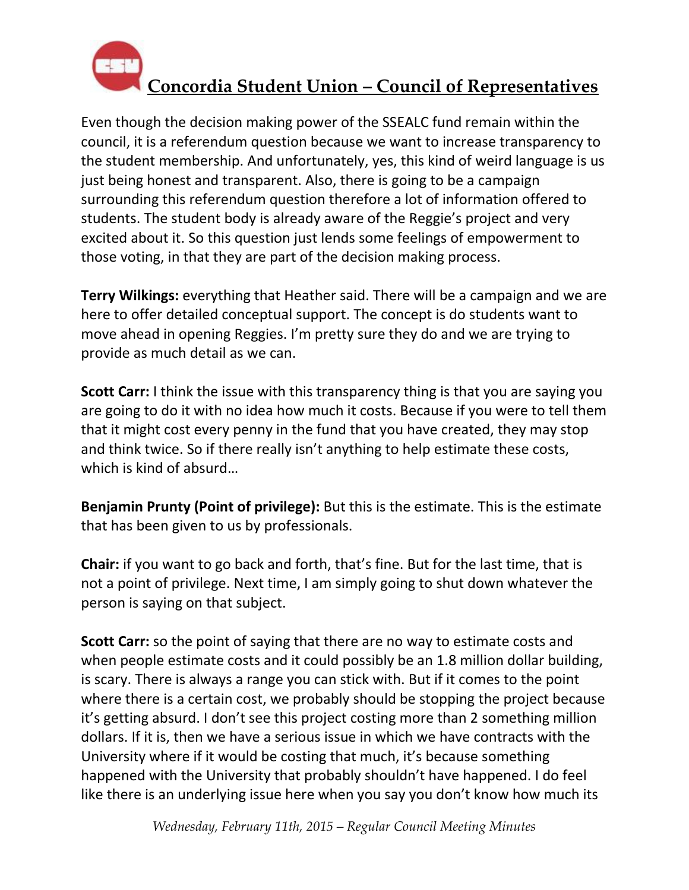Even though the decision making power of the SSEALC fund remain within the council, it is a referendum question because we want to increase transparency to the student membership. And unfortunately, yes, this kind of weird language is us just being honest and transparent. Also, there is going to be a campaign surrounding this referendum question therefore a lot of information offered to students. The student body is already aware of the Reggie's project and very excited about it. So this question just lends some feelings of empowerment to those voting, in that they are part of the decision making process.

**Terry Wilkings:** everything that Heather said. There will be a campaign and we are here to offer detailed conceptual support. The concept is do students want to move ahead in opening Reggies. I'm pretty sure they do and we are trying to provide as much detail as we can.

**Scott Carr:** I think the issue with this transparency thing is that you are saying you are going to do it with no idea how much it costs. Because if you were to tell them that it might cost every penny in the fund that you have created, they may stop and think twice. So if there really isn't anything to help estimate these costs, which is kind of absurd…

**Benjamin Prunty (Point of privilege):** But this is the estimate. This is the estimate that has been given to us by professionals.

**Chair:** if you want to go back and forth, that's fine. But for the last time, that is not a point of privilege. Next time, I am simply going to shut down whatever the person is saying on that subject.

**Scott Carr:** so the point of saying that there are no way to estimate costs and when people estimate costs and it could possibly be an 1.8 million dollar building, is scary. There is always a range you can stick with. But if it comes to the point where there is a certain cost, we probably should be stopping the project because it's getting absurd. I don't see this project costing more than 2 something million dollars. If it is, then we have a serious issue in which we have contracts with the University where if it would be costing that much, it's because something happened with the University that probably shouldn't have happened. I do feel like there is an underlying issue here when you say you don't know how much its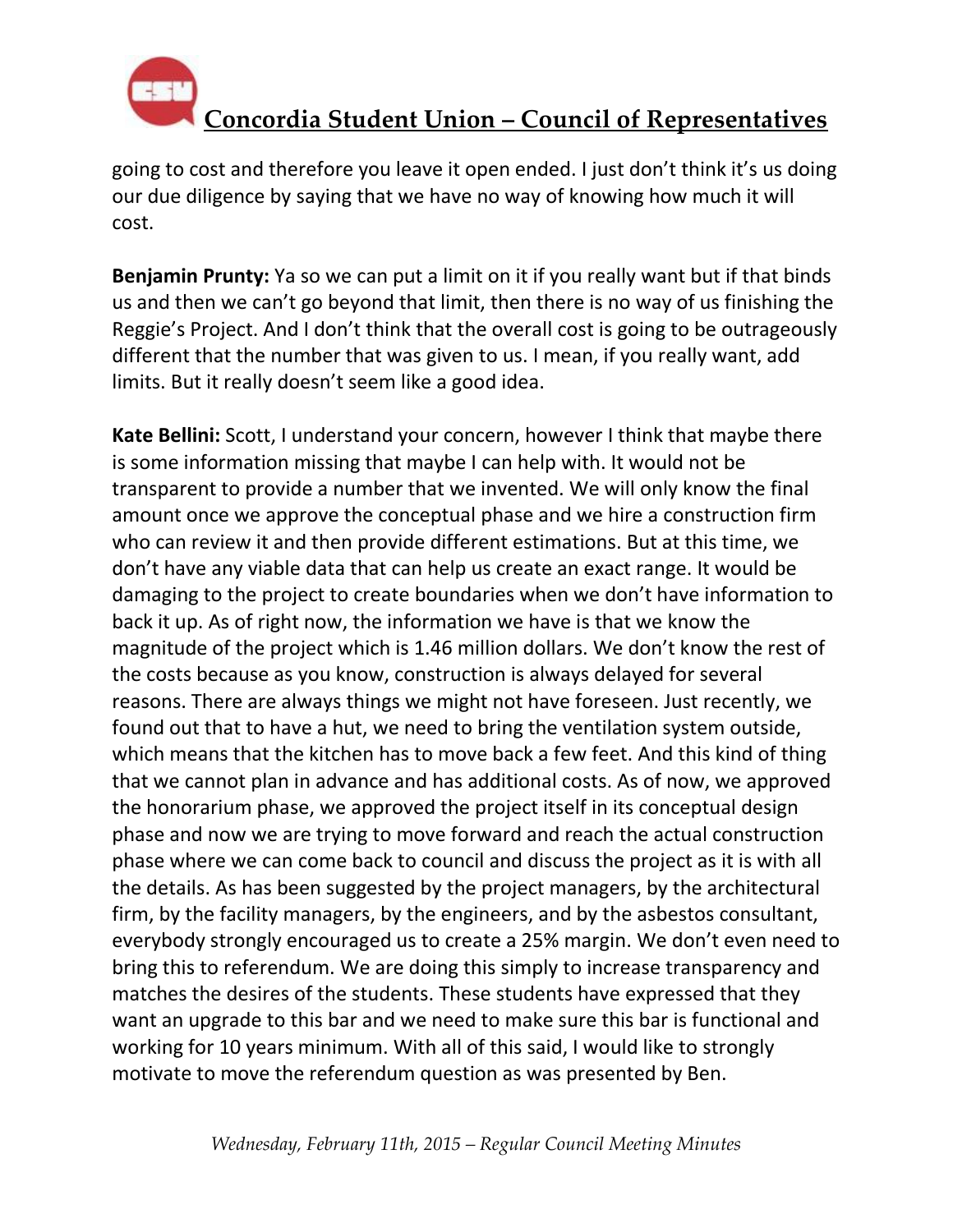going to cost and therefore you leave it open ended. I just don't think it's us doing our due diligence by saying that we have no way of knowing how much it will cost.

**Benjamin Prunty:** Ya so we can put a limit on it if you really want but if that binds us and then we can't go beyond that limit, then there is no way of us finishing the Reggie's Project. And I don't think that the overall cost is going to be outrageously different that the number that was given to us. I mean, if you really want, add limits. But it really doesn't seem like a good idea.

**Kate Bellini:** Scott, I understand your concern, however I think that maybe there is some information missing that maybe I can help with. It would not be transparent to provide a number that we invented. We will only know the final amount once we approve the conceptual phase and we hire a construction firm who can review it and then provide different estimations. But at this time, we don't have any viable data that can help us create an exact range. It would be damaging to the project to create boundaries when we don't have information to back it up. As of right now, the information we have is that we know the magnitude of the project which is 1.46 million dollars. We don't know the rest of the costs because as you know, construction is always delayed for several reasons. There are always things we might not have foreseen. Just recently, we found out that to have a hut, we need to bring the ventilation system outside, which means that the kitchen has to move back a few feet. And this kind of thing that we cannot plan in advance and has additional costs. As of now, we approved the honorarium phase, we approved the project itself in its conceptual design phase and now we are trying to move forward and reach the actual construction phase where we can come back to council and discuss the project as it is with all the details. As has been suggested by the project managers, by the architectural firm, by the facility managers, by the engineers, and by the asbestos consultant, everybody strongly encouraged us to create a 25% margin. We don't even need to bring this to referendum. We are doing this simply to increase transparency and matches the desires of the students. These students have expressed that they want an upgrade to this bar and we need to make sure this bar is functional and working for 10 years minimum. With all of this said, I would like to strongly motivate to move the referendum question as was presented by Ben.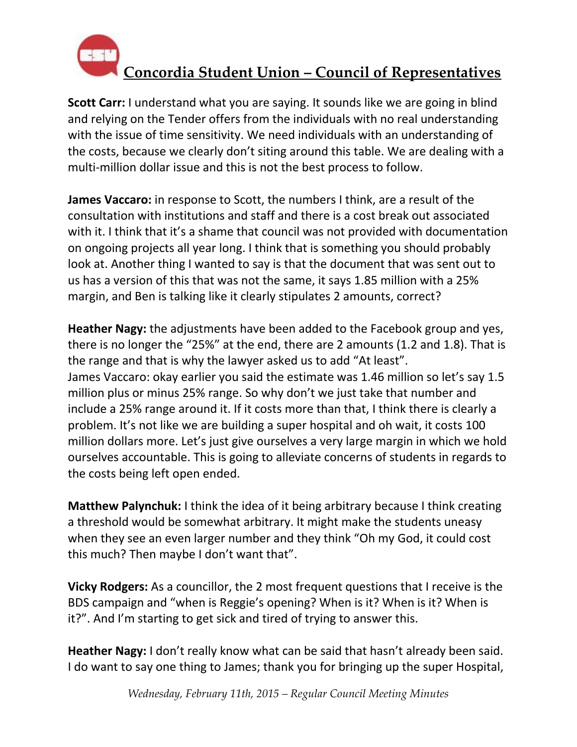**Scott Carr:** I understand what you are saying. It sounds like we are going in blind and relying on the Tender offers from the individuals with no real understanding with the issue of time sensitivity. We need individuals with an understanding of the costs, because we clearly don't siting around this table. We are dealing with a multi-million dollar issue and this is not the best process to follow.

**James Vaccaro:** in response to Scott, the numbers I think, are a result of the consultation with institutions and staff and there is a cost break out associated with it. I think that it's a shame that council was not provided with documentation on ongoing projects all year long. I think that is something you should probably look at. Another thing I wanted to say is that the document that was sent out to us has a version of this that was not the same, it says 1.85 million with a 25% margin, and Ben is talking like it clearly stipulates 2 amounts, correct?

**Heather Nagy:** the adjustments have been added to the Facebook group and yes, there is no longer the "25%" at the end, there are 2 amounts (1.2 and 1.8). That is the range and that is why the lawyer asked us to add "At least".
James Vaccaro: okay earlier you said the estimate was 1.46 million so let's say 1.5 million plus or minus 25% range. So why don't we just take that number and include a 25% range around it. If it costs more than that, I think there is clearly a problem. It's not like we are building a super hospital and oh wait, it costs 100 million dollars more. Let's just give ourselves a very large margin in which we hold ourselves accountable. This is going to alleviate concerns of students in regards to the costs being left open ended.

**Matthew Palynchuk:** I think the idea of it being arbitrary because I think creating a threshold would be somewhat arbitrary. It might make the students uneasy when they see an even larger number and they think "Oh my God, it could cost this much? Then maybe I don't want that".

**Vicky Rodgers:** As a councillor, the 2 most frequent questions that I receive is the BDS campaign and "when is Reggie's opening? When is it? When is it? When is it?". And I'm starting to get sick and tired of trying to answer this.

**Heather Nagy:** I don't really know what can be said that hasn't already been said. I do want to say one thing to James; thank you for bringing up the super Hospital,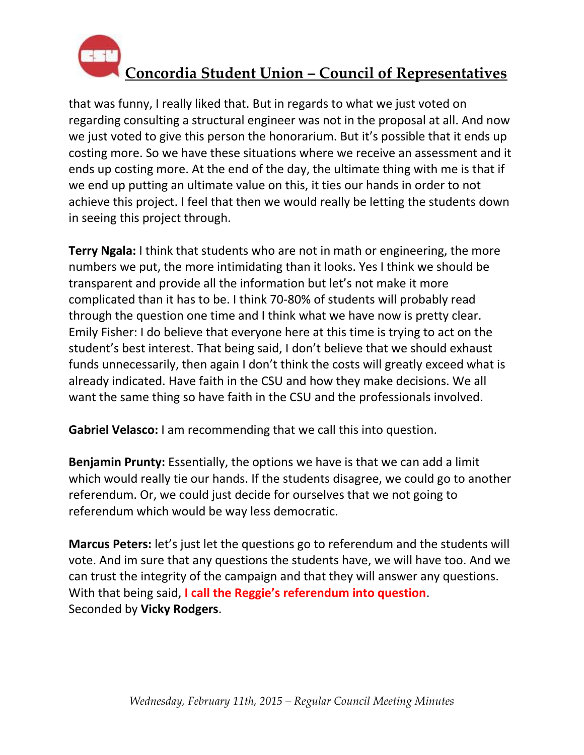that was funny, I really liked that. But in regards to what we just voted on regarding consulting a structural engineer was not in the proposal at all. And now we just voted to give this person the honorarium. But it's possible that it ends up costing more. So we have these situations where we receive an assessment and it ends up costing more. At the end of the day, the ultimate thing with me is that if we end up putting an ultimate value on this, it ties our hands in order to not achieve this project. I feel that then we would really be letting the students down in seeing this project through.

**Terry Ngala:** I think that students who are not in math or engineering, the more numbers we put, the more intimidating than it looks. Yes I think we should be transparent and provide all the information but let's not make it more complicated than it has to be. I think 70-80% of students will probably read through the question one time and I think what we have now is pretty clear. Emily Fisher: I do believe that everyone here at this time is trying to act on the student's best interest. That being said, I don't believe that we should exhaust funds unnecessarily, then again I don't think the costs will greatly exceed what is already indicated. Have faith in the CSU and how they make decisions. We all want the same thing so have faith in the CSU and the professionals involved.

**Gabriel Velasco:** I am recommending that we call this into question.

**Benjamin Prunty:** Essentially, the options we have is that we can add a limit which would really tie our hands. If the students disagree, we could go to another referendum. Or, we could just decide for ourselves that we not going to referendum which would be way less democratic.

**Marcus Peters:** let's just let the questions go to referendum and the students will vote. And im sure that any questions the students have, we will have too. And we can trust the integrity of the campaign and that they will answer any questions. With that being said, **I call the Reggie's referendum into question**.
Seconded by **Vicky Rodgers**.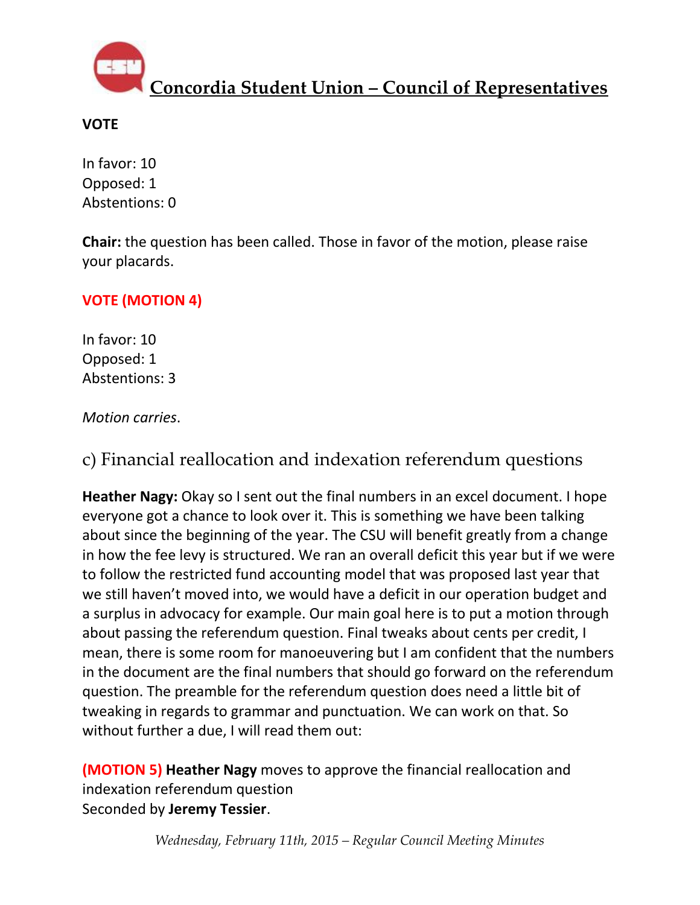**VOTE**

In favor: 10
Opposed: 1
Abstentions: 0

**Chair:** the question has been called. Those in favor of the motion, please raise your placards.

**VOTE (MOTION 4)**

In favor: 10
Opposed: 1
Abstentions: 3

*Motion carries*.

## c) Financial reallocation and indexation referendum questions

**Heather Nagy:** Okay so I sent out the final numbers in an excel document. I hope everyone got a chance to look over it. This is something we have been talking about since the beginning of the year. The CSU will benefit greatly from a change in how the fee levy is structured. We ran an overall deficit this year but if we were to follow the restricted fund accounting model that was proposed last year that we still haven't moved into, we would have a deficit in our operation budget and a surplus in advocacy for example. Our main goal here is to put a motion through about passing the referendum question. Final tweaks about cents per credit, I mean, there is some room for manoeuvering but I am confident that the numbers in the document are the final numbers that should go forward on the referendum question. The preamble for the referendum question does need a little bit of tweaking in regards to grammar and punctuation. We can work on that. So without further a due, I will read them out:

**(MOTION 5) Heather Nagy** moves to approve the financial reallocation and indexation referendum question
Seconded by **Jeremy Tessier**.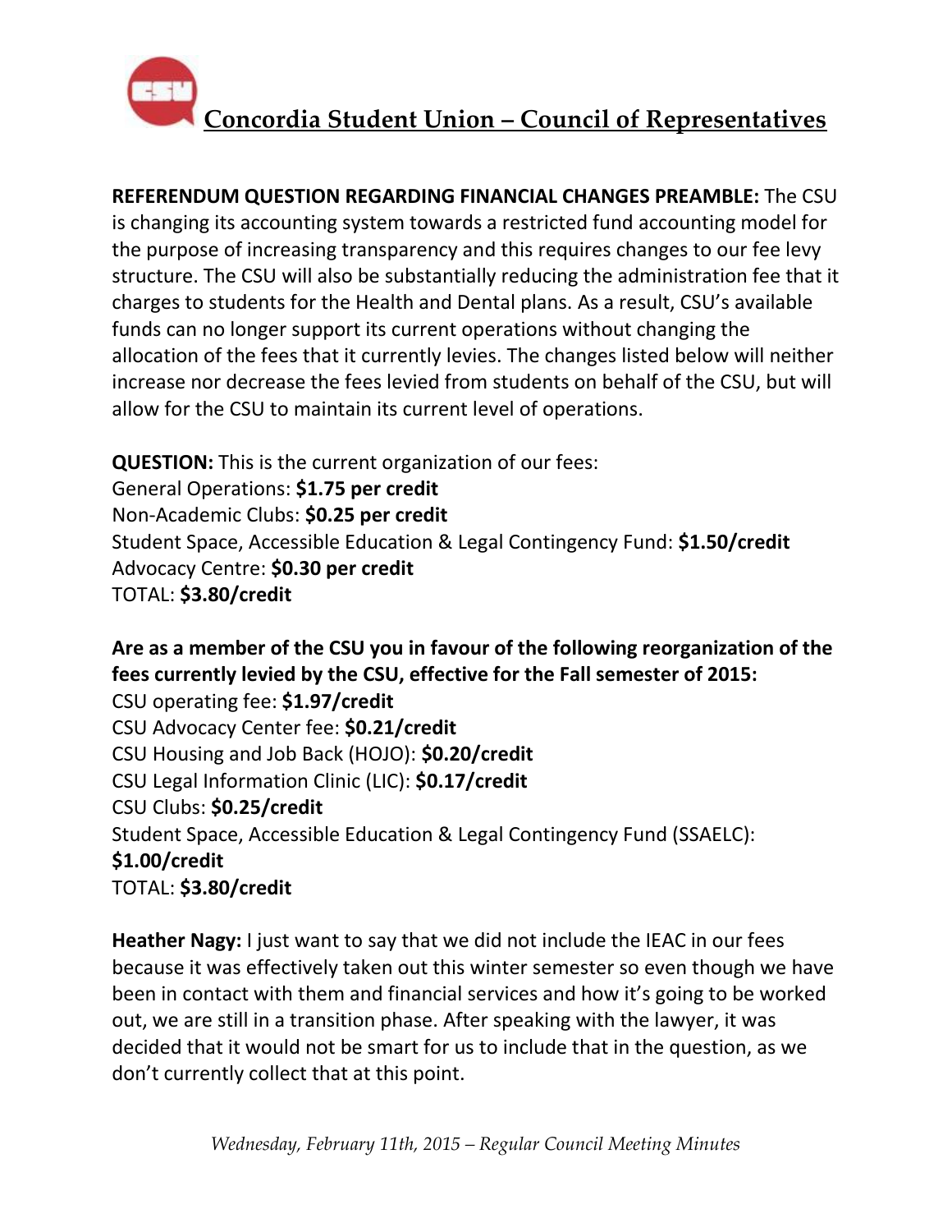**REFERENDUM QUESTION REGARDING FINANCIAL CHANGES PREAMBLE:** The CSU is changing its accounting system towards a restricted fund accounting model for the purpose of increasing transparency and this requires changes to our fee levy structure. The CSU will also be substantially reducing the administration fee that it charges to students for the Health and Dental plans. As a result, CSU's available funds can no longer support its current operations without changing the allocation of the fees that it currently levies. The changes listed below will neither increase nor decrease the fees levied from students on behalf of the CSU, but will allow for the CSU to maintain its current level of operations.

**QUESTION:** This is the current organization of our fees:
General Operations: **$1.75 per credit**
Non-Academic Clubs: **$0.25 per credit**
Student Space, Accessible Education & Legal Contingency Fund: **$1.50/credit**
Advocacy Centre: **$0.30 per credit**
TOTAL: **$3.80/credit**

**Are as a member of the CSU you in favour of the following reorganization of the fees currently levied by the CSU, effective for the Fall semester of 2015:**
CSU operating fee: **$1.97/credit**
CSU Advocacy Center fee: **$0.21/credit**
CSU Housing and Job Back (HOJO): **$0.20/credit**
CSU Legal Information Clinic (LIC): **$0.17/credit**
CSU Clubs: **$0.25/credit**
Student Space, Accessible Education & Legal Contingency Fund (SSAELC): **$1.00/credit**
TOTAL: **$3.80/credit**

**Heather Nagy:** I just want to say that we did not include the IEAC in our fees because it was effectively taken out this winter semester so even though we have been in contact with them and financial services and how it's going to be worked out, we are still in a transition phase. After speaking with the lawyer, it was decided that it would not be smart for us to include that in the question, as we don't currently collect that at this point.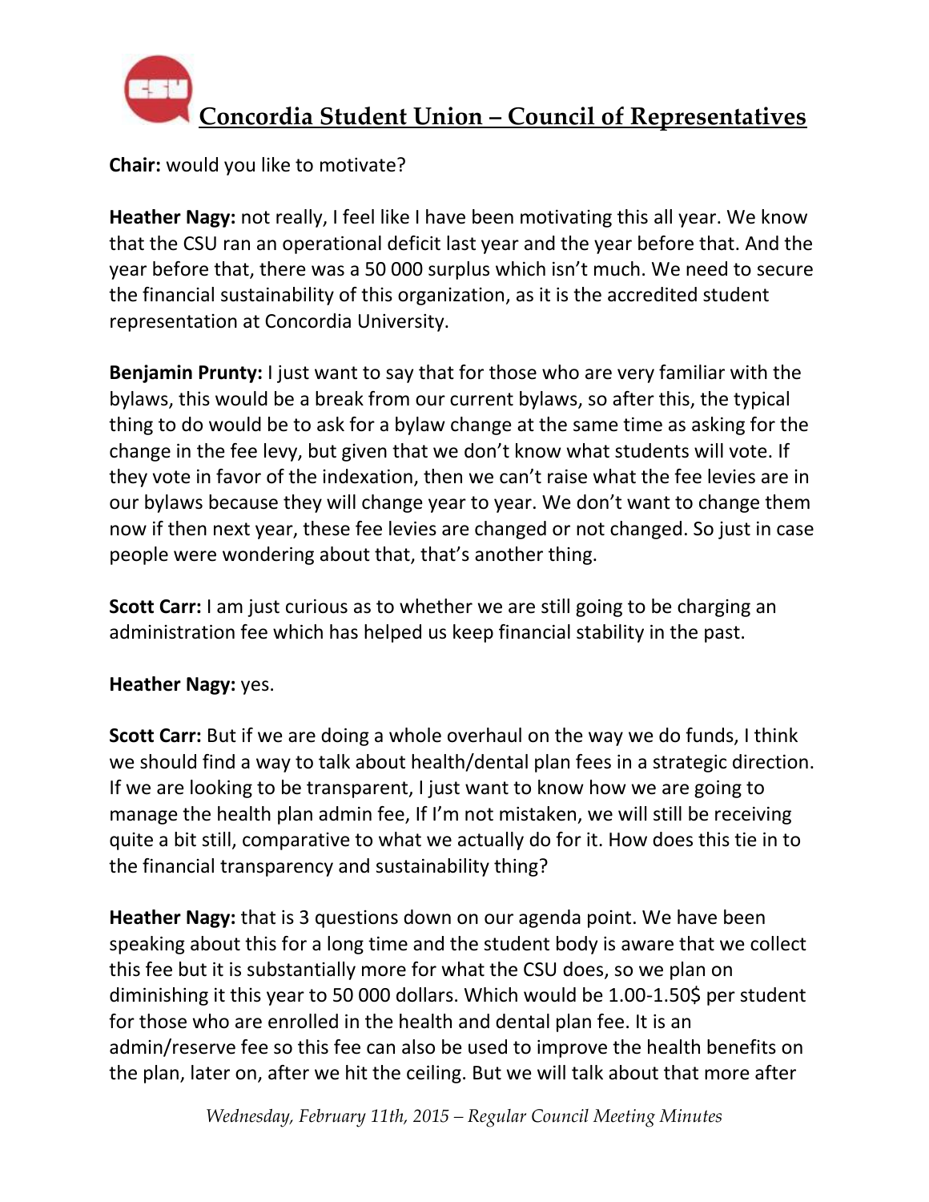**Chair:** would you like to motivate?

**Heather Nagy:** not really, I feel like I have been motivating this all year. We know that the CSU ran an operational deficit last year and the year before that. And the year before that, there was a 50 000 surplus which isn't much. We need to secure the financial sustainability of this organization, as it is the accredited student representation at Concordia University.

**Benjamin Prunty:** I just want to say that for those who are very familiar with the bylaws, this would be a break from our current bylaws, so after this, the typical thing to do would be to ask for a bylaw change at the same time as asking for the change in the fee levy, but given that we don't know what students will vote. If they vote in favor of the indexation, then we can't raise what the fee levies are in our bylaws because they will change year to year. We don't want to change them now if then next year, these fee levies are changed or not changed. So just in case people were wondering about that, that's another thing.

**Scott Carr:** I am just curious as to whether we are still going to be charging an administration fee which has helped us keep financial stability in the past.

**Heather Nagy:** yes.

**Scott Carr:** But if we are doing a whole overhaul on the way we do funds, I think we should find a way to talk about health/dental plan fees in a strategic direction. If we are looking to be transparent, I just want to know how we are going to manage the health plan admin fee, If I'm not mistaken, we will still be receiving quite a bit still, comparative to what we actually do for it. How does this tie in to the financial transparency and sustainability thing?

**Heather Nagy:** that is 3 questions down on our agenda point. We have been speaking about this for a long time and the student body is aware that we collect this fee but it is substantially more for what the CSU does, so we plan on diminishing it this year to 50 000 dollars. Which would be 1.00-1.50$ per student for those who are enrolled in the health and dental plan fee. It is an admin/reserve fee so this fee can also be used to improve the health benefits on the plan, later on, after we hit the ceiling. But we will talk about that more after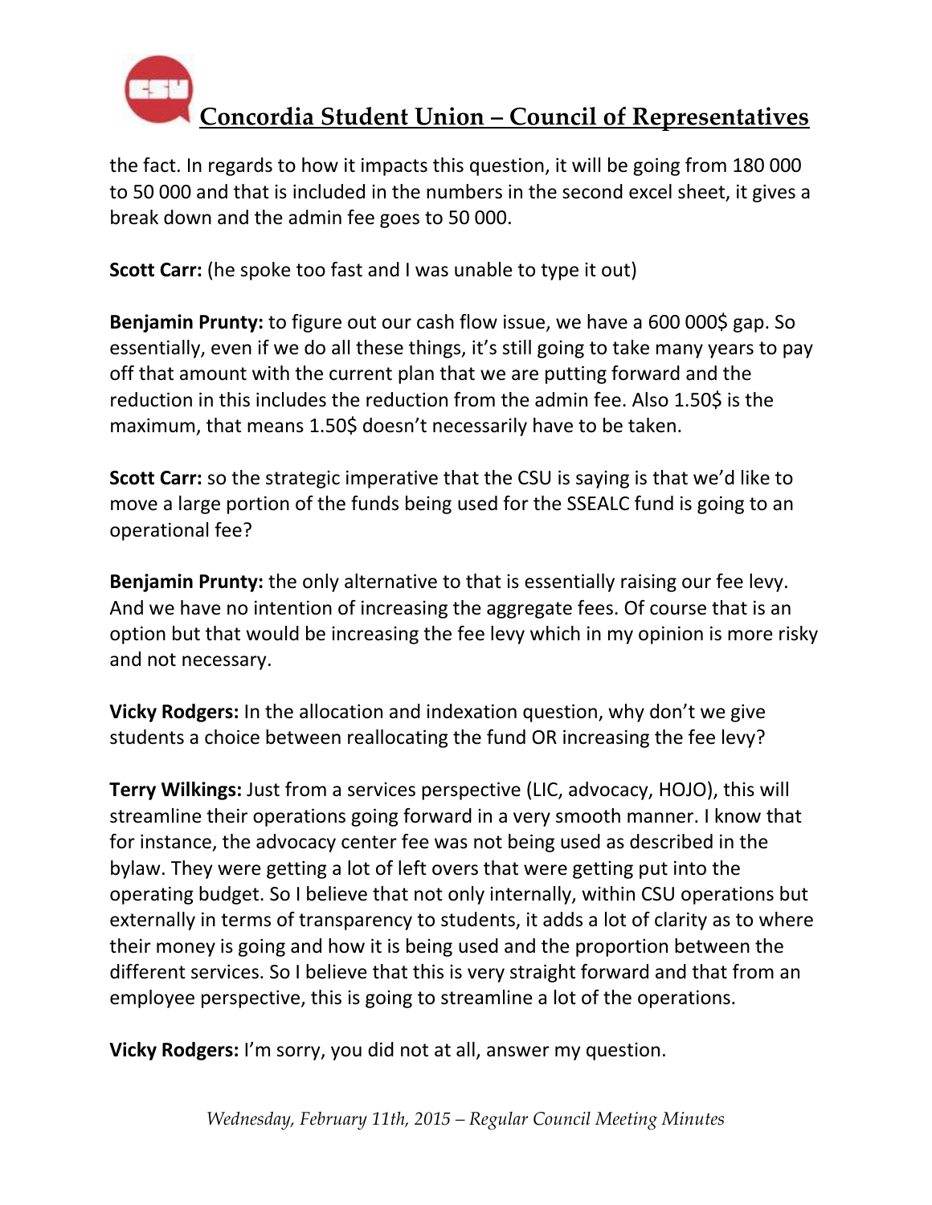the fact. In regards to how it impacts this question, it will be going from 180 000 to 50 000 and that is included in the numbers in the second excel sheet, it gives a break down and the admin fee goes to 50 000.

**Scott Carr:** (he spoke too fast and I was unable to type it out)

**Benjamin Prunty:** to figure out our cash flow issue, we have a 600 000$ gap. So essentially, even if we do all these things, it's still going to take many years to pay off that amount with the current plan that we are putting forward and the reduction in this includes the reduction from the admin fee. Also 1.50$ is the maximum, that means 1.50$ doesn't necessarily have to be taken.

**Scott Carr:** so the strategic imperative that the CSU is saying is that we'd like to move a large portion of the funds being used for the SSEALC fund is going to an operational fee?

**Benjamin Prunty:** the only alternative to that is essentially raising our fee levy. And we have no intention of increasing the aggregate fees. Of course that is an option but that would be increasing the fee levy which in my opinion is more risky and not necessary.

**Vicky Rodgers:** In the allocation and indexation question, why don't we give students a choice between reallocating the fund OR increasing the fee levy?

**Terry Wilkings:** Just from a services perspective (LIC, advocacy, HOJO), this will streamline their operations going forward in a very smooth manner. I know that for instance, the advocacy center fee was not being used as described in the bylaw. They were getting a lot of left overs that were getting put into the operating budget. So I believe that not only internally, within CSU operations but externally in terms of transparency to students, it adds a lot of clarity as to where their money is going and how it is being used and the proportion between the different services. So I believe that this is very straight forward and that from an employee perspective, this is going to streamline a lot of the operations.

**Vicky Rodgers:** I'm sorry, you did not at all, answer my question.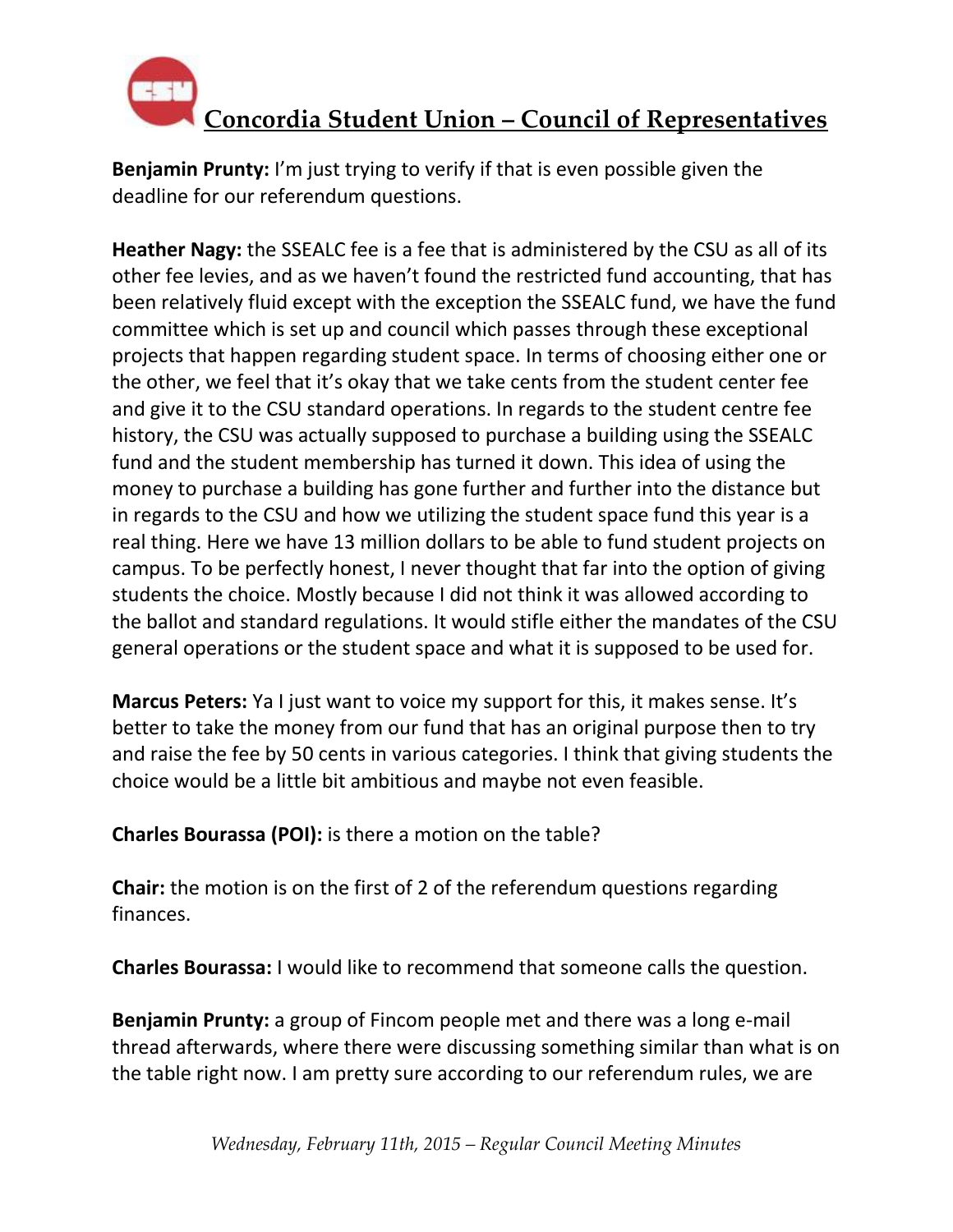**Benjamin Prunty:** I'm just trying to verify if that is even possible given the deadline for our referendum questions.

**Heather Nagy:** the SSEALC fee is a fee that is administered by the CSU as all of its other fee levies, and as we haven't found the restricted fund accounting, that has been relatively fluid except with the exception the SSEALC fund, we have the fund committee which is set up and council which passes through these exceptional projects that happen regarding student space. In terms of choosing either one or the other, we feel that it's okay that we take cents from the student center fee and give it to the CSU standard operations. In regards to the student centre fee history, the CSU was actually supposed to purchase a building using the SSEALC fund and the student membership has turned it down. This idea of using the money to purchase a building has gone further and further into the distance but in regards to the CSU and how we utilizing the student space fund this year is a real thing. Here we have 13 million dollars to be able to fund student projects on campus. To be perfectly honest, I never thought that far into the option of giving students the choice. Mostly because I did not think it was allowed according to the ballot and standard regulations. It would stifle either the mandates of the CSU general operations or the student space and what it is supposed to be used for.

**Marcus Peters:** Ya I just want to voice my support for this, it makes sense. It's better to take the money from our fund that has an original purpose then to try and raise the fee by 50 cents in various categories. I think that giving students the choice would be a little bit ambitious and maybe not even feasible.

**Charles Bourassa (POI):** is there a motion on the table?

**Chair:** the motion is on the first of 2 of the referendum questions regarding finances.

**Charles Bourassa:** I would like to recommend that someone calls the question.

**Benjamin Prunty:** a group of Fincom people met and there was a long e-mail thread afterwards, where there were discussing something similar than what is on the table right now. I am pretty sure according to our referendum rules, we are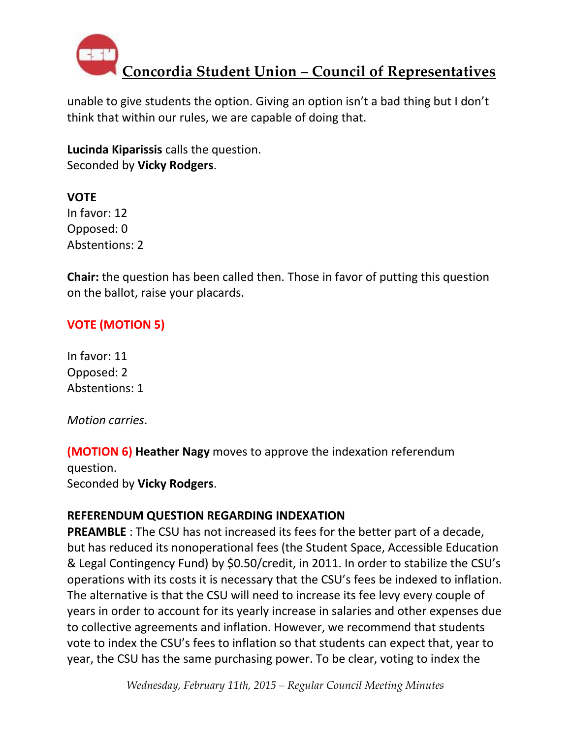unable to give students the option. Giving an option isn't a bad thing but I don't think that within our rules, we are capable of doing that.

**Lucinda Kiparissis** calls the question.
Seconded by **Vicky Rodgers**.

**VOTE**
In favor: 12
Opposed: 0
Abstentions: 2

**Chair:** the question has been called then. Those in favor of putting this question on the ballot, raise your placards.

**VOTE (MOTION 5)**

In favor: 11
Opposed: 2
Abstentions: 1

*Motion carries*.

**(MOTION 6) Heather Nagy** moves to approve the indexation referendum question.
Seconded by **Vicky Rodgers**.

**REFERENDUM QUESTION REGARDING INDEXATION**
**PREAMBLE** : The CSU has not increased its fees for the better part of a decade, but has reduced its nonoperational fees (the Student Space, Accessible Education & Legal Contingency Fund) by $0.50/credit, in 2011. In order to stabilize the CSU's operations with its costs it is necessary that the CSU's fees be indexed to inflation. The alternative is that the CSU will need to increase its fee levy every couple of years in order to account for its yearly increase in salaries and other expenses due to collective agreements and inflation. However, we recommend that students vote to index the CSU's fees to inflation so that students can expect that, year to year, the CSU has the same purchasing power. To be clear, voting to index the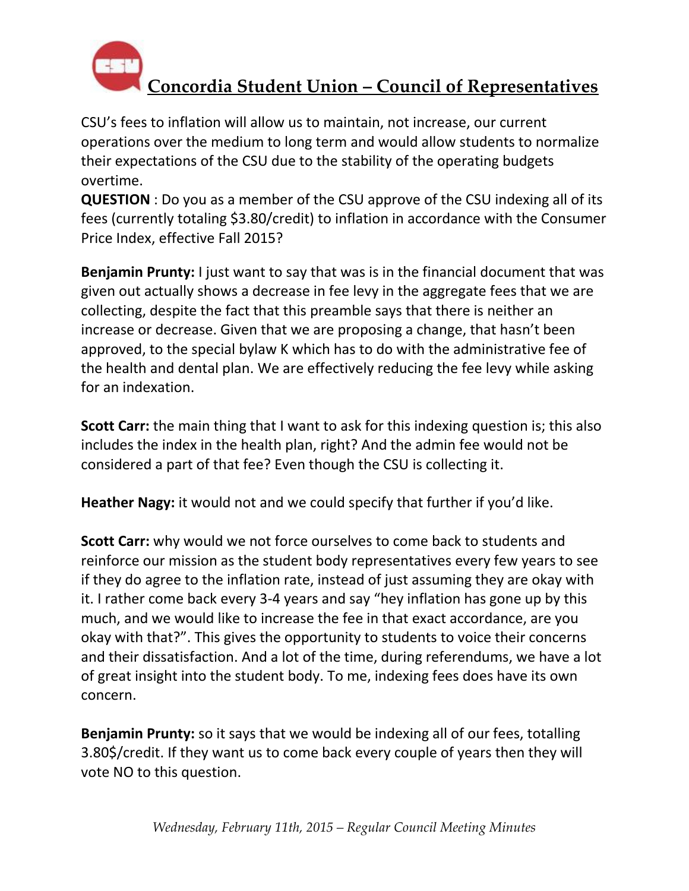CSU's fees to inflation will allow us to maintain, not increase, our current operations over the medium to long term and would allow students to normalize their expectations of the CSU due to the stability of the operating budgets overtime.

**QUESTION** : Do you as a member of the CSU approve of the CSU indexing all of its fees (currently totaling $3.80/credit) to inflation in accordance with the Consumer Price Index, effective Fall 2015?

**Benjamin Prunty:** I just want to say that was is in the financial document that was given out actually shows a decrease in fee levy in the aggregate fees that we are collecting, despite the fact that this preamble says that there is neither an increase or decrease. Given that we are proposing a change, that hasn't been approved, to the special bylaw K which has to do with the administrative fee of the health and dental plan. We are effectively reducing the fee levy while asking for an indexation.

**Scott Carr:** the main thing that I want to ask for this indexing question is; this also includes the index in the health plan, right? And the admin fee would not be considered a part of that fee? Even though the CSU is collecting it.

**Heather Nagy:** it would not and we could specify that further if you'd like.

**Scott Carr:** why would we not force ourselves to come back to students and reinforce our mission as the student body representatives every few years to see if they do agree to the inflation rate, instead of just assuming they are okay with it. I rather come back every 3-4 years and say "hey inflation has gone up by this much, and we would like to increase the fee in that exact accordance, are you okay with that?". This gives the opportunity to students to voice their concerns and their dissatisfaction. And a lot of the time, during referendums, we have a lot of great insight into the student body. To me, indexing fees does have its own concern.

**Benjamin Prunty:** so it says that we would be indexing all of our fees, totalling 3.80$/credit. If they want us to come back every couple of years then they will vote NO to this question.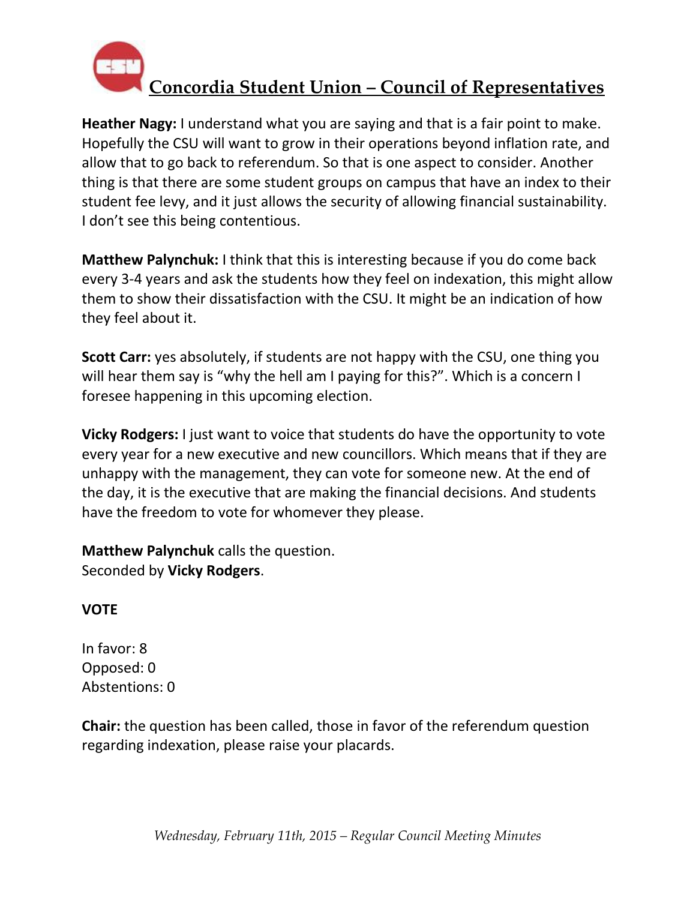**Heather Nagy:** I understand what you are saying and that is a fair point to make. Hopefully the CSU will want to grow in their operations beyond inflation rate, and allow that to go back to referendum. So that is one aspect to consider. Another thing is that there are some student groups on campus that have an index to their student fee levy, and it just allows the security of allowing financial sustainability. I don't see this being contentious.

**Matthew Palynchuk:** I think that this is interesting because if you do come back every 3-4 years and ask the students how they feel on indexation, this might allow them to show their dissatisfaction with the CSU. It might be an indication of how they feel about it.

**Scott Carr:** yes absolutely, if students are not happy with the CSU, one thing you will hear them say is "why the hell am I paying for this?". Which is a concern I foresee happening in this upcoming election.

**Vicky Rodgers:** I just want to voice that students do have the opportunity to vote every year for a new executive and new councillors. Which means that if they are unhappy with the management, they can vote for someone new. At the end of the day, it is the executive that are making the financial decisions. And students have the freedom to vote for whomever they please.

**Matthew Palynchuk** calls the question.
Seconded by **Vicky Rodgers**.

**VOTE**

In favor: 8
Opposed: 0
Abstentions: 0

**Chair:** the question has been called, those in favor of the referendum question regarding indexation, please raise your placards.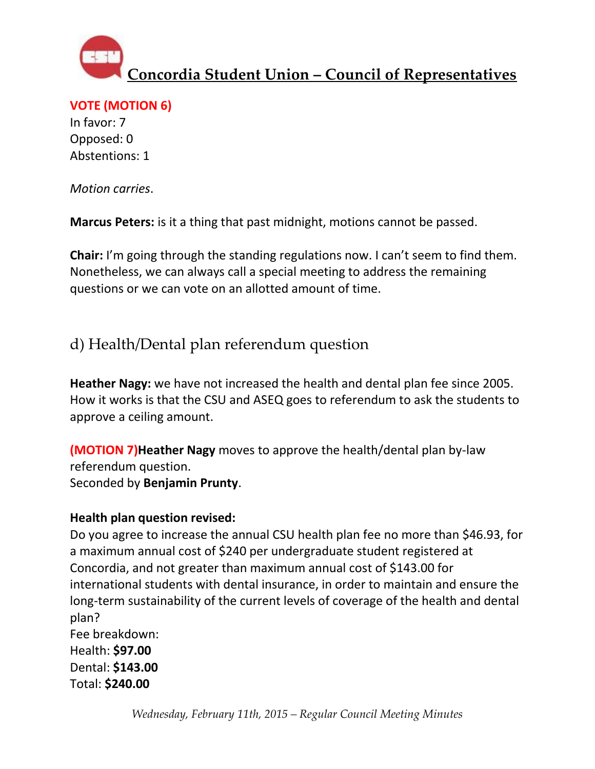**VOTE (MOTION 6)**
In favor: 7
Opposed: 0
Abstentions: 1

*Motion carries*.

**Marcus Peters:** is it a thing that past midnight, motions cannot be passed.

**Chair:** I'm going through the standing regulations now. I can't seem to find them. Nonetheless, we can always call a special meeting to address the remaining questions or we can vote on an allotted amount of time.

## d) Health/Dental plan referendum question

**Heather Nagy:** we have not increased the health and dental plan fee since 2005. How it works is that the CSU and ASEQ goes to referendum to ask the students to approve a ceiling amount.

**(MOTION 7)Heather Nagy** moves to approve the health/dental plan by-law referendum question.
Seconded by **Benjamin Prunty**.

**Health plan question revised:**
Do you agree to increase the annual CSU health plan fee no more than $46.93, for a maximum annual cost of $240 per undergraduate student registered at Concordia, and not greater than maximum annual cost of $143.00 for international students with dental insurance, in order to maintain and ensure the long-term sustainability of the current levels of coverage of the health and dental plan?
Fee breakdown:
Health: **$97.00**
Dental: **$143.00**
Total: **$240.00**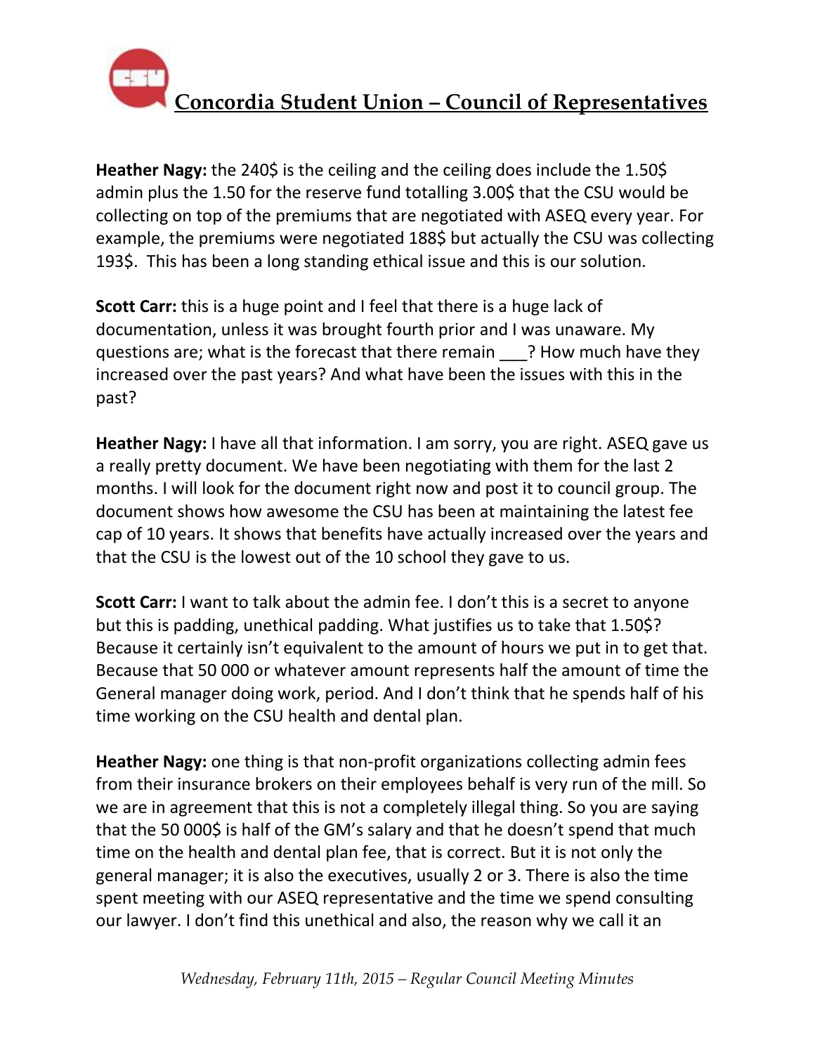**Heather Nagy:** the 240$ is the ceiling and the ceiling does include the 1.50$ admin plus the 1.50 for the reserve fund totalling 3.00$ that the CSU would be collecting on top of the premiums that are negotiated with ASEQ every year. For example, the premiums were negotiated 188$ but actually the CSU was collecting 193$. This has been a long standing ethical issue and this is our solution.

**Scott Carr:** this is a huge point and I feel that there is a huge lack of documentation, unless it was brought fourth prior and I was unaware. My questions are; what is the forecast that there remain ___? How much have they increased over the past years? And what have been the issues with this in the past?

**Heather Nagy:** I have all that information. I am sorry, you are right. ASEQ gave us a really pretty document. We have been negotiating with them for the last 2 months. I will look for the document right now and post it to council group. The document shows how awesome the CSU has been at maintaining the latest fee cap of 10 years. It shows that benefits have actually increased over the years and that the CSU is the lowest out of the 10 school they gave to us.

**Scott Carr:** I want to talk about the admin fee. I don't this is a secret to anyone but this is padding, unethical padding. What justifies us to take that 1.50$? Because it certainly isn't equivalent to the amount of hours we put in to get that. Because that 50 000 or whatever amount represents half the amount of time the General manager doing work, period. And I don't think that he spends half of his time working on the CSU health and dental plan.

**Heather Nagy:** one thing is that non-profit organizations collecting admin fees from their insurance brokers on their employees behalf is very run of the mill. So we are in agreement that this is not a completely illegal thing. So you are saying that the 50 000$ is half of the GM's salary and that he doesn't spend that much time on the health and dental plan fee, that is correct. But it is not only the general manager; it is also the executives, usually 2 or 3. There is also the time spent meeting with our ASEQ representative and the time we spend consulting our lawyer. I don't find this unethical and also, the reason why we call it an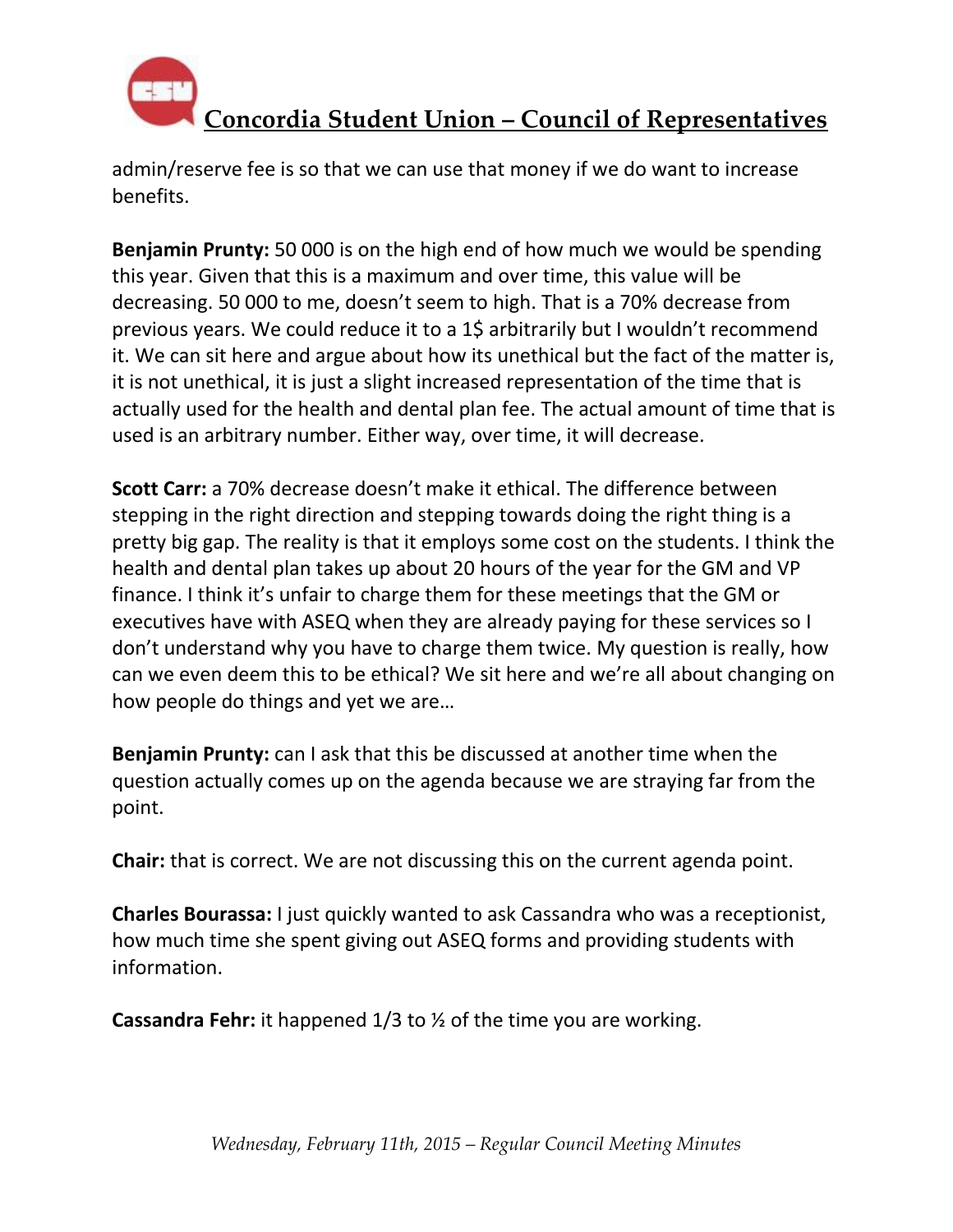admin/reserve fee is so that we can use that money if we do want to increase benefits.

**Benjamin Prunty:** 50 000 is on the high end of how much we would be spending this year. Given that this is a maximum and over time, this value will be decreasing. 50 000 to me, doesn't seem to high. That is a 70% decrease from previous years. We could reduce it to a 1$ arbitrarily but I wouldn't recommend it. We can sit here and argue about how its unethical but the fact of the matter is, it is not unethical, it is just a slight increased representation of the time that is actually used for the health and dental plan fee. The actual amount of time that is used is an arbitrary number. Either way, over time, it will decrease.

**Scott Carr:** a 70% decrease doesn't make it ethical. The difference between stepping in the right direction and stepping towards doing the right thing is a pretty big gap. The reality is that it employs some cost on the students. I think the health and dental plan takes up about 20 hours of the year for the GM and VP finance. I think it's unfair to charge them for these meetings that the GM or executives have with ASEQ when they are already paying for these services so I don't understand why you have to charge them twice. My question is really, how can we even deem this to be ethical? We sit here and we're all about changing on how people do things and yet we are…

**Benjamin Prunty:** can I ask that this be discussed at another time when the question actually comes up on the agenda because we are straying far from the point.

**Chair:** that is correct. We are not discussing this on the current agenda point.

**Charles Bourassa:** I just quickly wanted to ask Cassandra who was a receptionist, how much time she spent giving out ASEQ forms and providing students with information.

**Cassandra Fehr:** it happened 1/3 to ½ of the time you are working.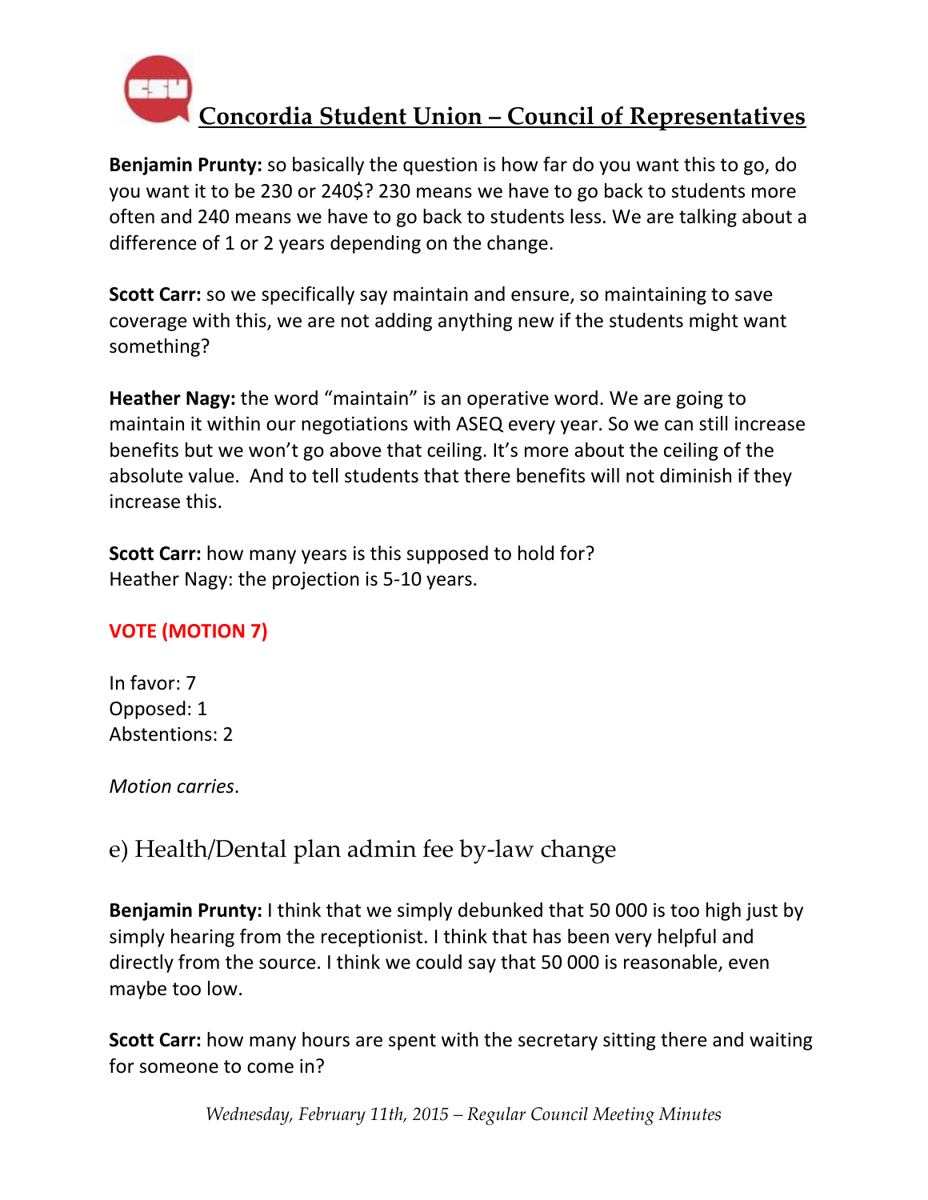**Benjamin Prunty:** so basically the question is how far do you want this to go, do you want it to be 230 or 240$? 230 means we have to go back to students more often and 240 means we have to go back to students less. We are talking about a difference of 1 or 2 years depending on the change.

**Scott Carr:** so we specifically say maintain and ensure, so maintaining to save coverage with this, we are not adding anything new if the students might want something?

**Heather Nagy:** the word "maintain" is an operative word. We are going to maintain it within our negotiations with ASEQ every year. So we can still increase benefits but we won't go above that ceiling. It's more about the ceiling of the absolute value. And to tell students that there benefits will not diminish if they increase this.

**Scott Carr:** how many years is this supposed to hold for?
Heather Nagy: the projection is 5-10 years.

**VOTE (MOTION 7)**

In favor: 7
Opposed: 1
Abstentions: 2

*Motion carries*.

## e) Health/Dental plan admin fee by-law change

**Benjamin Prunty:** I think that we simply debunked that 50 000 is too high just by simply hearing from the receptionist. I think that has been very helpful and directly from the source. I think we could say that 50 000 is reasonable, even maybe too low.

**Scott Carr:** how many hours are spent with the secretary sitting there and waiting for someone to come in?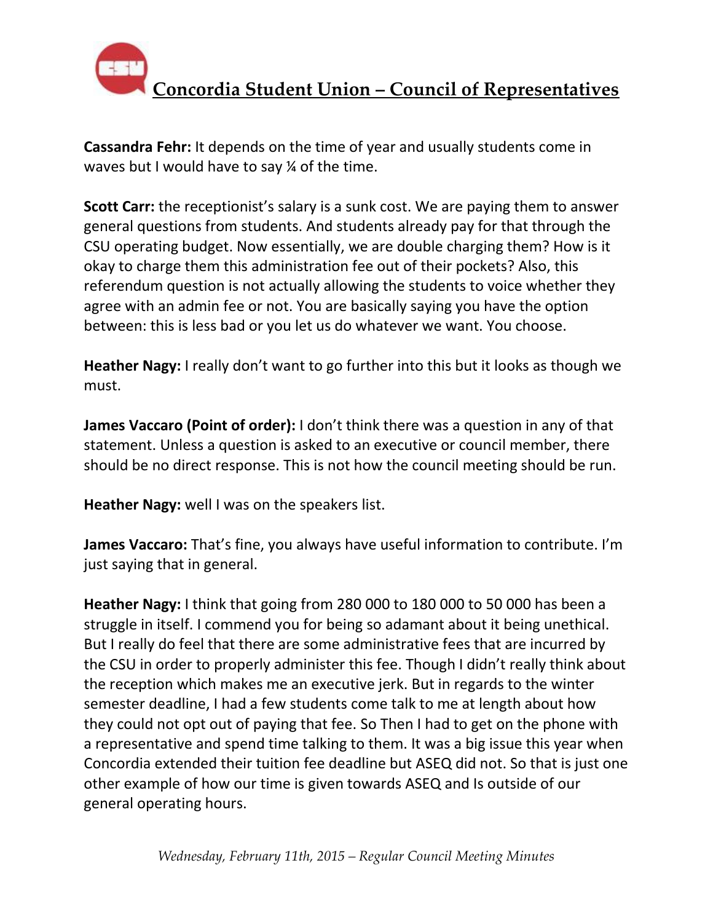**Cassandra Fehr:** It depends on the time of year and usually students come in waves but I would have to say ¼ of the time.

**Scott Carr:** the receptionist's salary is a sunk cost. We are paying them to answer general questions from students. And students already pay for that through the CSU operating budget. Now essentially, we are double charging them? How is it okay to charge them this administration fee out of their pockets? Also, this referendum question is not actually allowing the students to voice whether they agree with an admin fee or not. You are basically saying you have the option between: this is less bad or you let us do whatever we want. You choose.

**Heather Nagy:** I really don't want to go further into this but it looks as though we must.

**James Vaccaro (Point of order):** I don't think there was a question in any of that statement. Unless a question is asked to an executive or council member, there should be no direct response. This is not how the council meeting should be run.

**Heather Nagy:** well I was on the speakers list.

**James Vaccaro:** That's fine, you always have useful information to contribute. I'm just saying that in general.

**Heather Nagy:** I think that going from 280 000 to 180 000 to 50 000 has been a struggle in itself. I commend you for being so adamant about it being unethical. But I really do feel that there are some administrative fees that are incurred by the CSU in order to properly administer this fee. Though I didn't really think about the reception which makes me an executive jerk. But in regards to the winter semester deadline, I had a few students come talk to me at length about how they could not opt out of paying that fee. So Then I had to get on the phone with a representative and spend time talking to them. It was a big issue this year when Concordia extended their tuition fee deadline but ASEQ did not. So that is just one other example of how our time is given towards ASEQ and Is outside of our general operating hours.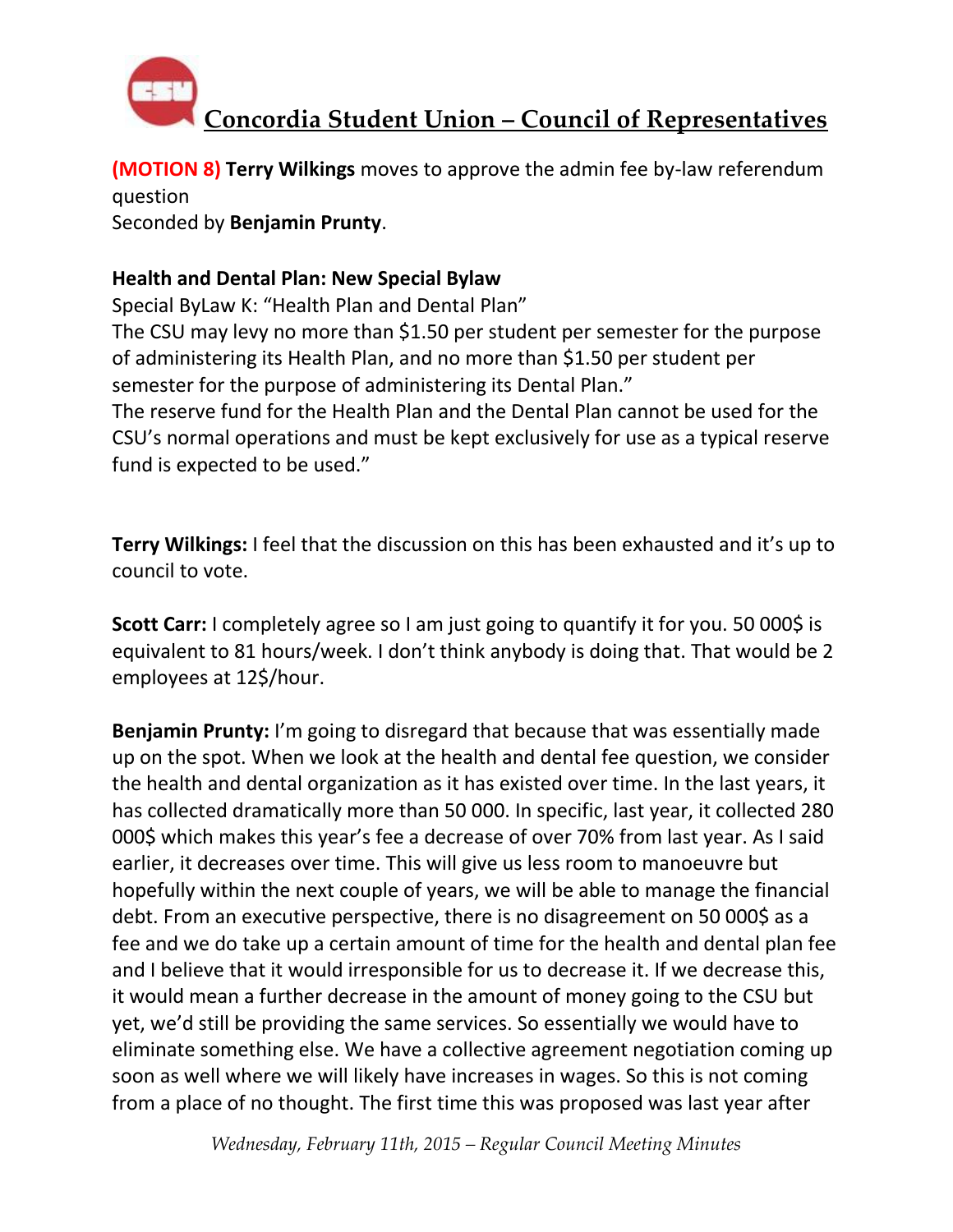**(MOTION 8) Terry Wilkings** moves to approve the admin fee by-law referendum question
Seconded by **Benjamin Prunty**.

**Health and Dental Plan: New Special Bylaw**
Special ByLaw K: "Health Plan and Dental Plan"
The CSU may levy no more than $1.50 per student per semester for the purpose of administering its Health Plan, and no more than $1.50 per student per semester for the purpose of administering its Dental Plan."
The reserve fund for the Health Plan and the Dental Plan cannot be used for the CSU's normal operations and must be kept exclusively for use as a typical reserve fund is expected to be used."

**Terry Wilkings:** I feel that the discussion on this has been exhausted and it's up to council to vote.

**Scott Carr:** I completely agree so I am just going to quantify it for you. 50 000$ is equivalent to 81 hours/week. I don't think anybody is doing that. That would be 2 employees at 12$/hour.

**Benjamin Prunty:** I'm going to disregard that because that was essentially made up on the spot. When we look at the health and dental fee question, we consider the health and dental organization as it has existed over time. In the last years, it has collected dramatically more than 50 000. In specific, last year, it collected 280 000$ which makes this year's fee a decrease of over 70% from last year. As I said earlier, it decreases over time. This will give us less room to manoeuvre but hopefully within the next couple of years, we will be able to manage the financial debt. From an executive perspective, there is no disagreement on 50 000$ as a fee and we do take up a certain amount of time for the health and dental plan fee and I believe that it would irresponsible for us to decrease it. If we decrease this, it would mean a further decrease in the amount of money going to the CSU but yet, we'd still be providing the same services. So essentially we would have to eliminate something else. We have a collective agreement negotiation coming up soon as well where we will likely have increases in wages. So this is not coming from a place of no thought. The first time this was proposed was last year after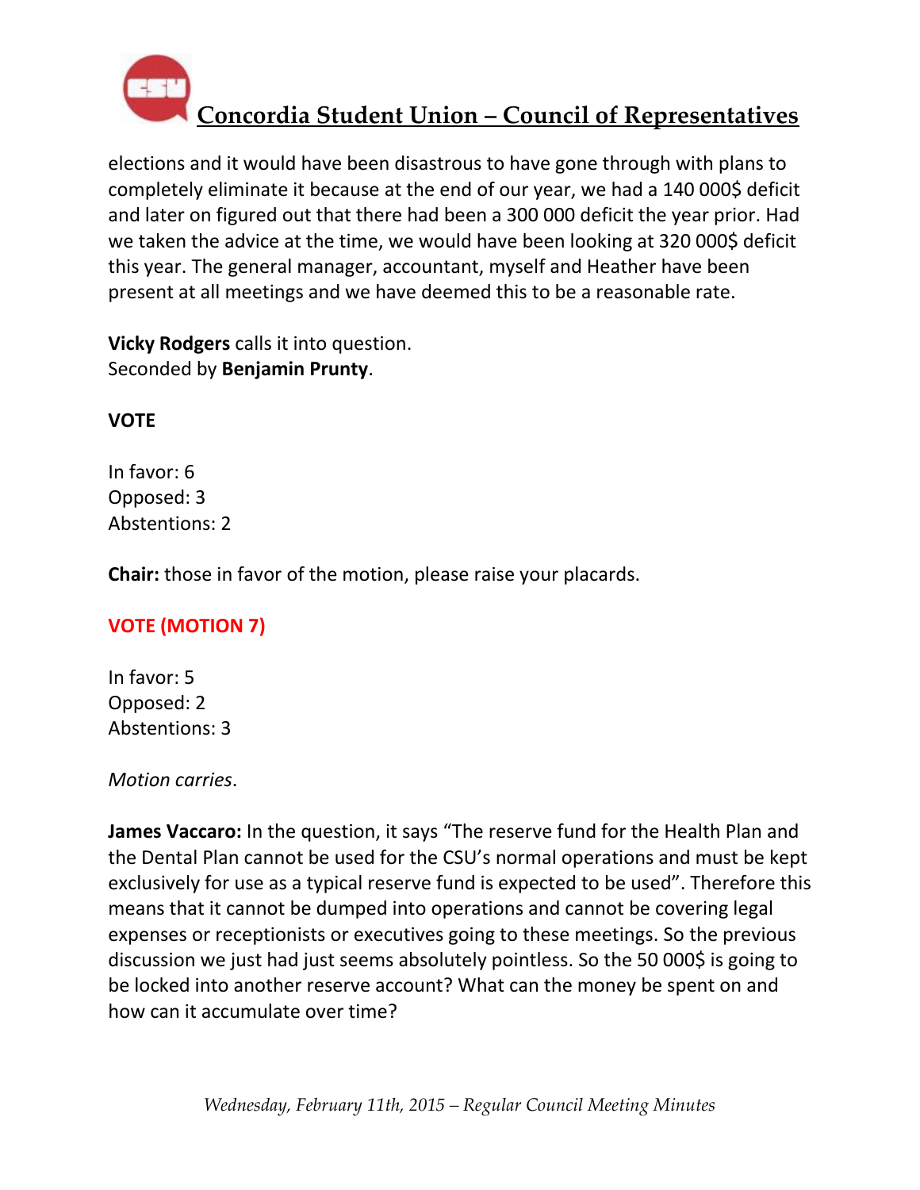elections and it would have been disastrous to have gone through with plans to completely eliminate it because at the end of our year, we had a 140 000$ deficit and later on figured out that there had been a 300 000 deficit the year prior. Had we taken the advice at the time, we would have been looking at 320 000$ deficit this year. The general manager, accountant, myself and Heather have been present at all meetings and we have deemed this to be a reasonable rate.

**Vicky Rodgers** calls it into question.
Seconded by **Benjamin Prunty**.

**VOTE**

In favor: 6
Opposed: 3
Abstentions: 2

**Chair:** those in favor of the motion, please raise your placards.

**VOTE (MOTION 7)**

In favor: 5
Opposed: 2
Abstentions: 3

*Motion carries*.

**James Vaccaro:** In the question, it says "The reserve fund for the Health Plan and the Dental Plan cannot be used for the CSU's normal operations and must be kept exclusively for use as a typical reserve fund is expected to be used". Therefore this means that it cannot be dumped into operations and cannot be covering legal expenses or receptionists or executives going to these meetings. So the previous discussion we just had just seems absolutely pointless. So the 50 000$ is going to be locked into another reserve account? What can the money be spent on and how can it accumulate over time?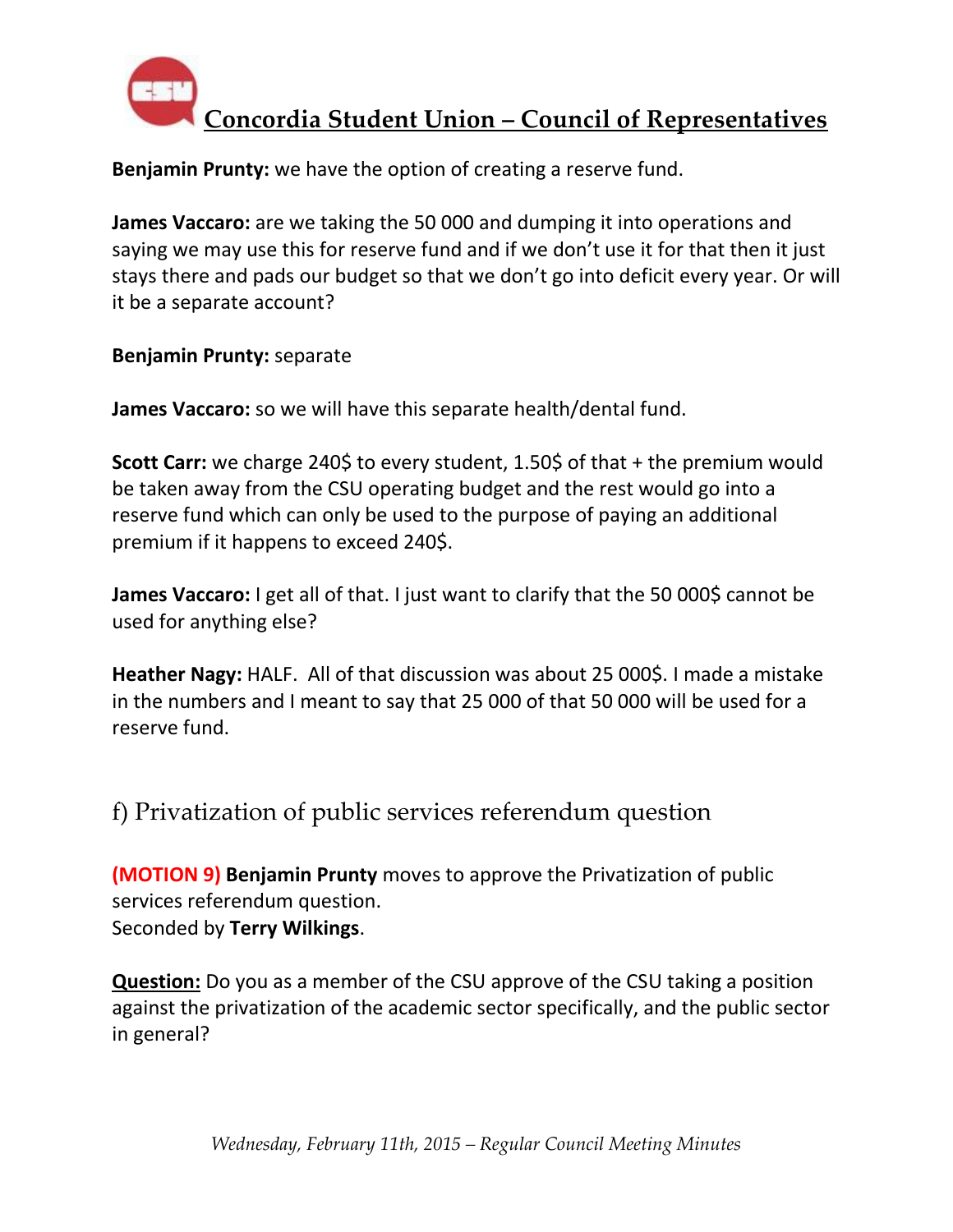**Benjamin Prunty:** we have the option of creating a reserve fund.

**James Vaccaro:** are we taking the 50 000 and dumping it into operations and saying we may use this for reserve fund and if we don't use it for that then it just stays there and pads our budget so that we don't go into deficit every year. Or will it be a separate account?

**Benjamin Prunty:** separate

**James Vaccaro:** so we will have this separate health/dental fund.

**Scott Carr:** we charge 240$ to every student, 1.50$ of that + the premium would be taken away from the CSU operating budget and the rest would go into a reserve fund which can only be used to the purpose of paying an additional premium if it happens to exceed 240$.

**James Vaccaro:** I get all of that. I just want to clarify that the 50 000$ cannot be used for anything else?

**Heather Nagy:** HALF. All of that discussion was about 25 000$. I made a mistake in the numbers and I meant to say that 25 000 of that 50 000 will be used for a reserve fund.

## f) Privatization of public services referendum question

**(MOTION 9) Benjamin Prunty** moves to approve the Privatization of public services referendum question.
Seconded by **Terry Wilkings**.

**Question:** Do you as a member of the CSU approve of the CSU taking a position against the privatization of the academic sector specifically, and the public sector in general?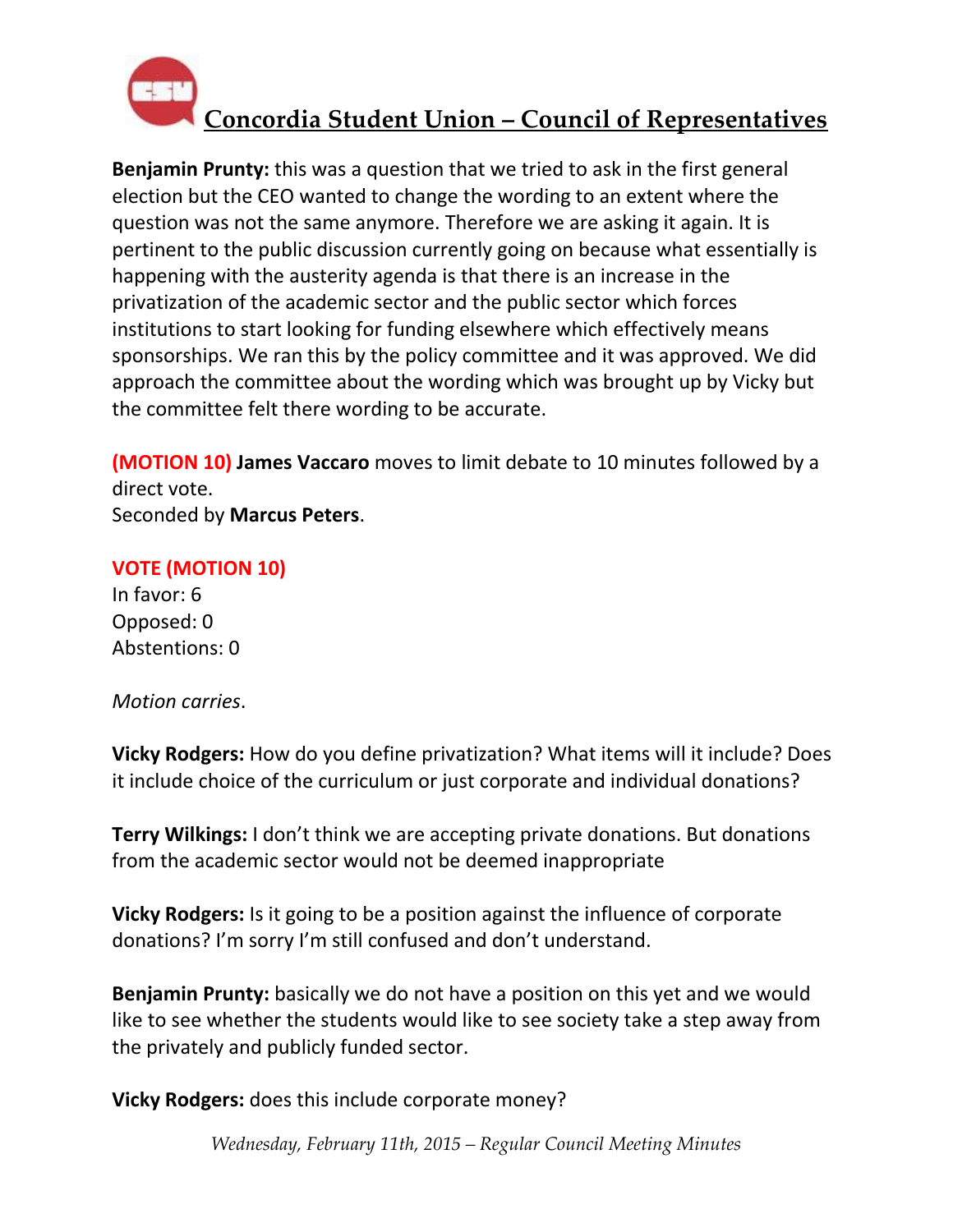**Benjamin Prunty:** this was a question that we tried to ask in the first general election but the CEO wanted to change the wording to an extent where the question was not the same anymore. Therefore we are asking it again. It is pertinent to the public discussion currently going on because what essentially is happening with the austerity agenda is that there is an increase in the privatization of the academic sector and the public sector which forces institutions to start looking for funding elsewhere which effectively means sponsorships. We ran this by the policy committee and it was approved. We did approach the committee about the wording which was brought up by Vicky but the committee felt there wording to be accurate.

**(MOTION 10) James Vaccaro** moves to limit debate to 10 minutes followed by a direct vote.
Seconded by **Marcus Peters**.

**VOTE (MOTION 10)**
In favor: 6
Opposed: 0
Abstentions: 0

*Motion carries*.

**Vicky Rodgers:** How do you define privatization? What items will it include? Does it include choice of the curriculum or just corporate and individual donations?

**Terry Wilkings:** I don't think we are accepting private donations. But donations from the academic sector would not be deemed inappropriate

**Vicky Rodgers:** Is it going to be a position against the influence of corporate donations? I'm sorry I'm still confused and don't understand.

**Benjamin Prunty:** basically we do not have a position on this yet and we would like to see whether the students would like to see society take a step away from the privately and publicly funded sector.

**Vicky Rodgers:** does this include corporate money?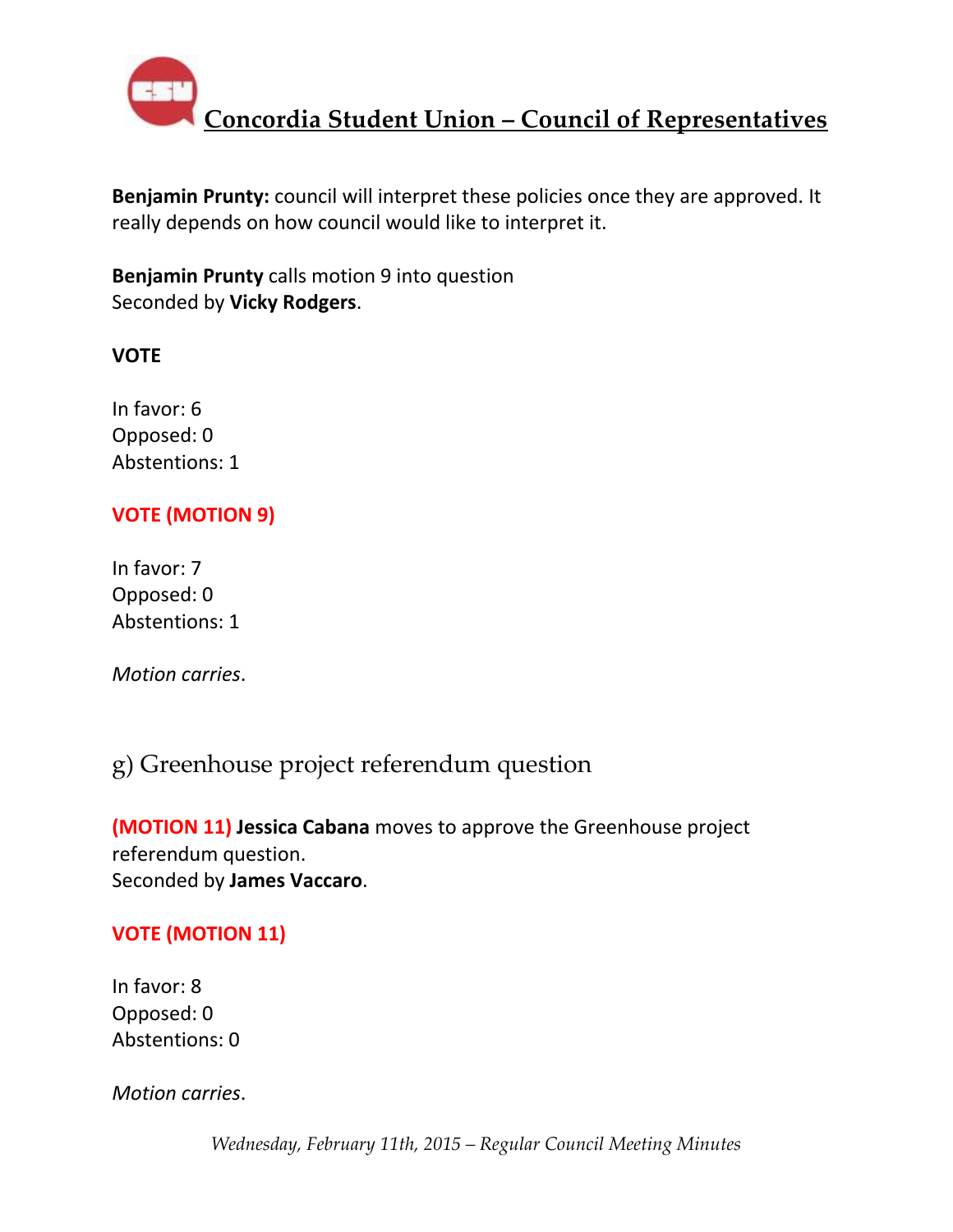**Benjamin Prunty:** council will interpret these policies once they are approved. It really depends on how council would like to interpret it.

**Benjamin Prunty** calls motion 9 into question
Seconded by **Vicky Rodgers**.

**VOTE**

In favor: 6
Opposed: 0
Abstentions: 1

**VOTE (MOTION 9)**

In favor: 7
Opposed: 0
Abstentions: 1

*Motion carries*.

## g) Greenhouse project referendum question

**(MOTION 11) Jessica Cabana** moves to approve the Greenhouse project referendum question.
Seconded by **James Vaccaro**.

**VOTE (MOTION 11)**

In favor: 8
Opposed: 0
Abstentions: 0

*Motion carries*.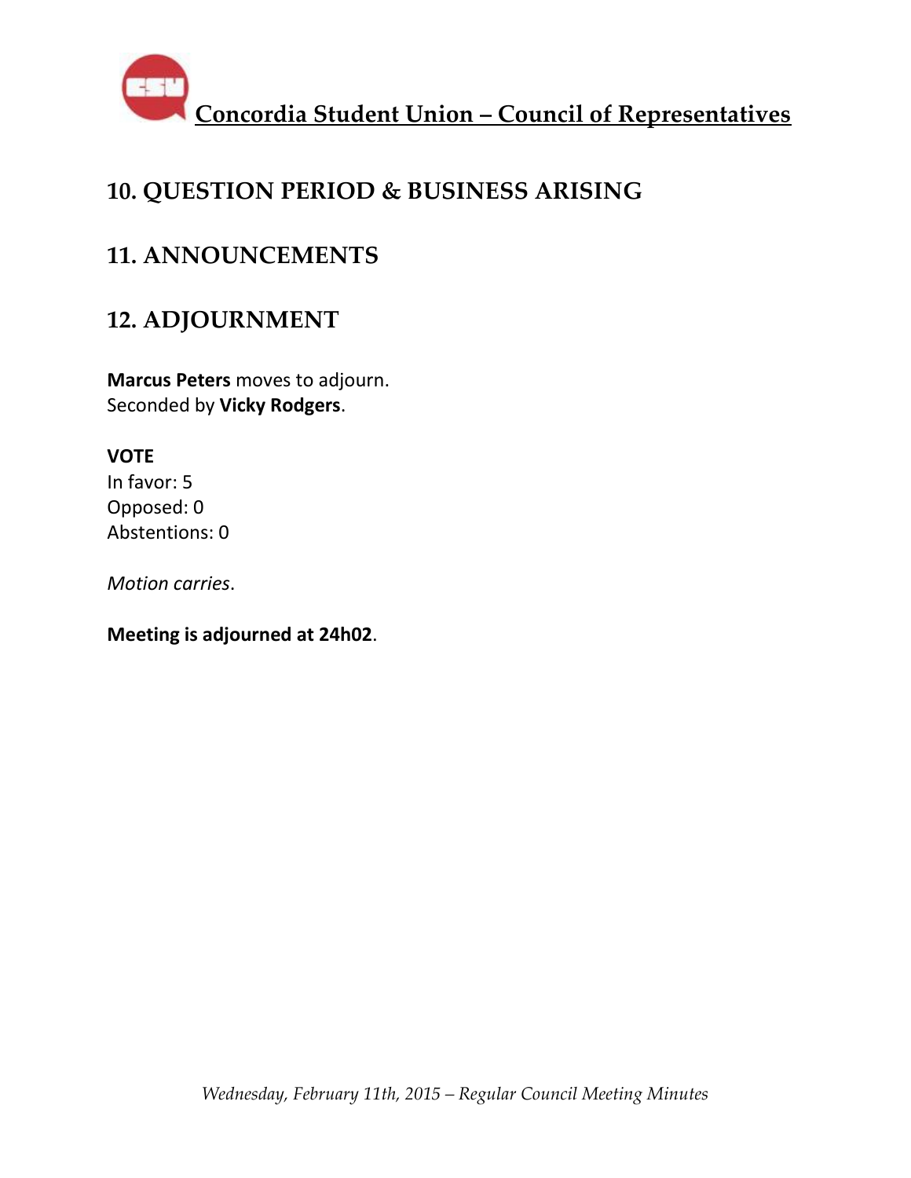## 10. QUESTION PERIOD & BUSINESS ARISING

## 11. ANNOUNCEMENTS

## 12. ADJOURNMENT

**Marcus Peters** moves to adjourn.
Seconded by **Vicky Rodgers**.

**VOTE**
In favor: 5
Opposed: 0
Abstentions: 0

*Motion carries*.

**Meeting is adjourned at 24h02**.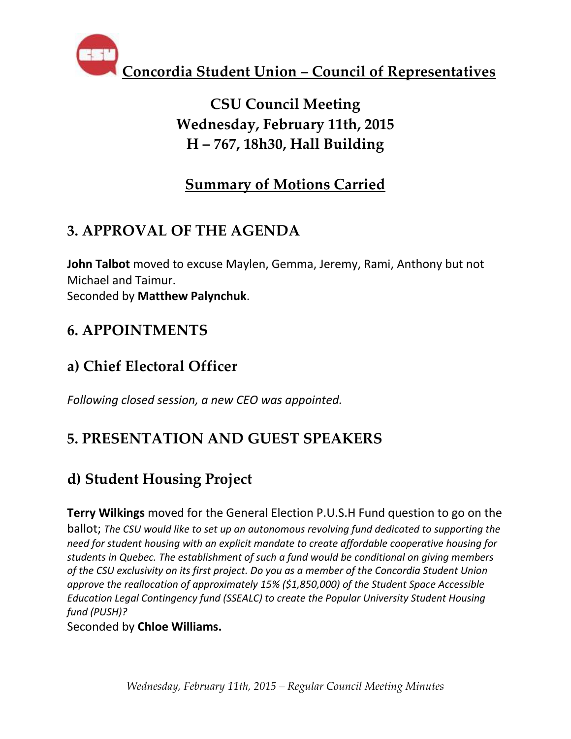# Concordia Student Union – Council of Representatives

## CSU Council Meeting
## Wednesday, February 11th, 2015
## H – 767, 18h30, Hall Building

## Summary of Motions Carried

## 3. APPROVAL OF THE AGENDA

**John Talbot** moved to excuse Maylen, Gemma, Jeremy, Rami, Anthony but not Michael and Taimur.
Seconded by **Matthew Palynchuk**.

## 6. APPOINTMENTS

### a) Chief Electoral Officer

*Following closed session, a new CEO was appointed.*

## 5. PRESENTATION AND GUEST SPEAKERS

### d) Student Housing Project

**Terry Wilkings** moved for the General Election P.U.S.H Fund question to go on the ballot; *The CSU would like to set up an autonomous revolving fund dedicated to supporting the need for student housing with an explicit mandate to create affordable cooperative housing for students in Quebec. The establishment of such a fund would be conditional on giving members of the CSU exclusivity on its first project. Do you as a member of the Concordia Student Union approve the reallocation of approximately 15% ($1,850,000) of the Student Space Accessible Education Legal Contingency fund (SSEALC) to create the Popular University Student Housing fund (PUSH)?*
Seconded by **Chloe Williams.**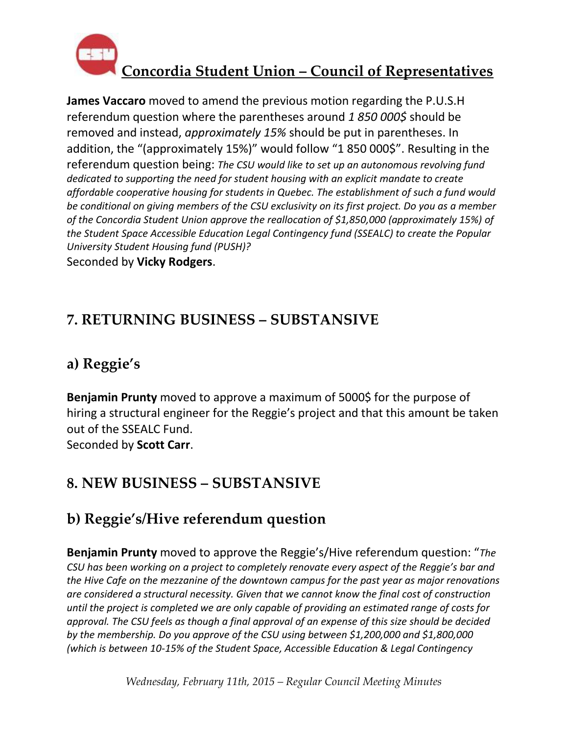**James Vaccaro** moved to amend the previous motion regarding the P.U.S.H referendum question where the parentheses around *1 850 000$* should be removed and instead, *approximately 15%* should be put in parentheses. In addition, the "(approximately 15%)" would follow "1 850 000$". Resulting in the referendum question being: *The CSU would like to set up an autonomous revolving fund dedicated to supporting the need for student housing with an explicit mandate to create affordable cooperative housing for students in Quebec. The establishment of such a fund would be conditional on giving members of the CSU exclusivity on its first project. Do you as a member of the Concordia Student Union approve the reallocation of $1,850,000 (approximately 15%) of the Student Space Accessible Education Legal Contingency fund (SSEALC) to create the Popular University Student Housing fund (PUSH)?*
Seconded by **Vicky Rodgers**.

## 7. RETURNING BUSINESS – SUBSTANSIVE

## a) Reggie's

**Benjamin Prunty** moved to approve a maximum of 5000$ for the purpose of hiring a structural engineer for the Reggie's project and that this amount be taken out of the SSEALC Fund.
Seconded by **Scott Carr**.

## 8. NEW BUSINESS – SUBSTANSIVE

## b) Reggie's/Hive referendum question

**Benjamin Prunty** moved to approve the Reggie's/Hive referendum question: "*The CSU has been working on a project to completely renovate every aspect of the Reggie's bar and the Hive Cafe on the mezzanine of the downtown campus for the past year as major renovations are considered a structural necessity. Given that we cannot know the final cost of construction until the project is completed we are only capable of providing an estimated range of costs for approval. The CSU feels as though a final approval of an expense of this size should be decided by the membership. Do you approve of the CSU using between $1,200,000 and $1,800,000 (which is between 10-15% of the Student Space, Accessible Education & Legal Contingency*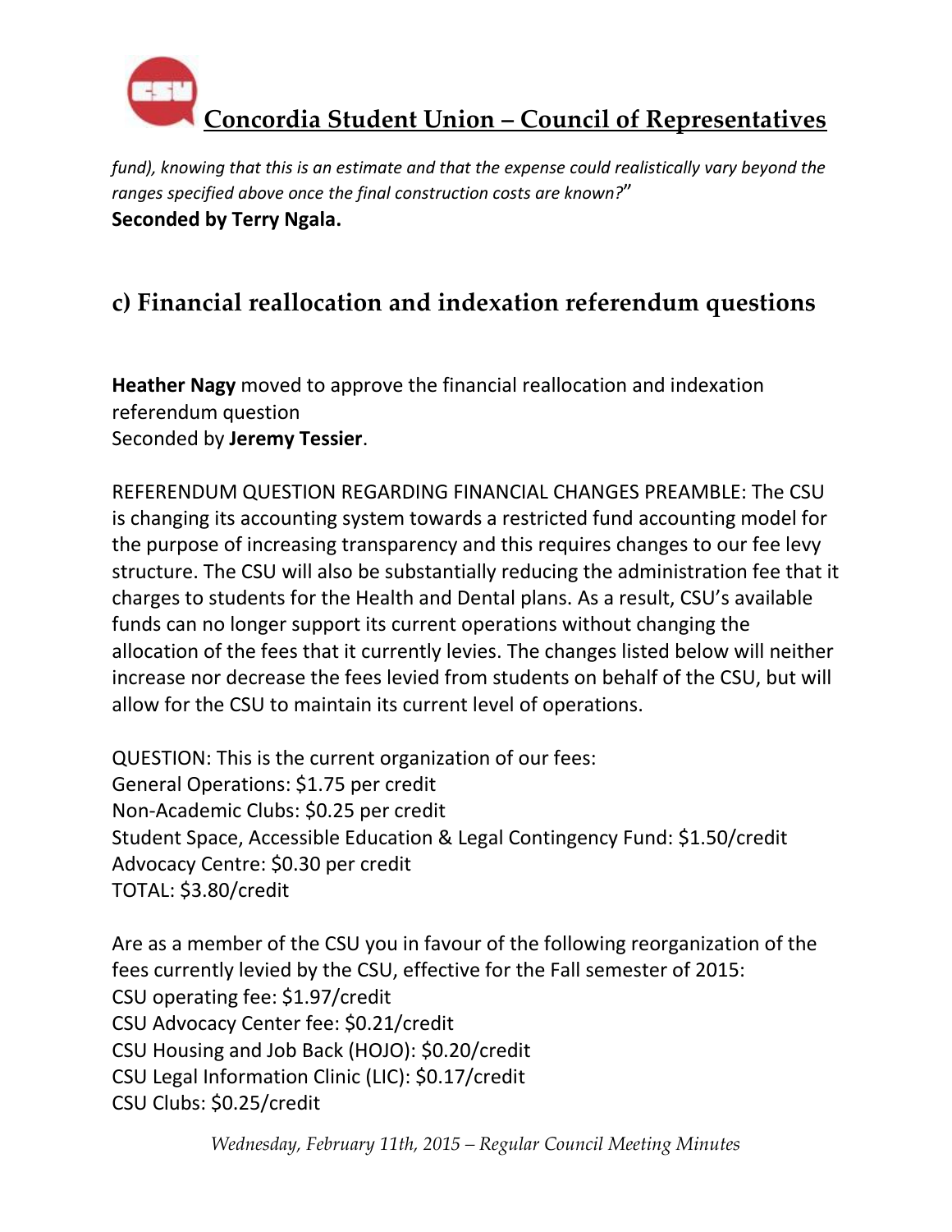*fund), knowing that this is an estimate and that the expense could realistically vary beyond the ranges specified above once the final construction costs are known?*"
**Seconded by Terry Ngala.**

## c) Financial reallocation and indexation referendum questions

**Heather Nagy** moved to approve the financial reallocation and indexation referendum question
Seconded by **Jeremy Tessier**.

REFERENDUM QUESTION REGARDING FINANCIAL CHANGES PREAMBLE: The CSU is changing its accounting system towards a restricted fund accounting model for the purpose of increasing transparency and this requires changes to our fee levy structure. The CSU will also be substantially reducing the administration fee that it charges to students for the Health and Dental plans. As a result, CSU's available funds can no longer support its current operations without changing the allocation of the fees that it currently levies. The changes listed below will neither increase nor decrease the fees levied from students on behalf of the CSU, but will allow for the CSU to maintain its current level of operations.

QUESTION: This is the current organization of our fees:
General Operations: $1.75 per credit
Non-Academic Clubs: $0.25 per credit
Student Space, Accessible Education & Legal Contingency Fund: $1.50/credit
Advocacy Centre: $0.30 per credit
TOTAL: $3.80/credit

Are as a member of the CSU you in favour of the following reorganization of the fees currently levied by the CSU, effective for the Fall semester of 2015:
CSU operating fee: $1.97/credit
CSU Advocacy Center fee: $0.21/credit
CSU Housing and Job Back (HOJO): $0.20/credit
CSU Legal Information Clinic (LIC): $0.17/credit
CSU Clubs: $0.25/credit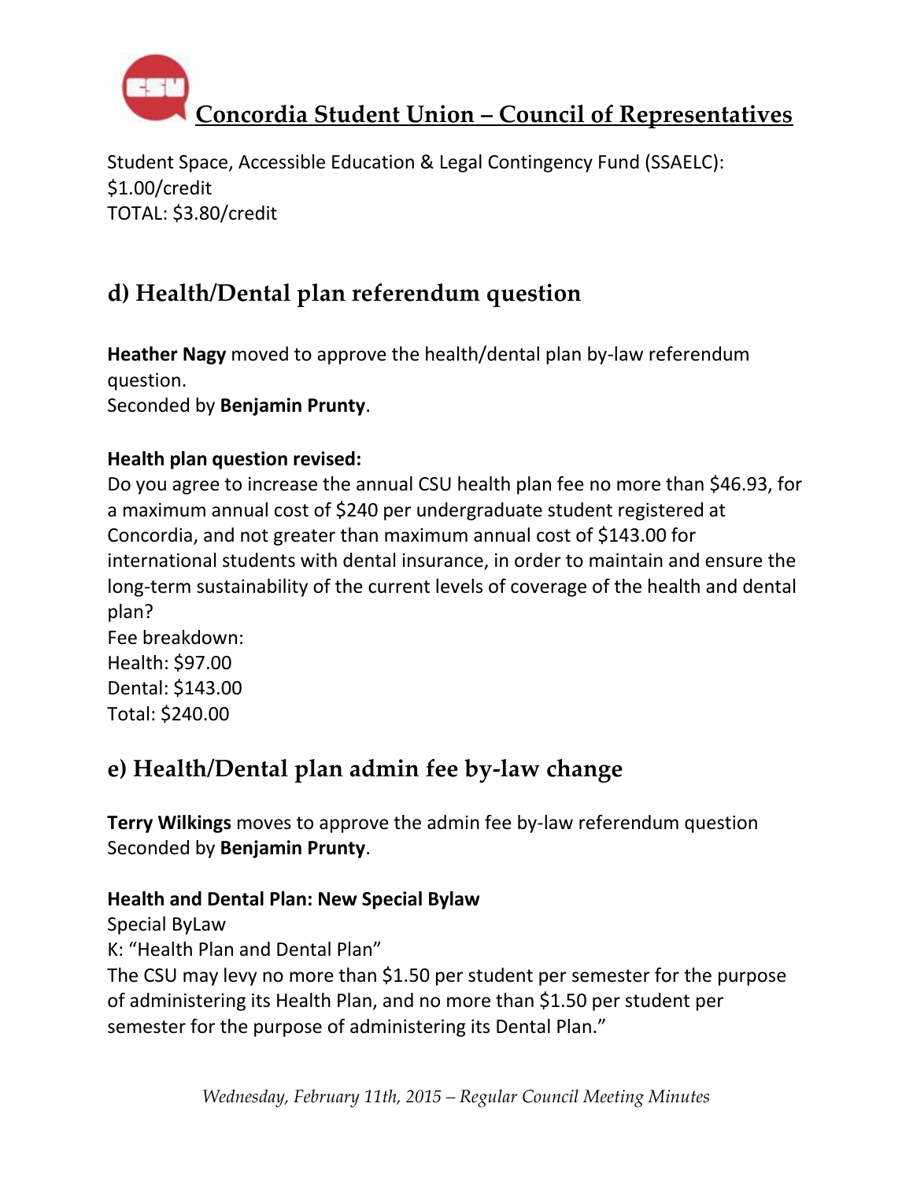Student Space, Accessible Education & Legal Contingency Fund (SSAELC): $1.00/credit
TOTAL: $3.80/credit

## d) Health/Dental plan referendum question

**Heather Nagy** moved to approve the health/dental plan by-law referendum question.
Seconded by **Benjamin Prunty**.

**Health plan question revised:**
Do you agree to increase the annual CSU health plan fee no more than $46.93, for a maximum annual cost of $240 per undergraduate student registered at Concordia, and not greater than maximum annual cost of $143.00 for international students with dental insurance, in order to maintain and ensure the long-term sustainability of the current levels of coverage of the health and dental plan?
Fee breakdown:
Health: $97.00
Dental: $143.00
Total: $240.00

## e) Health/Dental plan admin fee by-law change

**Terry Wilkings** moves to approve the admin fee by-law referendum question
Seconded by **Benjamin Prunty**.

**Health and Dental Plan: New Special Bylaw**
Special ByLaw
K: "Health Plan and Dental Plan"
The CSU may levy no more than $1.50 per student per semester for the purpose of administering its Health Plan, and no more than $1.50 per student per semester for the purpose of administering its Dental Plan."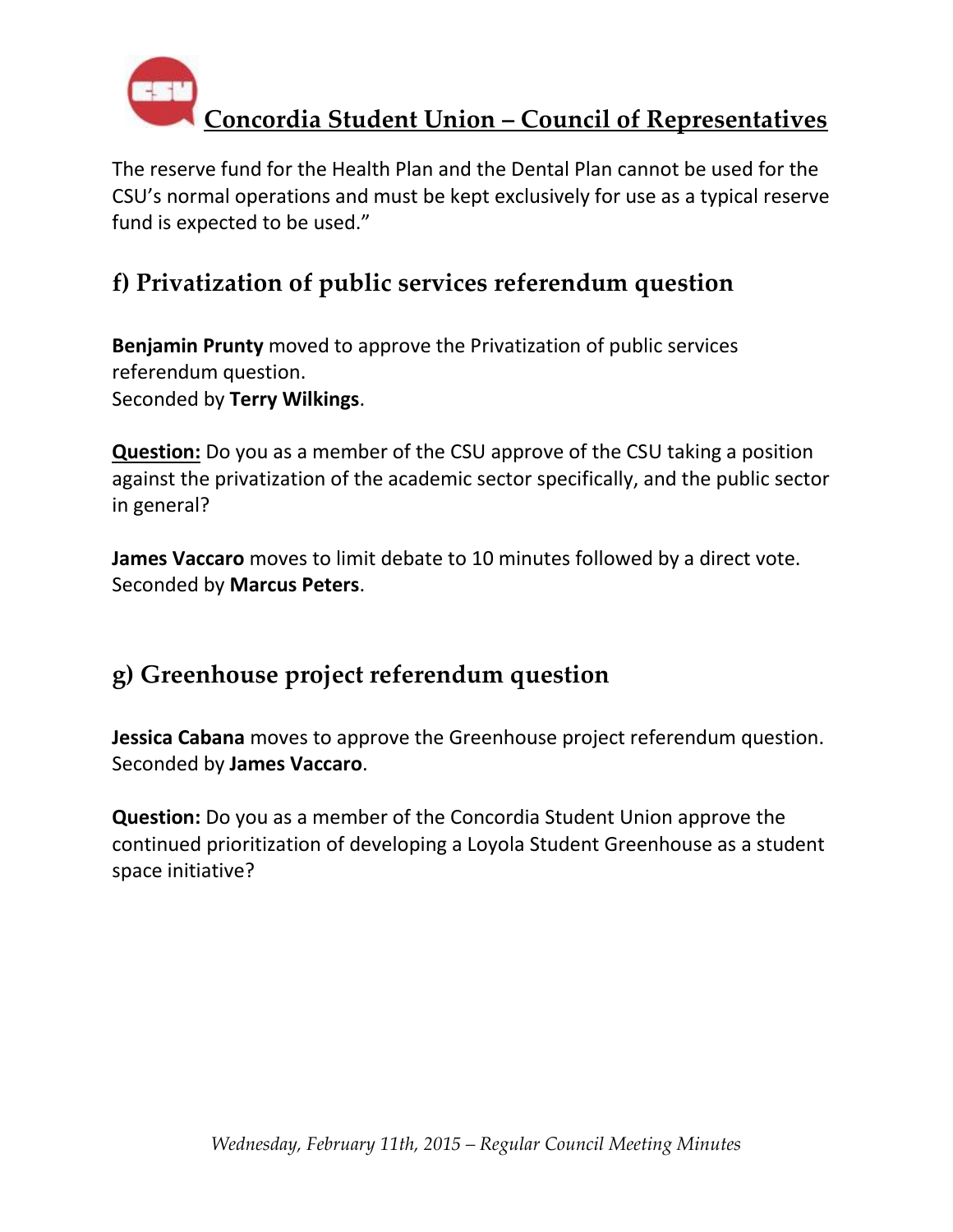The reserve fund for the Health Plan and the Dental Plan cannot be used for the CSU's normal operations and must be kept exclusively for use as a typical reserve fund is expected to be used."

## f) Privatization of public services referendum question

**Benjamin Prunty** moved to approve the Privatization of public services referendum question.
Seconded by **Terry Wilkings**.

**Question:** Do you as a member of the CSU approve of the CSU taking a position against the privatization of the academic sector specifically, and the public sector in general?

**James Vaccaro** moves to limit debate to 10 minutes followed by a direct vote.
Seconded by **Marcus Peters**.

## g) Greenhouse project referendum question

**Jessica Cabana** moves to approve the Greenhouse project referendum question.
Seconded by **James Vaccaro**.

**Question:** Do you as a member of the Concordia Student Union approve the continued prioritization of developing a Loyola Student Greenhouse as a student space initiative?